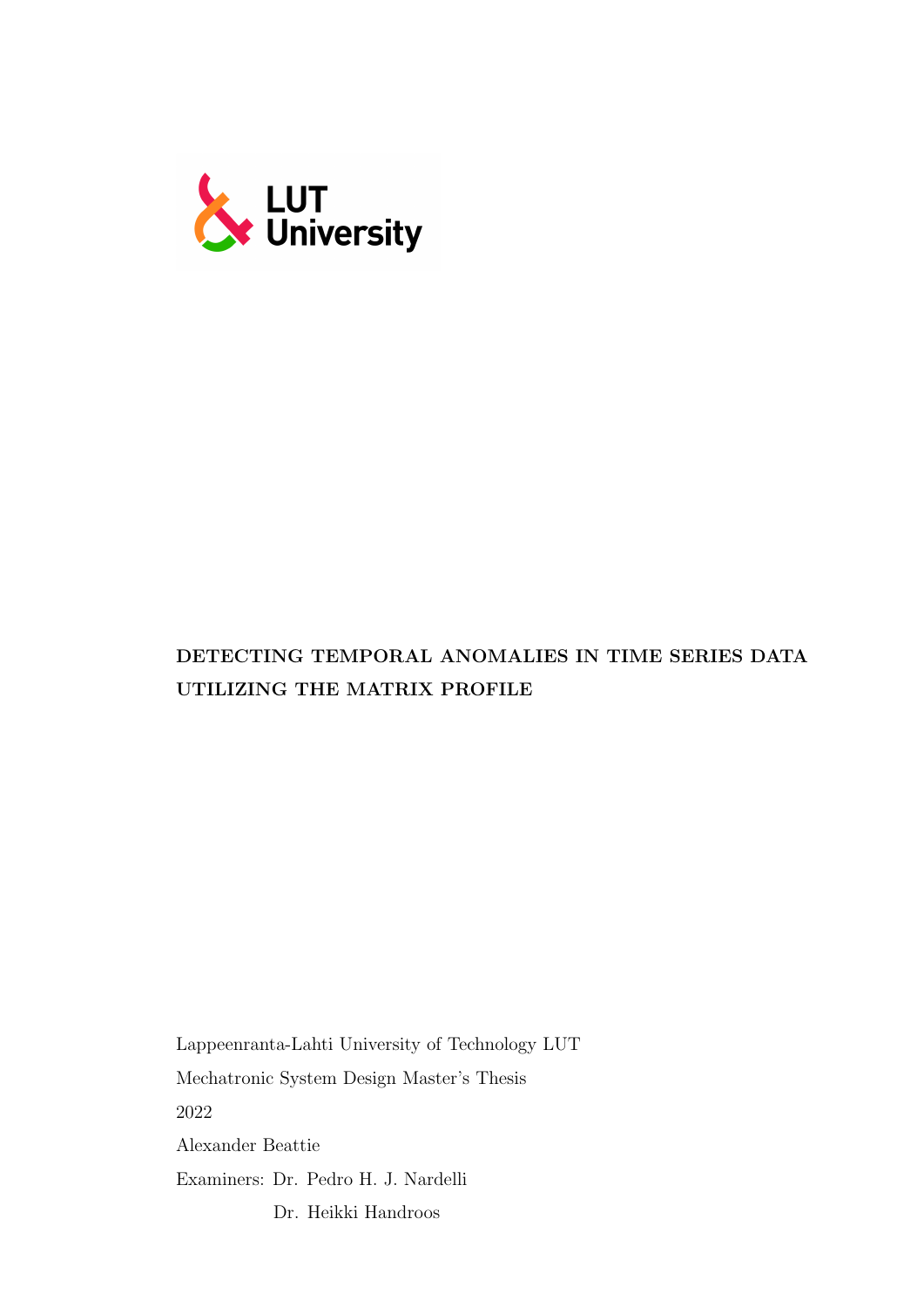LUT University

**DETECTING TEMPORAL ANOMALIES IN TIME SERIES DATA UTILIZING THE MATRIX PROFILE**

Lappeenranta-Lahti University of Technology LUT

Mechatronic System Design Master's Thesis

2022

Alexander Beattie

Examiners: Dr. Pedro H. J. Nardelli

Dr. Heikki Handroos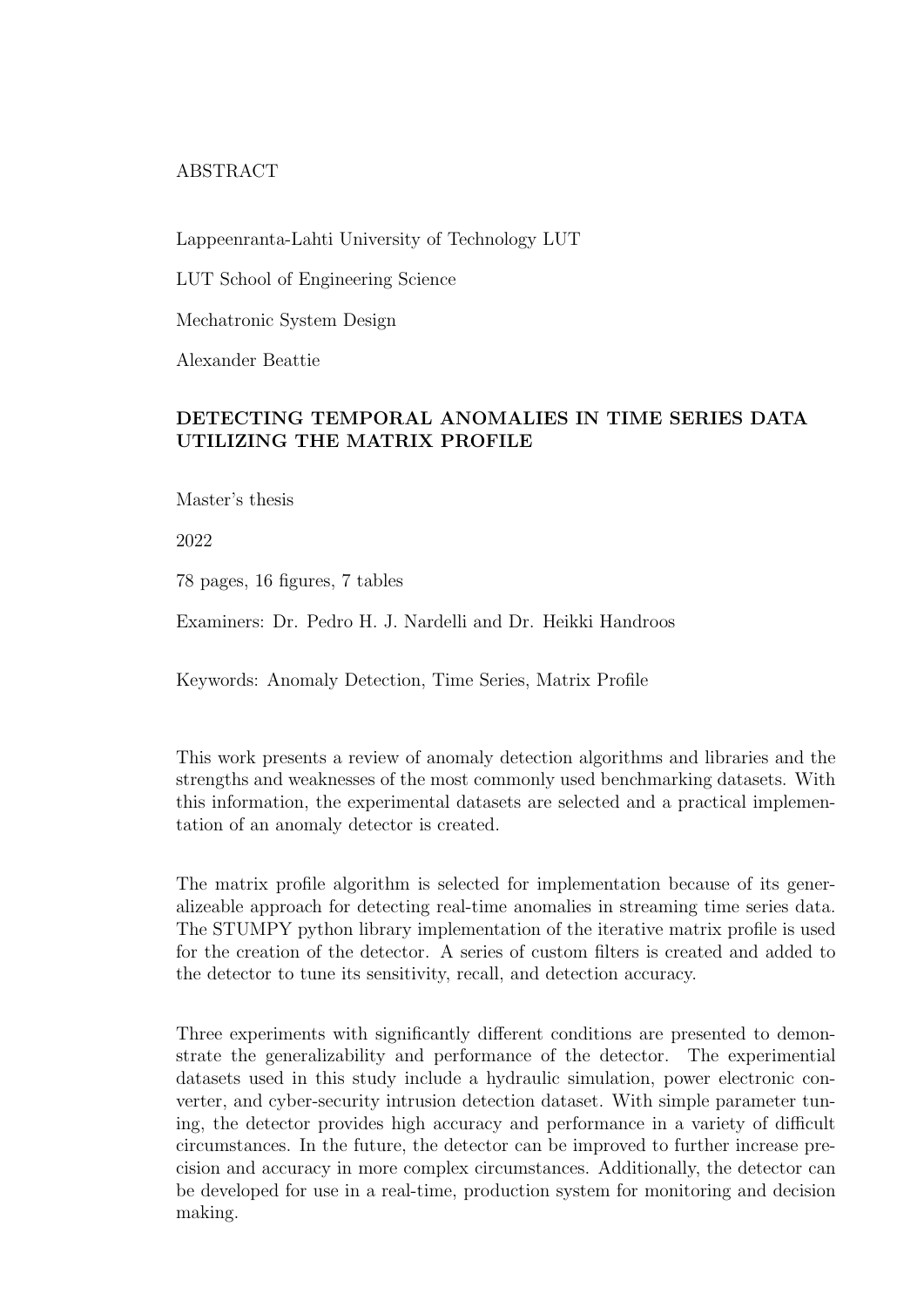ABSTRACT

Lappeenranta-Lahti University of Technology LUT

LUT School of Engineering Science

Mechatronic System Design

Alexander Beattie

**DETECTING TEMPORAL ANOMALIES IN TIME SERIES DATA UTILIZING THE MATRIX PROFILE**

Master's thesis

2022

78 pages, 16 figures, 7 tables

Examiners: Dr. Pedro H. J. Nardelli and Dr. Heikki Handroos

Keywords: Anomaly Detection, Time Series, Matrix Profile

This work presents a review of anomaly detection algorithms and libraries and the strengths and weaknesses of the most commonly used benchmarking datasets. With this information, the experimental datasets are selected and a practical implementation of an anomaly detector is created.

The matrix profile algorithm is selected for implementation because of its generalizeable approach for detecting real-time anomalies in streaming time series data. The STUMPY python library implementation of the iterative matrix profile is used for the creation of the detector. A series of custom filters is created and added to the detector to tune its sensitivity, recall, and detection accuracy.

Three experiments with significantly different conditions are presented to demonstrate the generalizability and performance of the detector. The experimential datasets used in this study include a hydraulic simulation, power electronic converter, and cyber-security intrusion detection dataset. With simple parameter tuning, the detector provides high accuracy and performance in a variety of difficult circumstances. In the future, the detector can be improved to further increase precision and accuracy in more complex circumstances. Additionally, the detector can be developed for use in a real-time, production system for monitoring and decision making.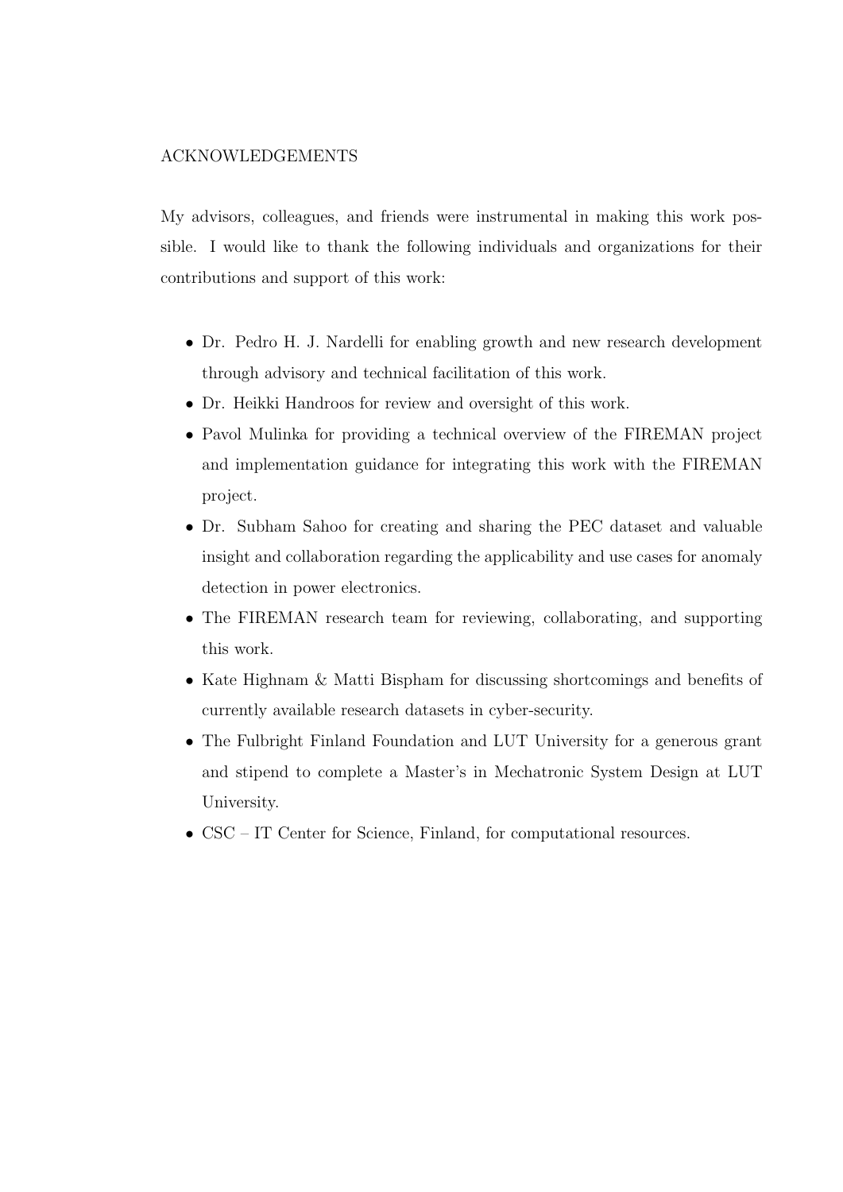# ACKNOWLEDGEMENTS

My advisors, colleagues, and friends were instrumental in making this work possible. I would like to thank the following individuals and organizations for their contributions and support of this work:

- Dr. Pedro H. J. Nardelli for enabling growth and new research development through advisory and technical facilitation of this work.
- Dr. Heikki Handroos for review and oversight of this work.
- Pavol Mulinka for providing a technical overview of the FIREMAN project and implementation guidance for integrating this work with the FIREMAN project.
- Dr. Subham Sahoo for creating and sharing the PEC dataset and valuable insight and collaboration regarding the applicability and use cases for anomaly detection in power electronics.
- The FIREMAN research team for reviewing, collaborating, and supporting this work.
- Kate Highnam & Matti Bispham for discussing shortcomings and benefits of currently available research datasets in cyber-security.
- The Fulbright Finland Foundation and LUT University for a generous grant and stipend to complete a Master's in Mechatronic System Design at LUT University.
- CSC – IT Center for Science, Finland, for computational resources.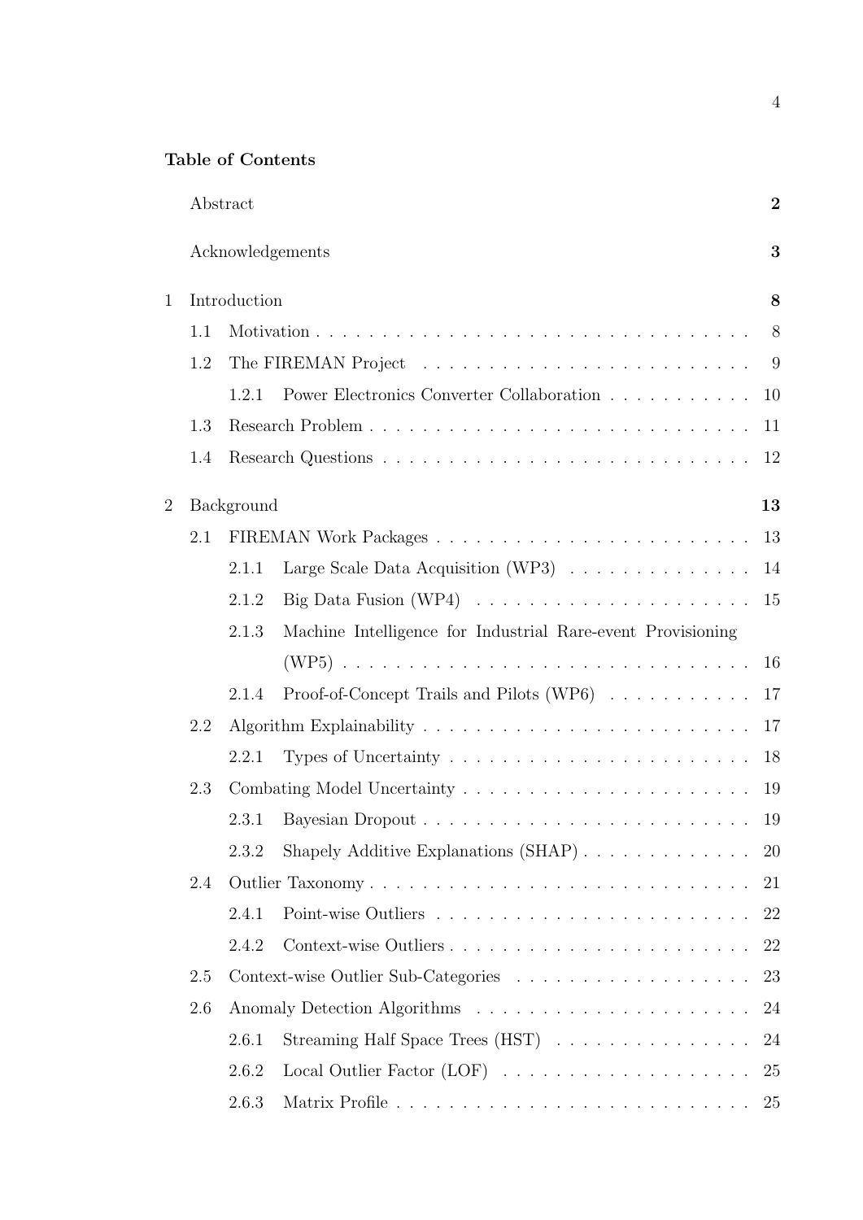**Table of Contents**

| | | |
|---|---|---|
| Abstract | | **2** |
| Acknowledgements | | **3** |
| 1 | Introduction | **8** |
| 1.1 | Motivation | 8 |
| 1.2 | The FIREMAN Project | 9 |
| 1.2.1 | Power Electronics Converter Collaboration | 10 |
| 1.3 | Research Problem | 11 |
| 1.4 | Research Questions | 12 |
| 2 | Background | **13** |
| 2.1 | FIREMAN Work Packages | 13 |
| 2.1.1 | Large Scale Data Acquisition (WP3) | 14 |
| 2.1.2 | Big Data Fusion (WP4) | 15 |
| 2.1.3 | Machine Intelligence for Industrial Rare-event Provisioning (WP5) | 16 |
| 2.1.4 | Proof-of-Concept Trails and Pilots (WP6) | 17 |
| 2.2 | Algorithm Explainability | 17 |
| 2.2.1 | Types of Uncertainty | 18 |
| 2.3 | Combating Model Uncertainty | 19 |
| 2.3.1 | Bayesian Dropout | 19 |
| 2.3.2 | Shapely Additive Explanations (SHAP) | 20 |
| 2.4 | Outlier Taxonomy | 21 |
| 2.4.1 | Point-wise Outliers | 22 |
| 2.4.2 | Context-wise Outliers | 22 |
| 2.5 | Context-wise Outlier Sub-Categories | 23 |
| 2.6 | Anomaly Detection Algorithms | 24 |
| 2.6.1 | Streaming Half Space Trees (HST) | 24 |
| 2.6.2 | Local Outlier Factor (LOF) | 25 |
| 2.6.3 | Matrix Profile | 25 |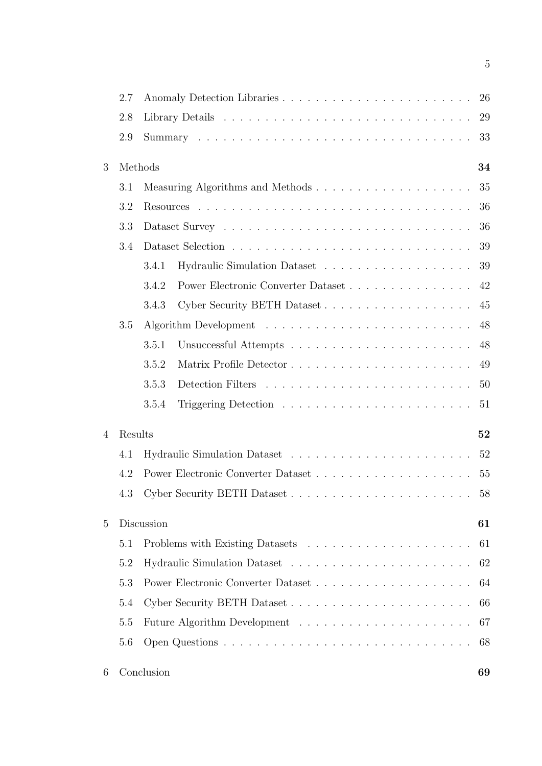2.7 Anomaly Detection Libraries . . . . . . . . . . . . . . . . . . . . . . . 26

2.8 Library Details . . . . . . . . . . . . . . . . . . . . . . . . . . . . . . 29

2.9 Summary . . . . . . . . . . . . . . . . . . . . . . . . . . . . . . . . . 33

**3 Methods** **34**

3.1 Measuring Algorithms and Methods . . . . . . . . . . . . . . . . . . 35

3.2 Resources . . . . . . . . . . . . . . . . . . . . . . . . . . . . . . . . 36

3.3 Dataset Survey . . . . . . . . . . . . . . . . . . . . . . . . . . . . . 36

3.4 Dataset Selection . . . . . . . . . . . . . . . . . . . . . . . . . . . . 39

3.4.1 Hydraulic Simulation Dataset . . . . . . . . . . . . . . . . . . 39

3.4.2 Power Electronic Converter Dataset . . . . . . . . . . . . . . . 42

3.4.3 Cyber Security BETH Dataset . . . . . . . . . . . . . . . . . . 45

3.5 Algorithm Development . . . . . . . . . . . . . . . . . . . . . . . . 48

3.5.1 Unsuccessful Attempts . . . . . . . . . . . . . . . . . . . . . . 48

3.5.2 Matrix Profile Detector . . . . . . . . . . . . . . . . . . . . . . 49

3.5.3 Detection Filters . . . . . . . . . . . . . . . . . . . . . . . . . 50

3.5.4 Triggering Detection . . . . . . . . . . . . . . . . . . . . . . . 51

**4 Results** **52**

4.1 Hydraulic Simulation Dataset . . . . . . . . . . . . . . . . . . . . . 52

4.2 Power Electronic Converter Dataset . . . . . . . . . . . . . . . . . . 55

4.3 Cyber Security BETH Dataset . . . . . . . . . . . . . . . . . . . . . 58

**5 Discussion** **61**

5.1 Problems with Existing Datasets . . . . . . . . . . . . . . . . . . . 61

5.2 Hydraulic Simulation Dataset . . . . . . . . . . . . . . . . . . . . . 62

5.3 Power Electronic Converter Dataset . . . . . . . . . . . . . . . . . . 64

5.4 Cyber Security BETH Dataset . . . . . . . . . . . . . . . . . . . . . 66

5.5 Future Algorithm Development . . . . . . . . . . . . . . . . . . . . 67

5.6 Open Questions . . . . . . . . . . . . . . . . . . . . . . . . . . . . . 68

**6 Conclusion** **69**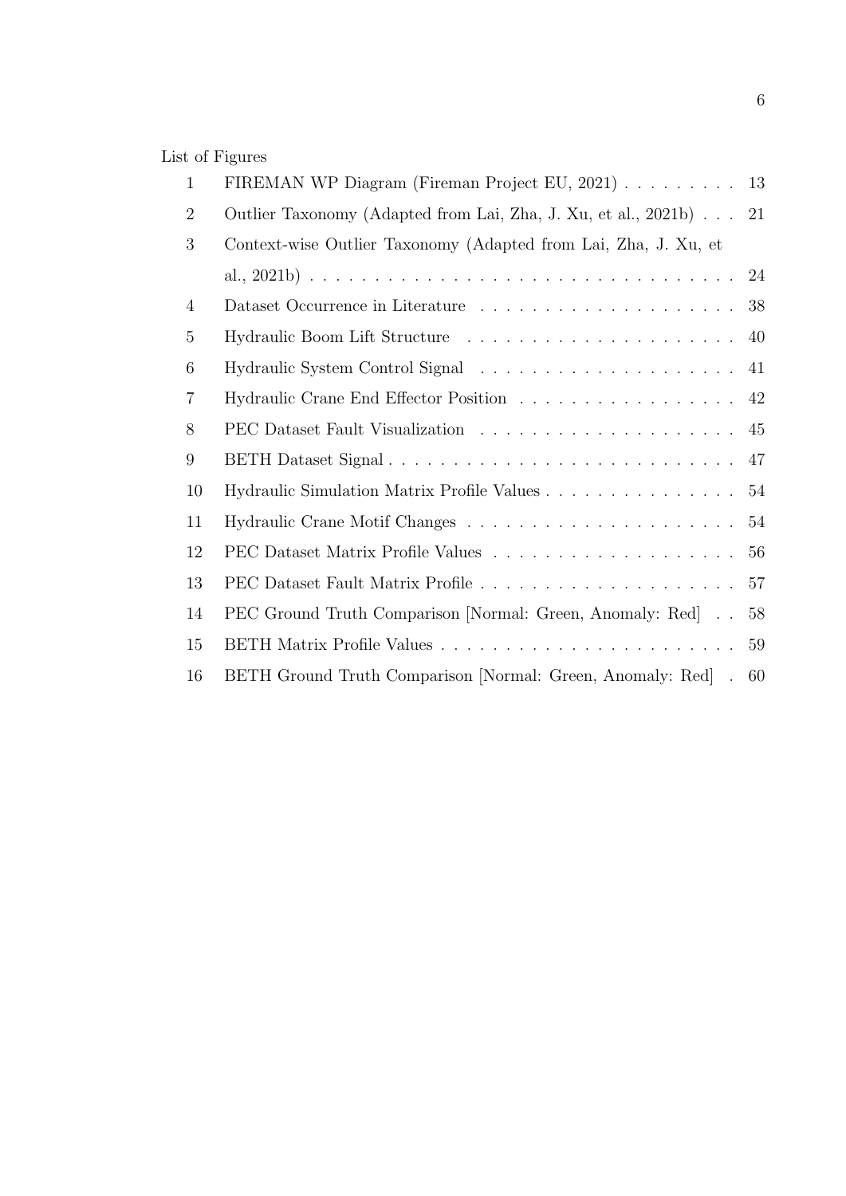List of Figures

| | | |
|---|---|---|
| 1 | FIREMAN WP Diagram (Fireman Project EU, 2021) | 13 |
| 2 | Outlier Taxonomy (Adapted from Lai, Zha, J. Xu, et al., 2021b) | 21 |
| 3 | Context-wise Outlier Taxonomy (Adapted from Lai, Zha, J. Xu, et al., 2021b) | 24 |
| 4 | Dataset Occurrence in Literature | 38 |
| 5 | Hydraulic Boom Lift Structure | 40 |
| 6 | Hydraulic System Control Signal | 41 |
| 7 | Hydraulic Crane End Effector Position | 42 |
| 8 | PEC Dataset Fault Visualization | 45 |
| 9 | BETH Dataset Signal | 47 |
| 10 | Hydraulic Simulation Matrix Profile Values | 54 |
| 11 | Hydraulic Crane Motif Changes | 54 |
| 12 | PEC Dataset Matrix Profile Values | 56 |
| 13 | PEC Dataset Fault Matrix Profile | 57 |
| 14 | PEC Ground Truth Comparison [Normal: Green, Anomaly: Red] | 58 |
| 15 | BETH Matrix Profile Values | 59 |
| 16 | BETH Ground Truth Comparison [Normal: Green, Anomaly: Red] | 60 |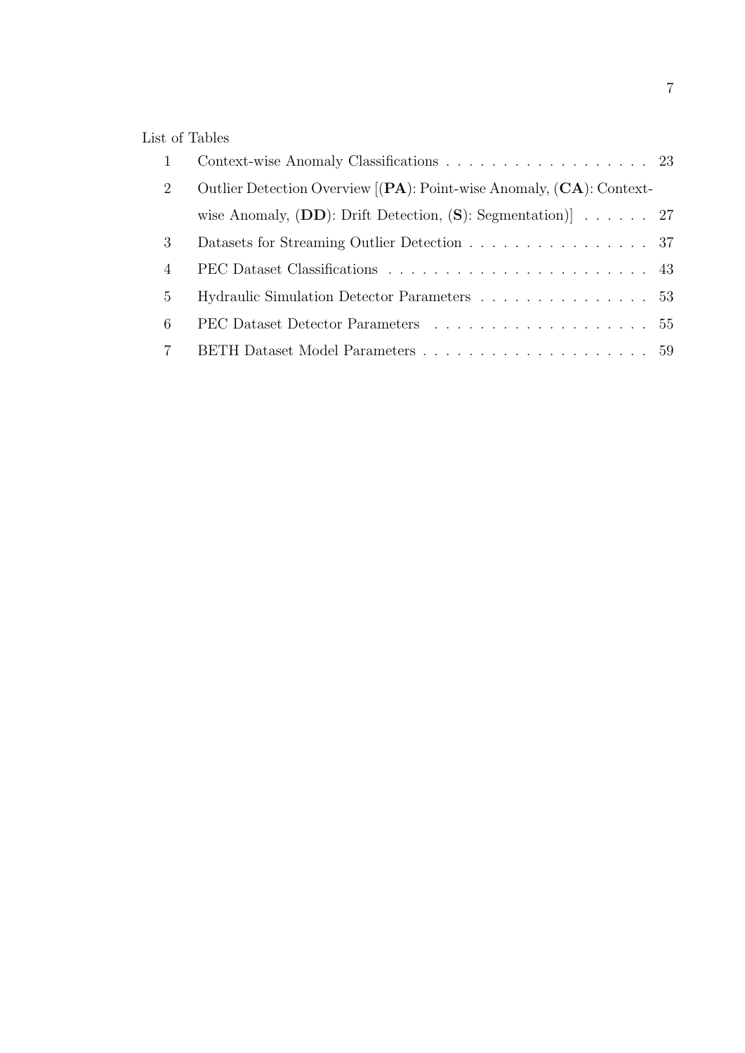List of Tables

| | | |
|---|---|---|
| 1 | Context-wise Anomaly Classifications | 23 |
| 2 | Outlier Detection Overview [(**PA**): Point-wise Anomaly, (**CA**): Context-wise Anomaly, (**DD**): Drift Detection, (**S**): Segmentation)] | 27 |
| 3 | Datasets for Streaming Outlier Detection | 37 |
| 4 | PEC Dataset Classifications | 43 |
| 5 | Hydraulic Simulation Detector Parameters | 53 |
| 6 | PEC Dataset Detector Parameters | 55 |
| 7 | BETH Dataset Model Parameters | 59 |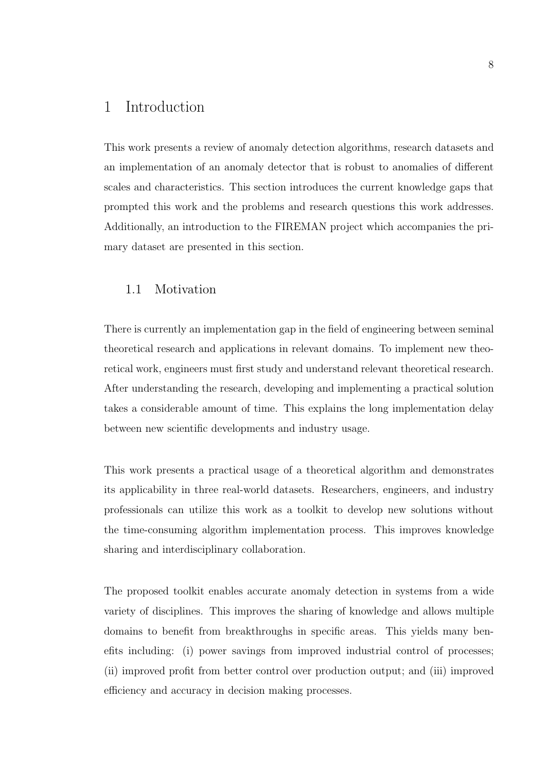# 1 Introduction

This work presents a review of anomaly detection algorithms, research datasets and an implementation of an anomaly detector that is robust to anomalies of different scales and characteristics. This section introduces the current knowledge gaps that prompted this work and the problems and research questions this work addresses. Additionally, an introduction to the FIREMAN project which accompanies the primary dataset are presented in this section.

## 1.1 Motivation

There is currently an implementation gap in the field of engineering between seminal theoretical research and applications in relevant domains. To implement new theoretical work, engineers must first study and understand relevant theoretical research. After understanding the research, developing and implementing a practical solution takes a considerable amount of time. This explains the long implementation delay between new scientific developments and industry usage.

This work presents a practical usage of a theoretical algorithm and demonstrates its applicability in three real-world datasets. Researchers, engineers, and industry professionals can utilize this work as a toolkit to develop new solutions without the time-consuming algorithm implementation process. This improves knowledge sharing and interdisciplinary collaboration.

The proposed toolkit enables accurate anomaly detection in systems from a wide variety of disciplines. This improves the sharing of knowledge and allows multiple domains to benefit from breakthroughs in specific areas. This yields many benefits including: (i) power savings from improved industrial control of processes; (ii) improved profit from better control over production output; and (iii) improved efficiency and accuracy in decision making processes.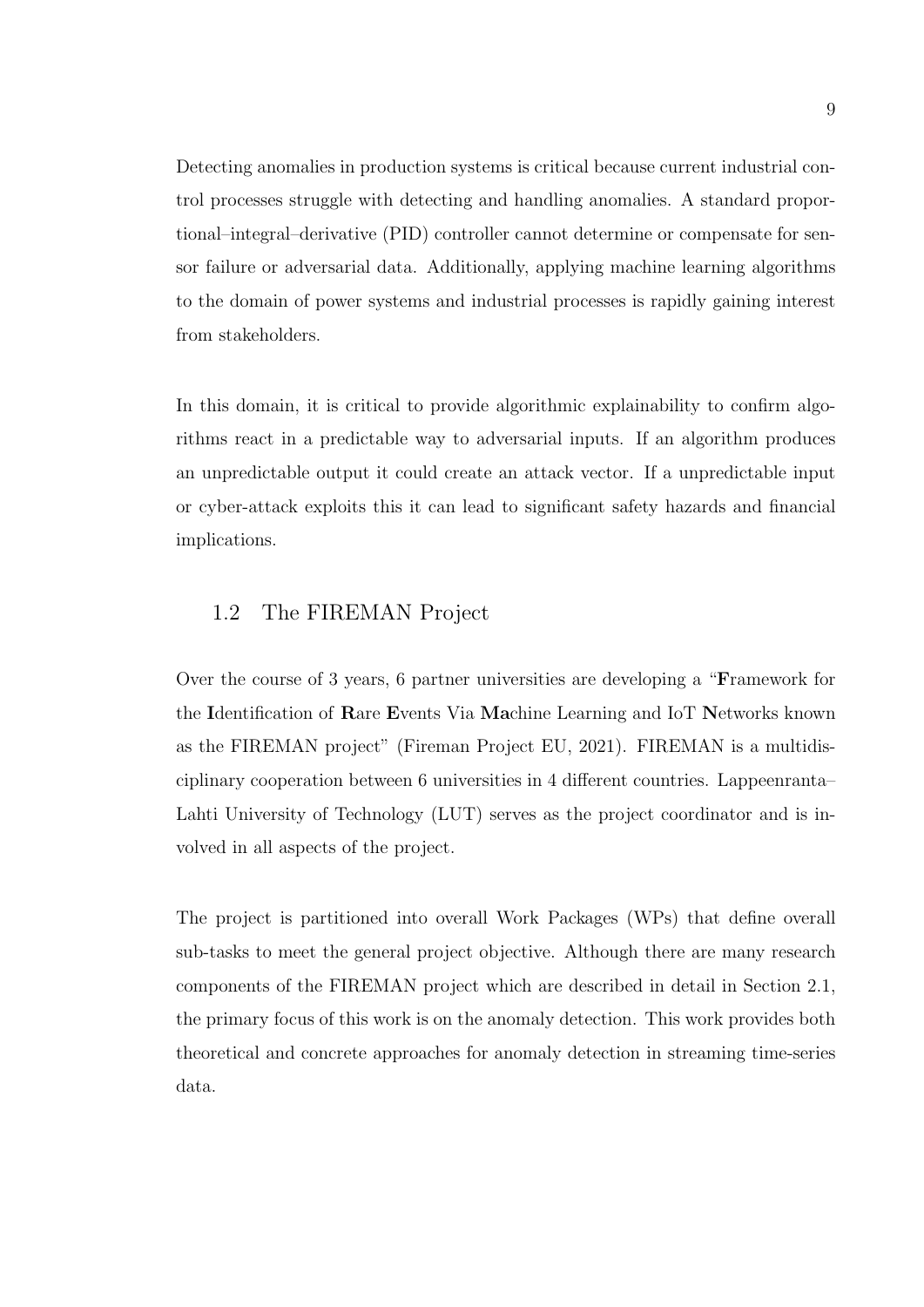Detecting anomalies in production systems is critical because current industrial control processes struggle with detecting and handling anomalies. A standard proportional–integral–derivative (PID) controller cannot determine or compensate for sensor failure or adversarial data. Additionally, applying machine learning algorithms to the domain of power systems and industrial processes is rapidly gaining interest from stakeholders.

In this domain, it is critical to provide algorithmic explainability to confirm algorithms react in a predictable way to adversarial inputs. If an algorithm produces an unpredictable output it could create an attack vector. If a unpredictable input or cyber-attack exploits this it can lead to significant safety hazards and financial implications.

## 1.2 The FIREMAN Project

Over the course of 3 years, 6 partner universities are developing a "**F**ramework for the **I**dentification of **R**are **E**vents Via **Ma**chine Learning and IoT **N**etworks known as the FIREMAN project" (Fireman Project EU, 2021). FIREMAN is a multidisciplinary cooperation between 6 universities in 4 different countries. Lappeenranta–Lahti University of Technology (LUT) serves as the project coordinator and is involved in all aspects of the project.

The project is partitioned into overall Work Packages (WPs) that define overall sub-tasks to meet the general project objective. Although there are many research components of the FIREMAN project which are described in detail in Section 2.1, the primary focus of this work is on the anomaly detection. This work provides both theoretical and concrete approaches for anomaly detection in streaming time-series data.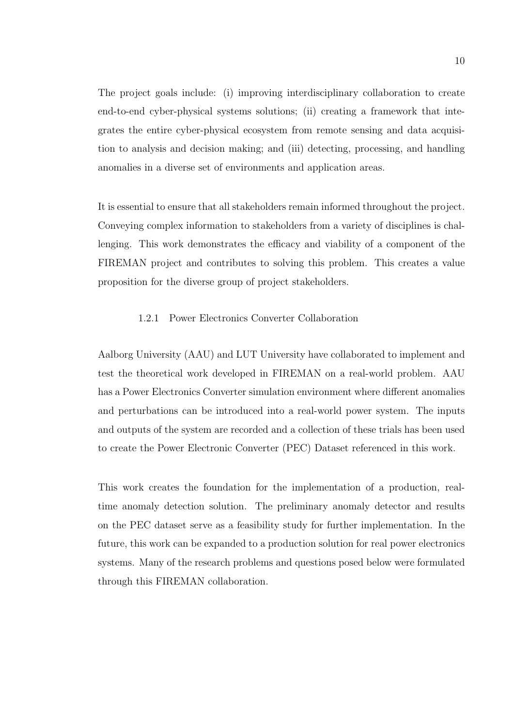The project goals include: (i) improving interdisciplinary collaboration to create end-to-end cyber-physical systems solutions; (ii) creating a framework that integrates the entire cyber-physical ecosystem from remote sensing and data acquisition to analysis and decision making; and (iii) detecting, processing, and handling anomalies in a diverse set of environments and application areas.

It is essential to ensure that all stakeholders remain informed throughout the project. Conveying complex information to stakeholders from a variety of disciplines is challenging. This work demonstrates the efficacy and viability of a component of the FIREMAN project and contributes to solving this problem. This creates a value proposition for the diverse group of project stakeholders.

### 1.2.1 Power Electronics Converter Collaboration

Aalborg University (AAU) and LUT University have collaborated to implement and test the theoretical work developed in FIREMAN on a real-world problem. AAU has a Power Electronics Converter simulation environment where different anomalies and perturbations can be introduced into a real-world power system. The inputs and outputs of the system are recorded and a collection of these trials has been used to create the Power Electronic Converter (PEC) Dataset referenced in this work.

This work creates the foundation for the implementation of a production, real-time anomaly detection solution. The preliminary anomaly detector and results on the PEC dataset serve as a feasibility study for further implementation. In the future, this work can be expanded to a production solution for real power electronics systems. Many of the research problems and questions posed below were formulated through this FIREMAN collaboration.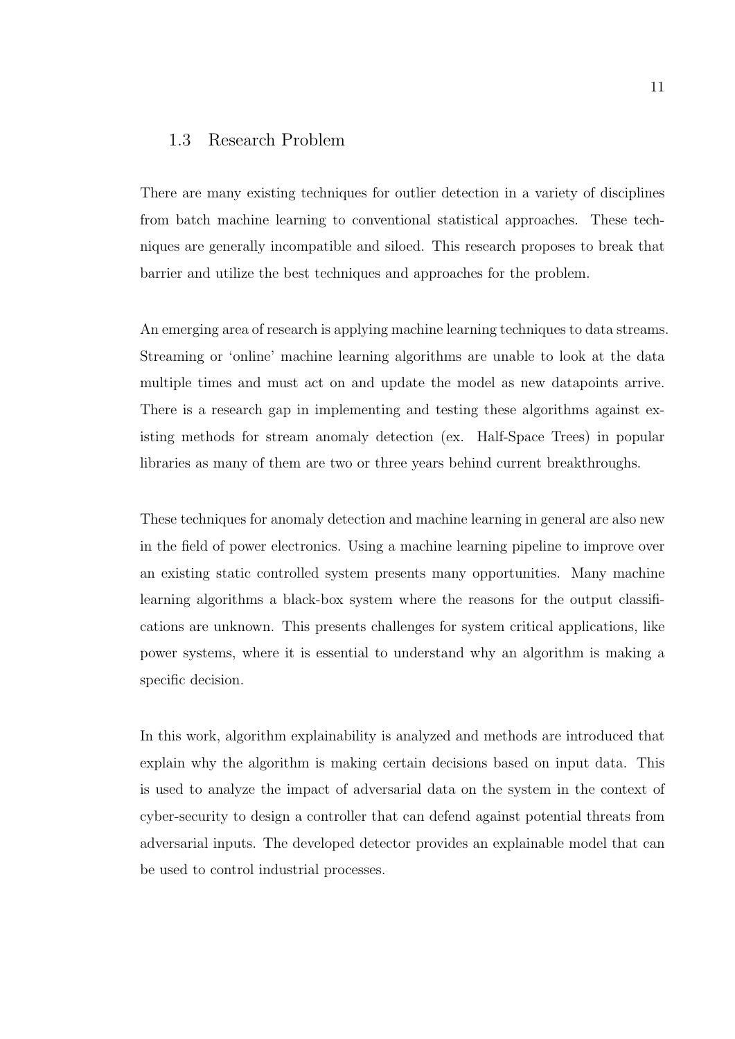## 1.3 Research Problem

There are many existing techniques for outlier detection in a variety of disciplines from batch machine learning to conventional statistical approaches. These techniques are generally incompatible and siloed. This research proposes to break that barrier and utilize the best techniques and approaches for the problem.

An emerging area of research is applying machine learning techniques to data streams. Streaming or 'online' machine learning algorithms are unable to look at the data multiple times and must act on and update the model as new datapoints arrive. There is a research gap in implementing and testing these algorithms against existing methods for stream anomaly detection (ex. Half-Space Trees) in popular libraries as many of them are two or three years behind current breakthroughs.

These techniques for anomaly detection and machine learning in general are also new in the field of power electronics. Using a machine learning pipeline to improve over an existing static controlled system presents many opportunities. Many machine learning algorithms a black-box system where the reasons for the output classifications are unknown. This presents challenges for system critical applications, like power systems, where it is essential to understand why an algorithm is making a specific decision.

In this work, algorithm explainability is analyzed and methods are introduced that explain why the algorithm is making certain decisions based on input data. This is used to analyze the impact of adversarial data on the system in the context of cyber-security to design a controller that can defend against potential threats from adversarial inputs. The developed detector provides an explainable model that can be used to control industrial processes.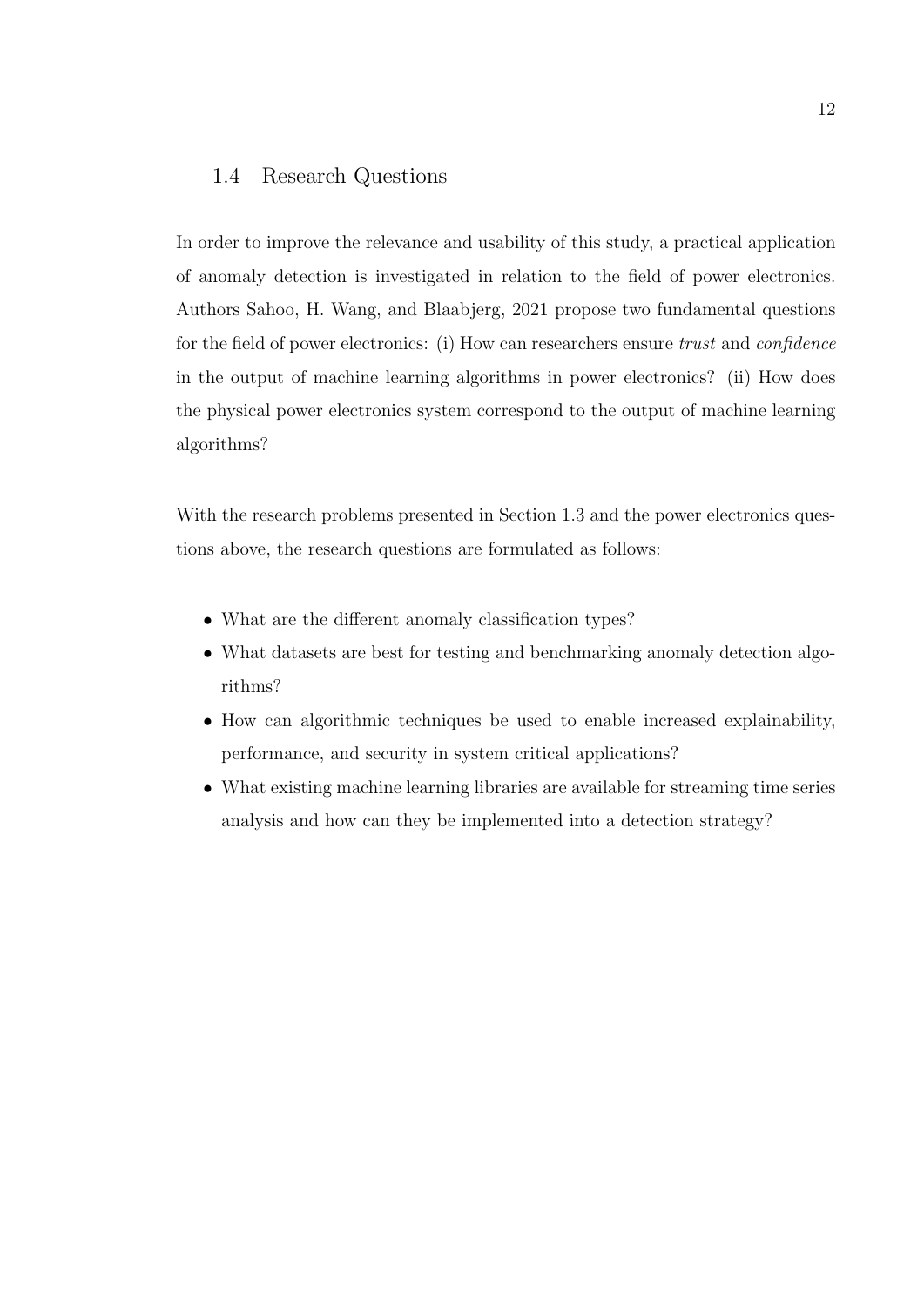## 1.4 Research Questions

In order to improve the relevance and usability of this study, a practical application of anomaly detection is investigated in relation to the field of power electronics. Authors Sahoo, H. Wang, and Blaabjerg, 2021 propose two fundamental questions for the field of power electronics: (i) How can researchers ensure *trust* and *confidence* in the output of machine learning algorithms in power electronics? (ii) How does the physical power electronics system correspond to the output of machine learning algorithms?

With the research problems presented in Section 1.3 and the power electronics questions above, the research questions are formulated as follows:

- What are the different anomaly classification types?
- What datasets are best for testing and benchmarking anomaly detection algorithms?
- How can algorithmic techniques be used to enable increased explainability, performance, and security in system critical applications?
- What existing machine learning libraries are available for streaming time series analysis and how can they be implemented into a detection strategy?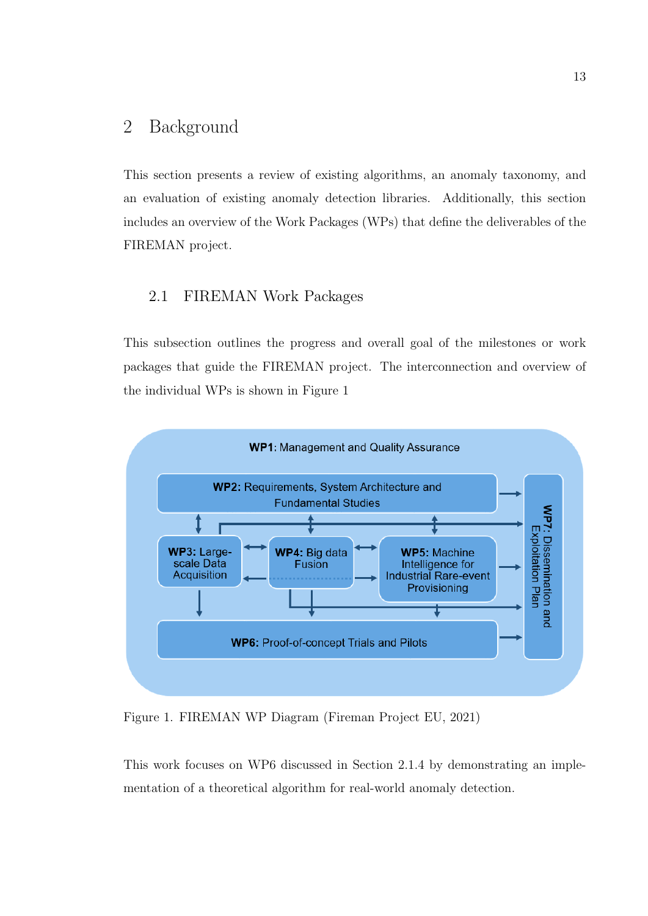# 2 Background

This section presents a review of existing algorithms, an anomaly taxonomy, and an evaluation of existing anomaly detection libraries. Additionally, this section includes an overview of the Work Packages (WPs) that define the deliverables of the FIREMAN project.

## 2.1 FIREMAN Work Packages

This subsection outlines the progress and overall goal of the milestones or work packages that guide the FIREMAN project. The interconnection and overview of the individual WPs is shown in Figure 1

Figure 1. FIREMAN WP Diagram (Fireman Project EU, 2021)

This work focuses on WP6 discussed in Section 2.1.4 by demonstrating an implementation of a theoretical algorithm for real-world anomaly detection.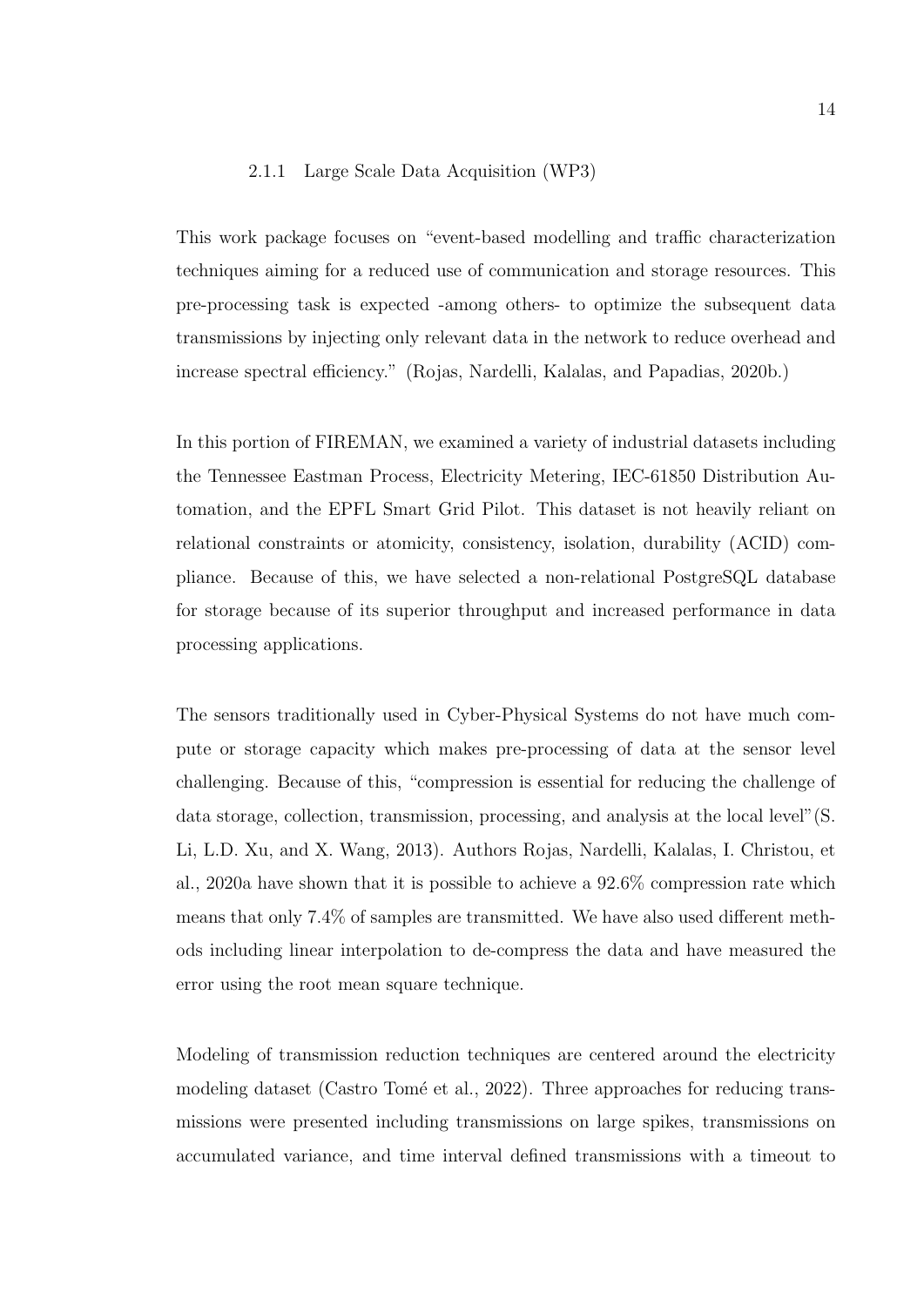### 2.1.1 Large Scale Data Acquisition (WP3)

This work package focuses on "event-based modelling and traffic characterization techniques aiming for a reduced use of communication and storage resources. This pre-processing task is expected -among others- to optimize the subsequent data transmissions by injecting only relevant data in the network to reduce overhead and increase spectral efficiency." (Rojas, Nardelli, Kalalas, and Papadias, 2020b.)

In this portion of FIREMAN, we examined a variety of industrial datasets including the Tennessee Eastman Process, Electricity Metering, IEC-61850 Distribution Automation, and the EPFL Smart Grid Pilot. This dataset is not heavily reliant on relational constraints or atomicity, consistency, isolation, durability (ACID) compliance. Because of this, we have selected a non-relational PostgreSQL database for storage because of its superior throughput and increased performance in data processing applications.

The sensors traditionally used in Cyber-Physical Systems do not have much compute or storage capacity which makes pre-processing of data at the sensor level challenging. Because of this, "compression is essential for reducing the challenge of data storage, collection, transmission, processing, and analysis at the local level"(S. Li, L.D. Xu, and X. Wang, 2013). Authors Rojas, Nardelli, Kalalas, I. Christou, et al., 2020a have shown that it is possible to achieve a 92.6% compression rate which means that only 7.4% of samples are transmitted. We have also used different methods including linear interpolation to de-compress the data and have measured the error using the root mean square technique.

Modeling of transmission reduction techniques are centered around the electricity modeling dataset (Castro Tomé et al., 2022). Three approaches for reducing transmissions were presented including transmissions on large spikes, transmissions on accumulated variance, and time interval defined transmissions with a timeout to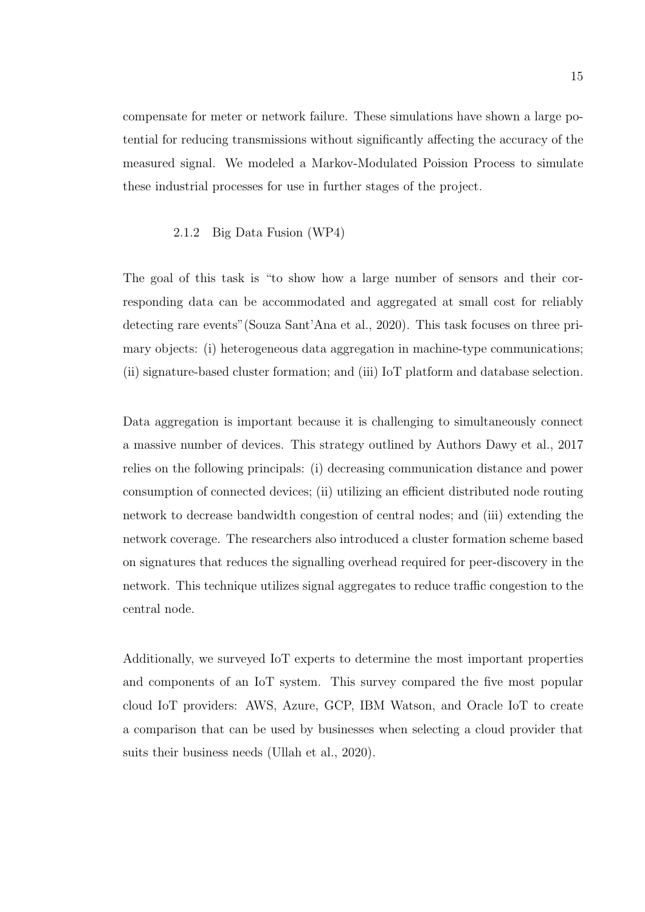compensate for meter or network failure. These simulations have shown a large potential for reducing transmissions without significantly affecting the accuracy of the measured signal. We modeled a Markov-Modulated Poission Process to simulate these industrial processes for use in further stages of the project.

### 2.1.2 Big Data Fusion (WP4)

The goal of this task is "to show how a large number of sensors and their corresponding data can be accommodated and aggregated at small cost for reliably detecting rare events"(Souza Sant'Ana et al., 2020). This task focuses on three primary objects: (i) heterogeneous data aggregation in machine-type communications; (ii) signature-based cluster formation; and (iii) IoT platform and database selection.

Data aggregation is important because it is challenging to simultaneously connect a massive number of devices. This strategy outlined by Authors Dawy et al., 2017 relies on the following principals: (i) decreasing communication distance and power consumption of connected devices; (ii) utilizing an efficient distributed node routing network to decrease bandwidth congestion of central nodes; and (iii) extending the network coverage. The researchers also introduced a cluster formation scheme based on signatures that reduces the signalling overhead required for peer-discovery in the network. This technique utilizes signal aggregates to reduce traffic congestion to the central node.

Additionally, we surveyed IoT experts to determine the most important properties and components of an IoT system. This survey compared the five most popular cloud IoT providers: AWS, Azure, GCP, IBM Watson, and Oracle IoT to create a comparison that can be used by businesses when selecting a cloud provider that suits their business needs (Ullah et al., 2020).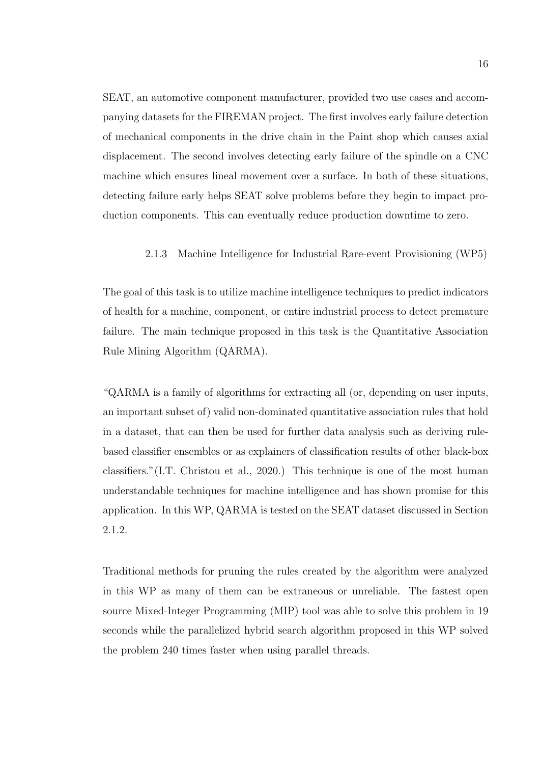SEAT, an automotive component manufacturer, provided two use cases and accompanying datasets for the FIREMAN project. The first involves early failure detection of mechanical components in the drive chain in the Paint shop which causes axial displacement. The second involves detecting early failure of the spindle on a CNC machine which ensures lineal movement over a surface. In both of these situations, detecting failure early helps SEAT solve problems before they begin to impact production components. This can eventually reduce production downtime to zero.

### 2.1.3 Machine Intelligence for Industrial Rare-event Provisioning (WP5)

The goal of this task is to utilize machine intelligence techniques to predict indicators of health for a machine, component, or entire industrial process to detect premature failure. The main technique proposed in this task is the Quantitative Association Rule Mining Algorithm (QARMA).

"QARMA is a family of algorithms for extracting all (or, depending on user inputs, an important subset of) valid non-dominated quantitative association rules that hold in a dataset, that can then be used for further data analysis such as deriving rule-based classifier ensembles or as explainers of classification results of other black-box classifiers."(I.T. Christou et al., 2020.) This technique is one of the most human understandable techniques for machine intelligence and has shown promise for this application. In this WP, QARMA is tested on the SEAT dataset discussed in Section 2.1.2.

Traditional methods for pruning the rules created by the algorithm were analyzed in this WP as many of them can be extraneous or unreliable. The fastest open source Mixed-Integer Programming (MIP) tool was able to solve this problem in 19 seconds while the parallelized hybrid search algorithm proposed in this WP solved the problem 240 times faster when using parallel threads.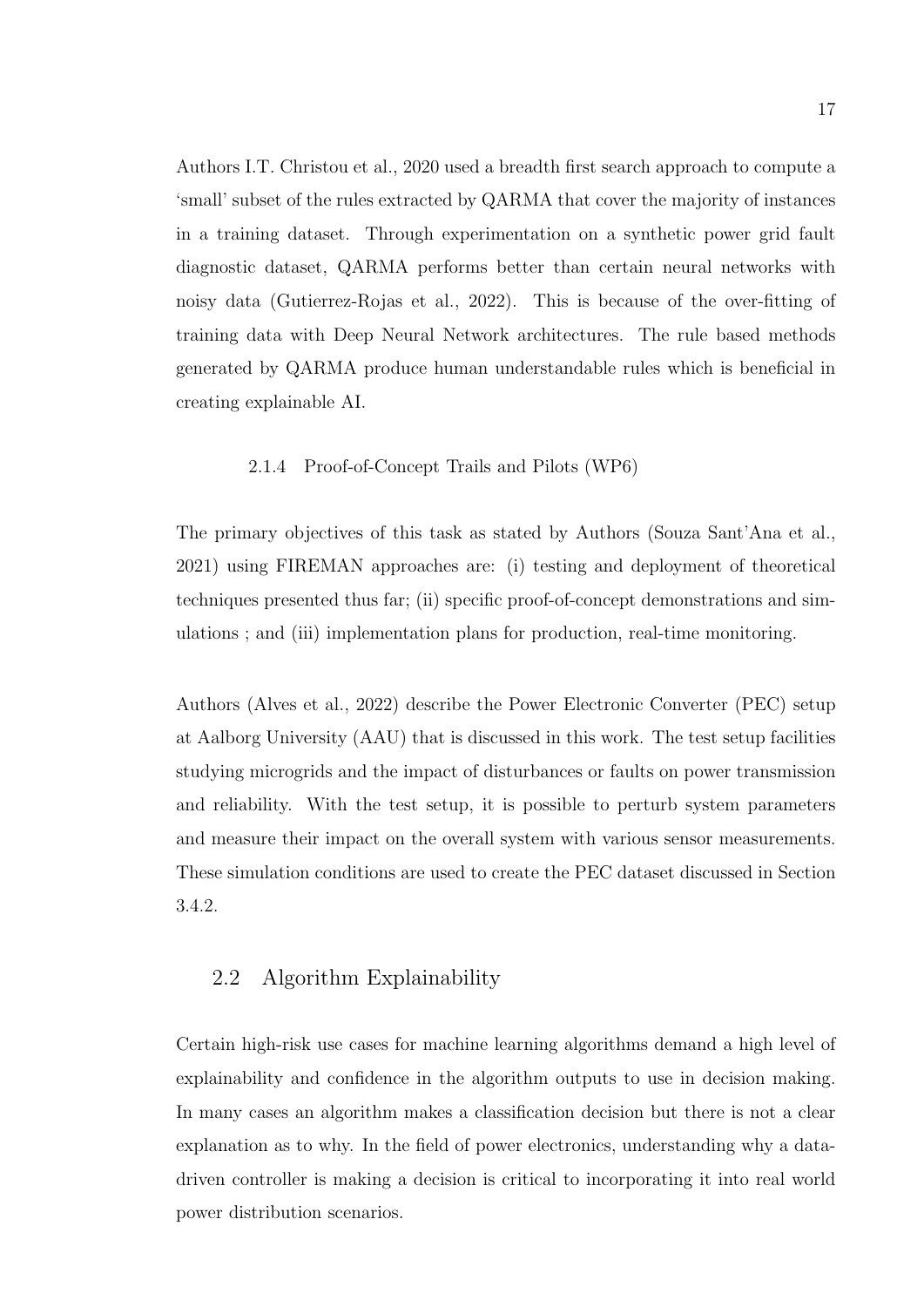Authors I.T. Christou et al., 2020 used a breadth first search approach to compute a 'small' subset of the rules extracted by QARMA that cover the majority of instances in a training dataset. Through experimentation on a synthetic power grid fault diagnostic dataset, QARMA performs better than certain neural networks with noisy data (Gutierrez-Rojas et al., 2022). This is because of the over-fitting of training data with Deep Neural Network architectures. The rule based methods generated by QARMA produce human understandable rules which is beneficial in creating explainable AI.

#### 2.1.4 Proof-of-Concept Trails and Pilots (WP6)

The primary objectives of this task as stated by Authors (Souza Sant'Ana et al., 2021) using FIREMAN approaches are: (i) testing and deployment of theoretical techniques presented thus far; (ii) specific proof-of-concept demonstrations and simulations ; and (iii) implementation plans for production, real-time monitoring.

Authors (Alves et al., 2022) describe the Power Electronic Converter (PEC) setup at Aalborg University (AAU) that is discussed in this work. The test setup facilities studying microgrids and the impact of disturbances or faults on power transmission and reliability. With the test setup, it is possible to perturb system parameters and measure their impact on the overall system with various sensor measurements. These simulation conditions are used to create the PEC dataset discussed in Section 3.4.2.

### 2.2 Algorithm Explainability

Certain high-risk use cases for machine learning algorithms demand a high level of explainability and confidence in the algorithm outputs to use in decision making. In many cases an algorithm makes a classification decision but there is not a clear explanation as to why. In the field of power electronics, understanding why a data-driven controller is making a decision is critical to incorporating it into real world power distribution scenarios.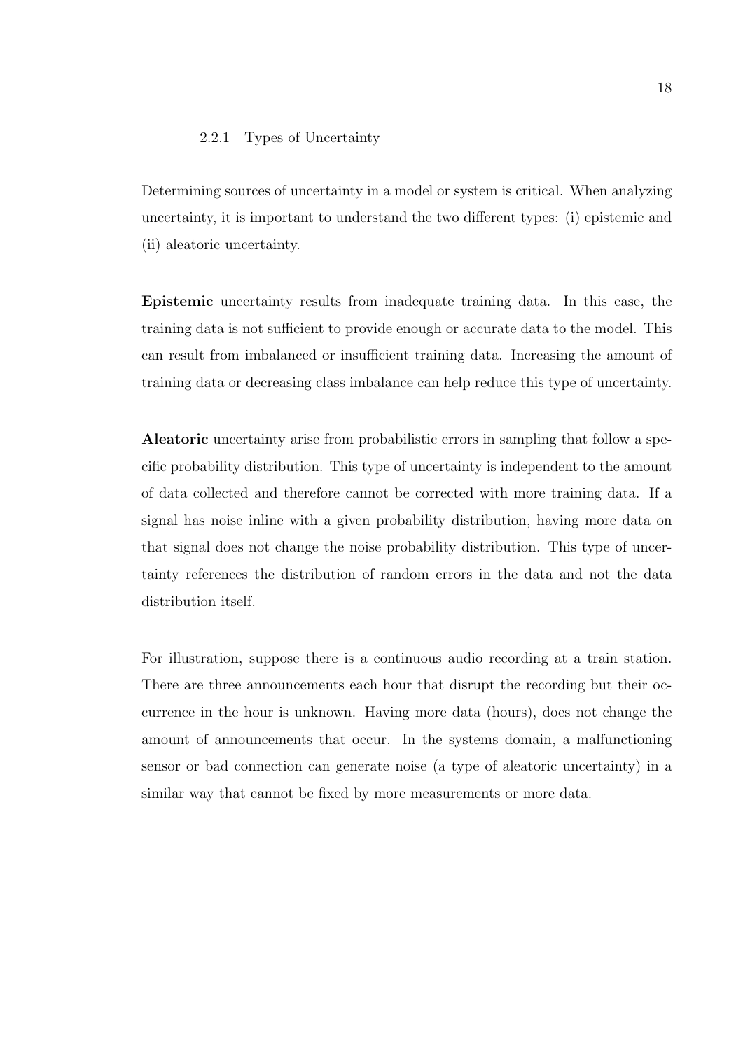### 2.2.1 Types of Uncertainty

Determining sources of uncertainty in a model or system is critical. When analyzing uncertainty, it is important to understand the two different types: (i) epistemic and (ii) aleatoric uncertainty.

**Epistemic** uncertainty results from inadequate training data. In this case, the training data is not sufficient to provide enough or accurate data to the model. This can result from imbalanced or insufficient training data. Increasing the amount of training data or decreasing class imbalance can help reduce this type of uncertainty.

**Aleatoric** uncertainty arise from probabilistic errors in sampling that follow a specific probability distribution. This type of uncertainty is independent to the amount of data collected and therefore cannot be corrected with more training data. If a signal has noise inline with a given probability distribution, having more data on that signal does not change the noise probability distribution. This type of uncertainty references the distribution of random errors in the data and not the data distribution itself.

For illustration, suppose there is a continuous audio recording at a train station. There are three announcements each hour that disrupt the recording but their occurrence in the hour is unknown. Having more data (hours), does not change the amount of announcements that occur. In the systems domain, a malfunctioning sensor or bad connection can generate noise (a type of aleatoric uncertainty) in a similar way that cannot be fixed by more measurements or more data.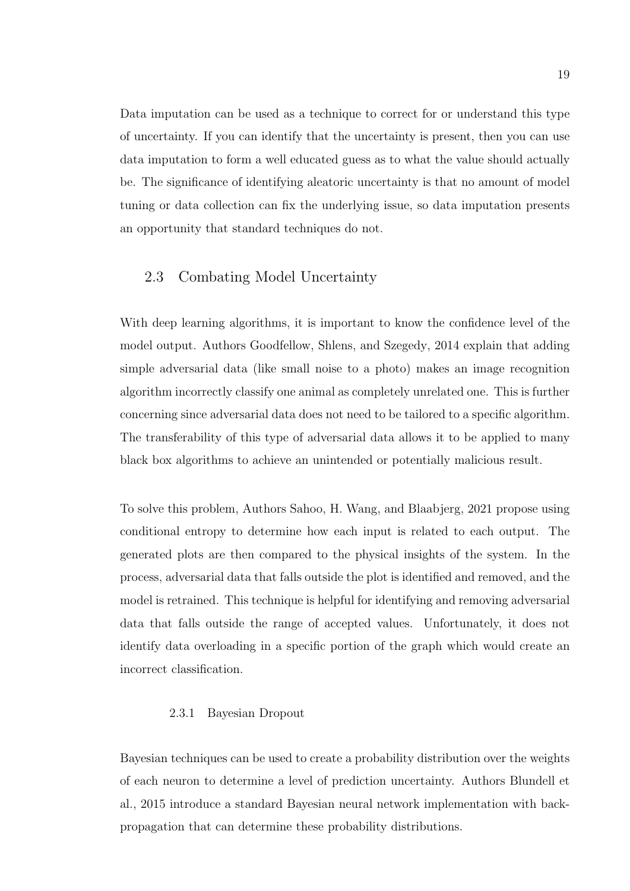Data imputation can be used as a technique to correct for or understand this type of uncertainty. If you can identify that the uncertainty is present, then you can use data imputation to form a well educated guess as to what the value should actually be. The significance of identifying aleatoric uncertainty is that no amount of model tuning or data collection can fix the underlying issue, so data imputation presents an opportunity that standard techniques do not.

## 2.3 Combating Model Uncertainty

With deep learning algorithms, it is important to know the confidence level of the model output. Authors Goodfellow, Shlens, and Szegedy, 2014 explain that adding simple adversarial data (like small noise to a photo) makes an image recognition algorithm incorrectly classify one animal as completely unrelated one. This is further concerning since adversarial data does not need to be tailored to a specific algorithm. The transferability of this type of adversarial data allows it to be applied to many black box algorithms to achieve an unintended or potentially malicious result.

To solve this problem, Authors Sahoo, H. Wang, and Blaabjerg, 2021 propose using conditional entropy to determine how each input is related to each output. The generated plots are then compared to the physical insights of the system. In the process, adversarial data that falls outside the plot is identified and removed, and the model is retrained. This technique is helpful for identifying and removing adversarial data that falls outside the range of accepted values. Unfortunately, it does not identify data overloading in a specific portion of the graph which would create an incorrect classification.

### 2.3.1 Bayesian Dropout

Bayesian techniques can be used to create a probability distribution over the weights of each neuron to determine a level of prediction uncertainty. Authors Blundell et al., 2015 introduce a standard Bayesian neural network implementation with back-propagation that can determine these probability distributions.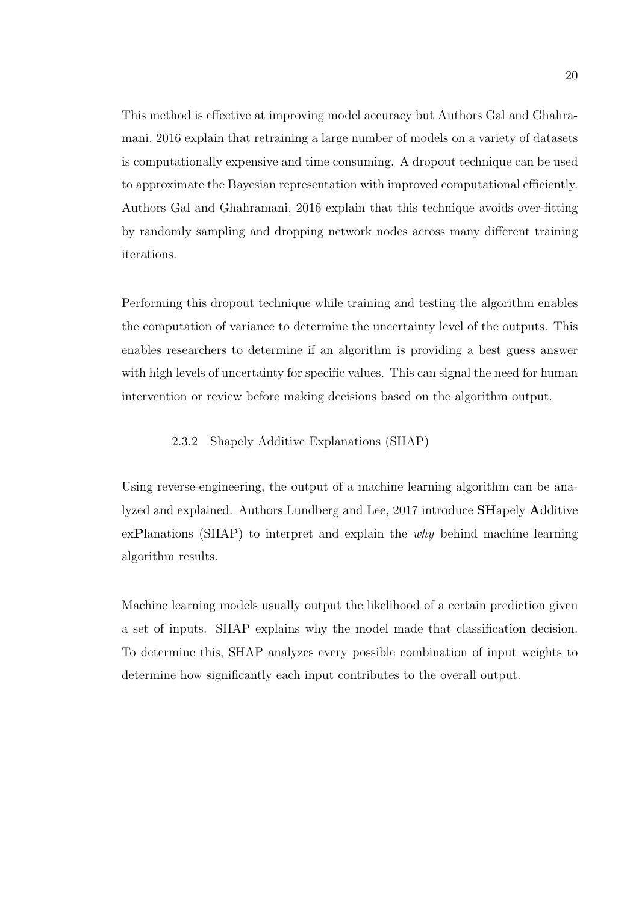This method is effective at improving model accuracy but Authors Gal and Ghahramani, 2016 explain that retraining a large number of models on a variety of datasets is computationally expensive and time consuming. A dropout technique can be used to approximate the Bayesian representation with improved computational efficiently. Authors Gal and Ghahramani, 2016 explain that this technique avoids over-fitting by randomly sampling and dropping network nodes across many different training iterations.

Performing this dropout technique while training and testing the algorithm enables the computation of variance to determine the uncertainty level of the outputs. This enables researchers to determine if an algorithm is providing a best guess answer with high levels of uncertainty for specific values. This can signal the need for human intervention or review before making decisions based on the algorithm output.

### 2.3.2 Shapely Additive Explanations (SHAP)

Using reverse-engineering, the output of a machine learning algorithm can be analyzed and explained. Authors Lundberg and Lee, 2017 introduce **SH**apely **A**dditive ex**P**lanations (SHAP) to interpret and explain the *why* behind machine learning algorithm results.

Machine learning models usually output the likelihood of a certain prediction given a set of inputs. SHAP explains why the model made that classification decision. To determine this, SHAP analyzes every possible combination of input weights to determine how significantly each input contributes to the overall output.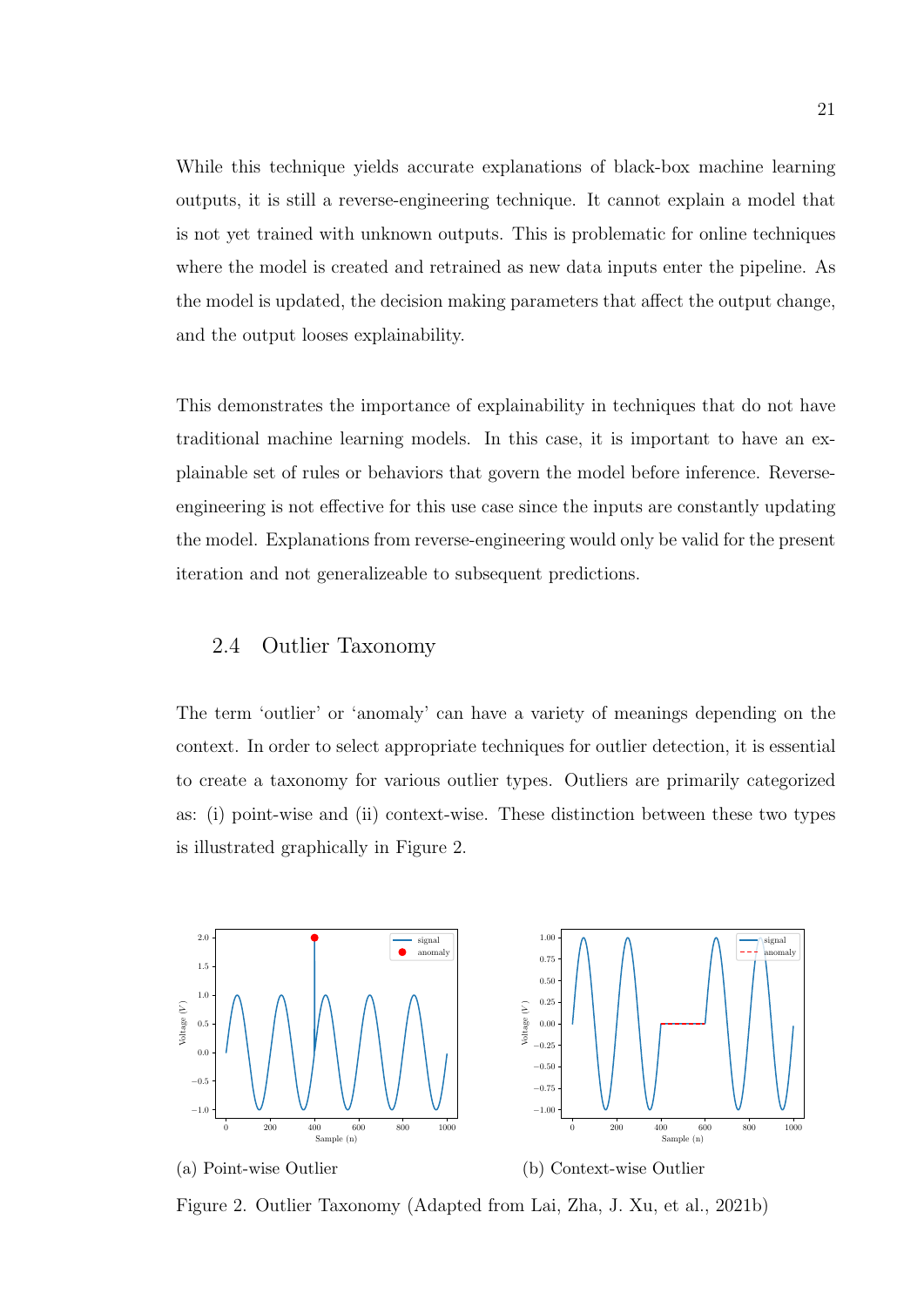While this technique yields accurate explanations of black-box machine learning outputs, it is still a reverse-engineering technique. It cannot explain a model that is not yet trained with unknown outputs. This is problematic for online techniques where the model is created and retrained as new data inputs enter the pipeline. As the model is updated, the decision making parameters that affect the output change, and the output looses explainability.

This demonstrates the importance of explainability in techniques that do not have traditional machine learning models. In this case, it is important to have an explainable set of rules or behaviors that govern the model before inference. Reverse-engineering is not effective for this use case since the inputs are constantly updating the model. Explanations from reverse-engineering would only be valid for the present iteration and not generalizeable to subsequent predictions.

## 2.4 Outlier Taxonomy

The term 'outlier' or 'anomaly' can have a variety of meanings depending on the context. In order to select appropriate techniques for outlier detection, it is essential to create a taxonomy for various outlier types. Outliers are primarily categorized as: (i) point-wise and (ii) context-wise. These distinction between these two types is illustrated graphically in Figure 2.

(a) Point-wise Outlier

(b) Context-wise Outlier

Figure 2. Outlier Taxonomy (Adapted from Lai, Zha, J. Xu, et al., 2021b)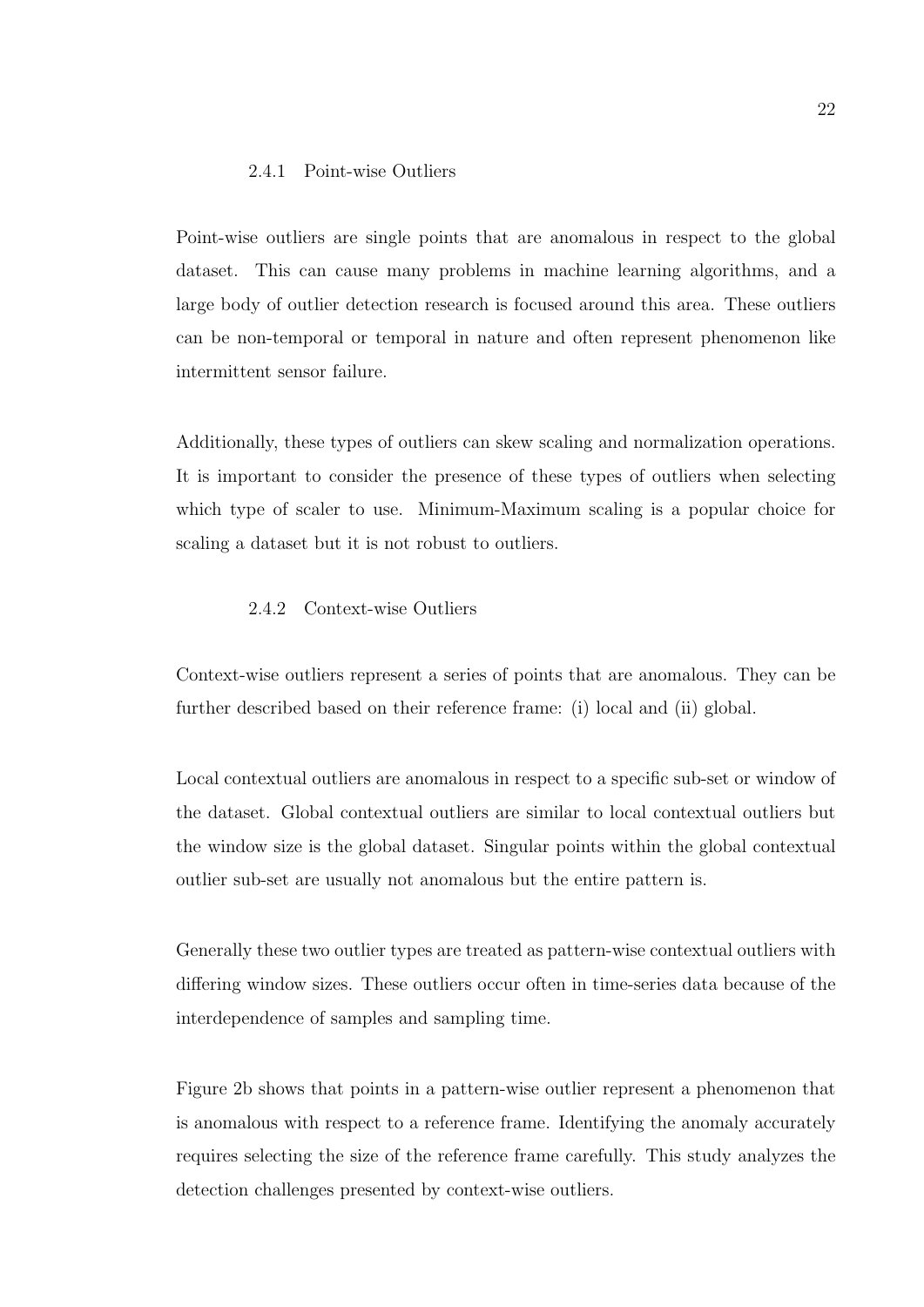### 2.4.1 Point-wise Outliers

Point-wise outliers are single points that are anomalous in respect to the global dataset. This can cause many problems in machine learning algorithms, and a large body of outlier detection research is focused around this area. These outliers can be non-temporal or temporal in nature and often represent phenomenon like intermittent sensor failure.

Additionally, these types of outliers can skew scaling and normalization operations. It is important to consider the presence of these types of outliers when selecting which type of scaler to use. Minimum-Maximum scaling is a popular choice for scaling a dataset but it is not robust to outliers.

### 2.4.2 Context-wise Outliers

Context-wise outliers represent a series of points that are anomalous. They can be further described based on their reference frame: (i) local and (ii) global.

Local contextual outliers are anomalous in respect to a specific sub-set or window of the dataset. Global contextual outliers are similar to local contextual outliers but the window size is the global dataset. Singular points within the global contextual outlier sub-set are usually not anomalous but the entire pattern is.

Generally these two outlier types are treated as pattern-wise contextual outliers with differing window sizes. These outliers occur often in time-series data because of the interdependence of samples and sampling time.

Figure 2b shows that points in a pattern-wise outlier represent a phenomenon that is anomalous with respect to a reference frame. Identifying the anomaly accurately requires selecting the size of the reference frame carefully. This study analyzes the detection challenges presented by context-wise outliers.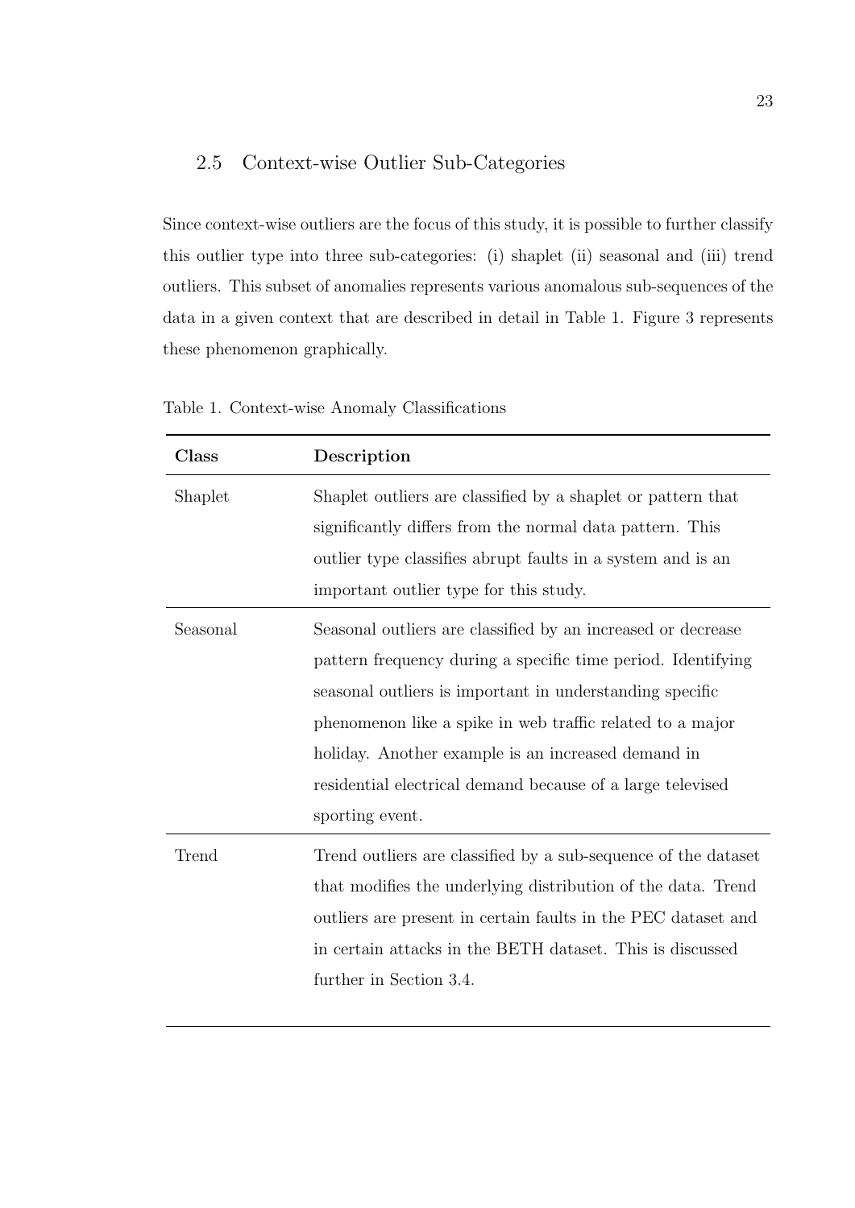## 2.5 Context-wise Outlier Sub-Categories

Since context-wise outliers are the focus of this study, it is possible to further classify this outlier type into three sub-categories: (i) shaplet (ii) seasonal and (iii) trend outliers. This subset of anomalies represents various anomalous sub-sequences of the data in a given context that are described in detail in Table 1. Figure 3 represents these phenomenon graphically.

Table 1. Context-wise Anomaly Classifications

| **Class** | **Description** |
|---|---|
| Shaplet | Shaplet outliers are classified by a shaplet or pattern that significantly differs from the normal data pattern. This outlier type classifies abrupt faults in a system and is an important outlier type for this study. |
| Seasonal | Seasonal outliers are classified by an increased or decrease pattern frequency during a specific time period. Identifying seasonal outliers is important in understanding specific phenomenon like a spike in web traffic related to a major holiday. Another example is an increased demand in residential electrical demand because of a large televised sporting event. |
| Trend | Trend outliers are classified by a sub-sequence of the dataset that modifies the underlying distribution of the data. Trend outliers are present in certain faults in the PEC dataset and in certain attacks in the BETH dataset. This is discussed further in Section 3.4. |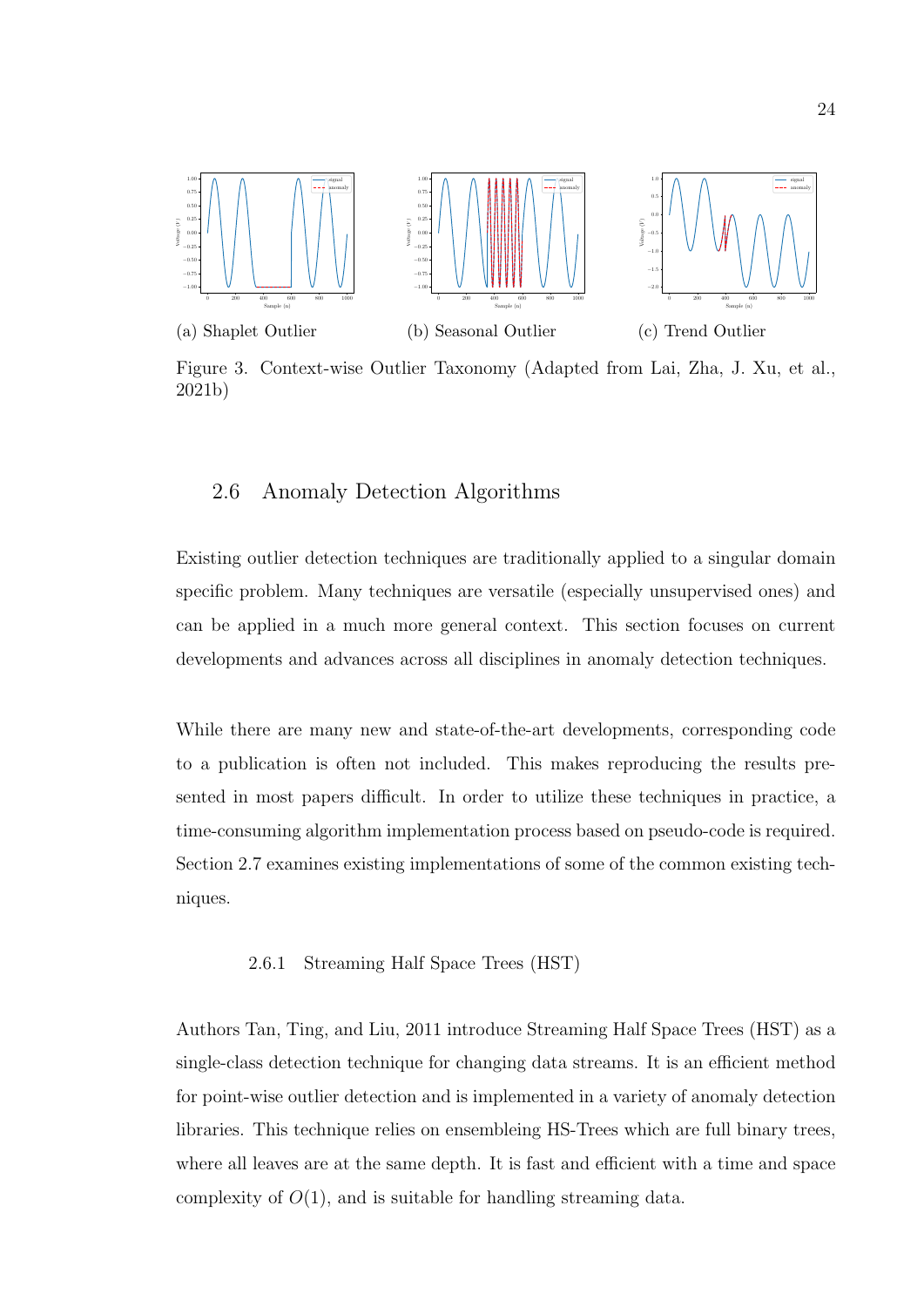(a) Shaplet Outlier

(b) Seasonal Outlier

(c) Trend Outlier

Figure 3. Context-wise Outlier Taxonomy (Adapted from Lai, Zha, J. Xu, et al., 2021b)

## 2.6 Anomaly Detection Algorithms

Existing outlier detection techniques are traditionally applied to a singular domain specific problem. Many techniques are versatile (especially unsupervised ones) and can be applied in a much more general context. This section focuses on current developments and advances across all disciplines in anomaly detection techniques.

While there are many new and state-of-the-art developments, corresponding code to a publication is often not included. This makes reproducing the results presented in most papers difficult. In order to utilize these techniques in practice, a time-consuming algorithm implementation process based on pseudo-code is required. Section 2.7 examines existing implementations of some of the common existing techniques.

### 2.6.1 Streaming Half Space Trees (HST)

Authors Tan, Ting, and Liu, 2011 introduce Streaming Half Space Trees (HST) as a single-class detection technique for changing data streams. It is an efficient method for point-wise outlier detection and is implemented in a variety of anomaly detection libraries. This technique relies on ensembleing HS-Trees which are full binary trees, where all leaves are at the same depth. It is fast and efficient with a time and space complexity of $O(1)$, and is suitable for handling streaming data.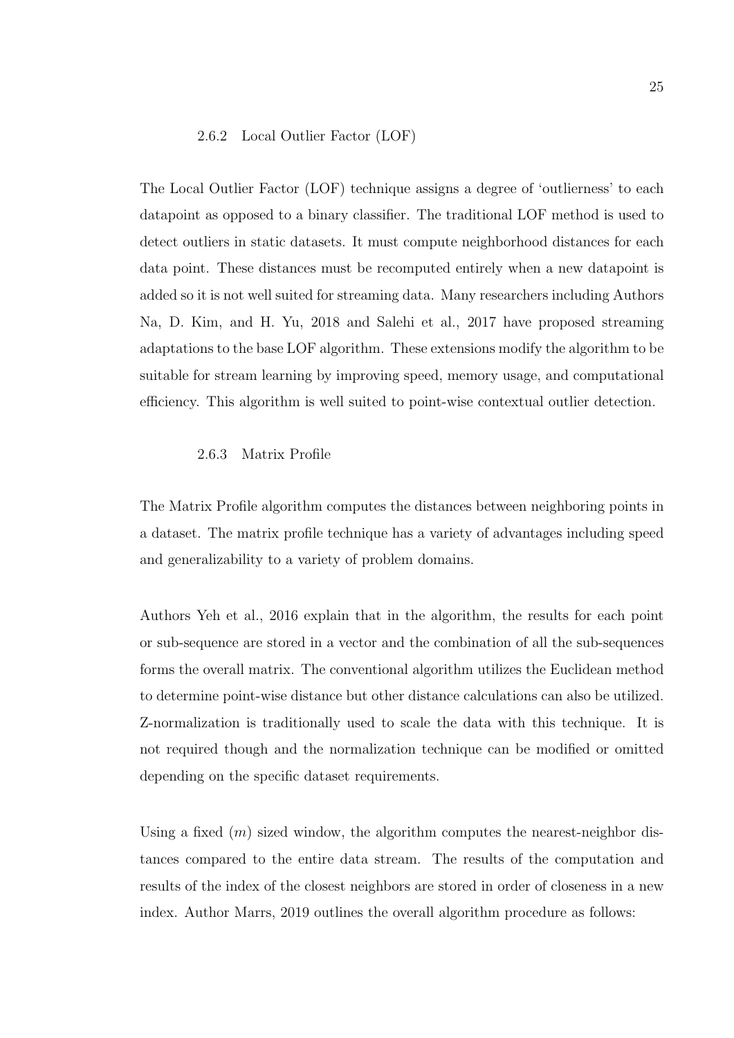### 2.6.2 Local Outlier Factor (LOF)

The Local Outlier Factor (LOF) technique assigns a degree of 'outlierness' to each datapoint as opposed to a binary classifier. The traditional LOF method is used to detect outliers in static datasets. It must compute neighborhood distances for each data point. These distances must be recomputed entirely when a new datapoint is added so it is not well suited for streaming data. Many researchers including Authors Na, D. Kim, and H. Yu, 2018 and Salehi et al., 2017 have proposed streaming adaptations to the base LOF algorithm. These extensions modify the algorithm to be suitable for stream learning by improving speed, memory usage, and computational efficiency. This algorithm is well suited to point-wise contextual outlier detection.

### 2.6.3 Matrix Profile

The Matrix Profile algorithm computes the distances between neighboring points in a dataset. The matrix profile technique has a variety of advantages including speed and generalizability to a variety of problem domains.

Authors Yeh et al., 2016 explain that in the algorithm, the results for each point or sub-sequence are stored in a vector and the combination of all the sub-sequences forms the overall matrix. The conventional algorithm utilizes the Euclidean method to determine point-wise distance but other distance calculations can also be utilized. Z-normalization is traditionally used to scale the data with this technique. It is not required though and the normalization technique can be modified or omitted depending on the specific dataset requirements.

Using a fixed ($m$) sized window, the algorithm computes the nearest-neighbor distances compared to the entire data stream. The results of the computation and results of the index of the closest neighbors are stored in order of closeness in a new index. Author Marrs, 2019 outlines the overall algorithm procedure as follows: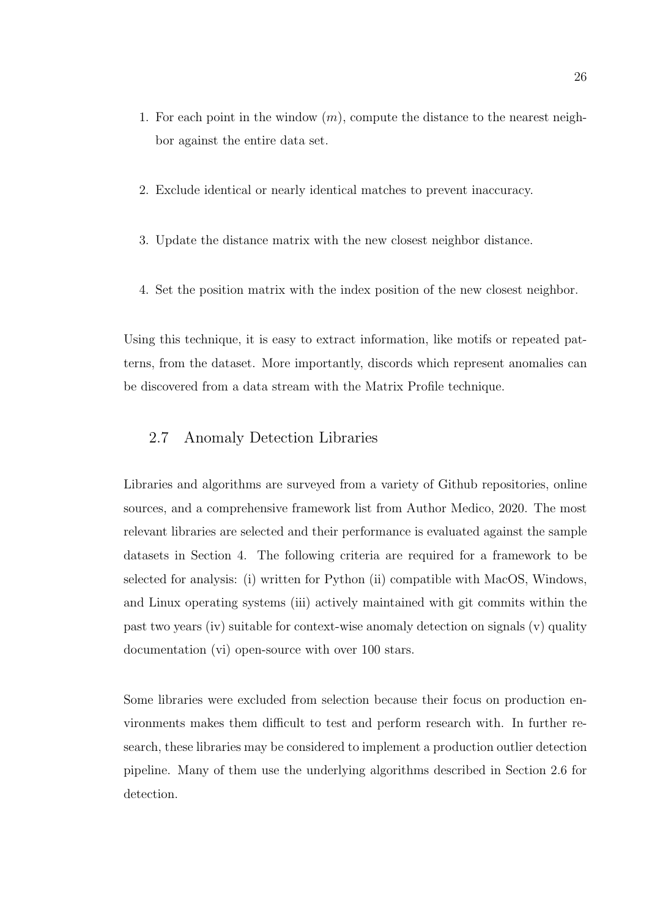1. For each point in the window ($m$), compute the distance to the nearest neighbor against the entire data set.
2. Exclude identical or nearly identical matches to prevent inaccuracy.
3. Update the distance matrix with the new closest neighbor distance.
4. Set the position matrix with the index position of the new closest neighbor.

Using this technique, it is easy to extract information, like motifs or repeated patterns, from the dataset. More importantly, discords which represent anomalies can be discovered from a data stream with the Matrix Profile technique.

## 2.7 Anomaly Detection Libraries

Libraries and algorithms are surveyed from a variety of Github repositories, online sources, and a comprehensive framework list from Author Medico, 2020. The most relevant libraries are selected and their performance is evaluated against the sample datasets in Section 4. The following criteria are required for a framework to be selected for analysis: (i) written for Python (ii) compatible with MacOS, Windows, and Linux operating systems (iii) actively maintained with git commits within the past two years (iv) suitable for context-wise anomaly detection on signals (v) quality documentation (vi) open-source with over 100 stars.

Some libraries were excluded from selection because their focus on production environments makes them difficult to test and perform research with. In further research, these libraries may be considered to implement a production outlier detection pipeline. Many of them use the underlying algorithms described in Section 2.6 for detection.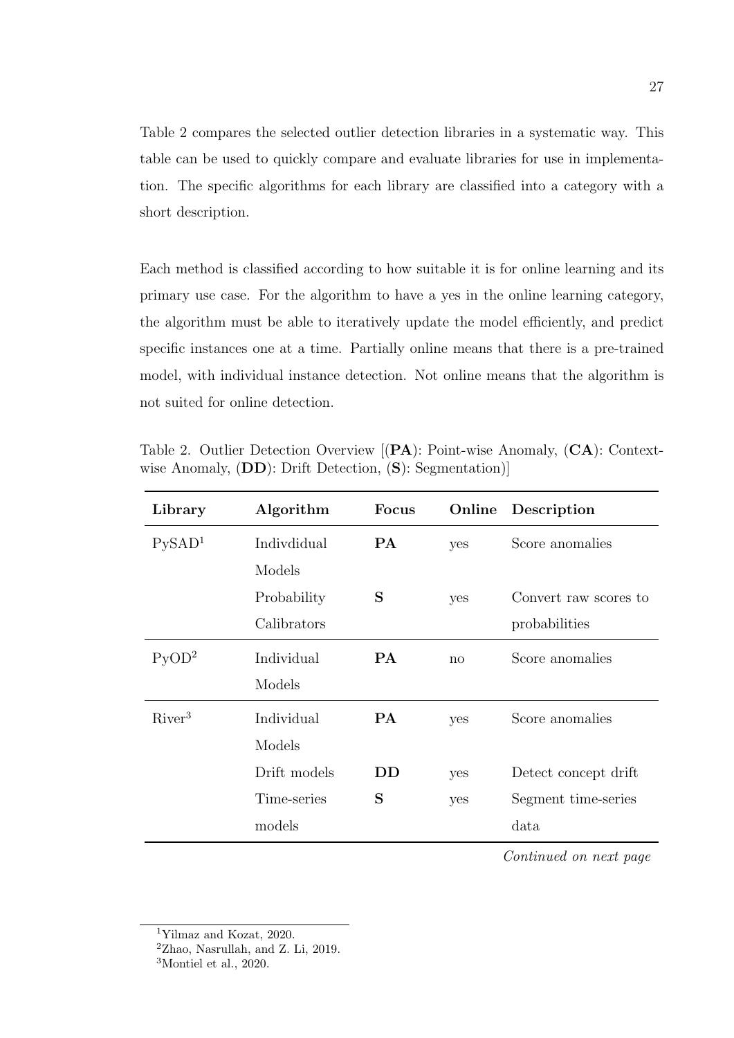Table 2 compares the selected outlier detection libraries in a systematic way. This table can be used to quickly compare and evaluate libraries for use in implementation. The specific algorithms for each library are classified into a category with a short description.

Each method is classified according to how suitable it is for online learning and its primary use case. For the algorithm to have a yes in the online learning category, the algorithm must be able to iteratively update the model efficiently, and predict specific instances one at a time. Partially online means that there is a pre-trained model, with individual instance detection. Not online means that the algorithm is not suited for online detection.

Table 2. Outlier Detection Overview [(**PA**): Point-wise Anomaly, (**CA**): Context-wise Anomaly, (**DD**): Drift Detection, (**S**): Segmentation)]

| **Library** | **Algorithm** | **Focus** | **Online** | **Description** |
|---|---|---|---|---|
| PySAD[1] | Indivdidual Models | **PA** | yes | Score anomalies |
| | Probability Calibrators | **S** | yes | Convert raw scores to probabilities |
| PyOD[2] | Individual Models | **PA** | no | Score anomalies |
| River[3] | Individual Models | **PA** | yes | Score anomalies |
| | Drift models | **DD** | yes | Detect concept drift |
| | Time-series models | **S** | yes | Segment time-series data |

*Continued on next page*

[1] Yilmaz and Kozat, 2020.
[2] Zhao, Nasrullah, and Z. Li, 2019.
[3] Montiel et al., 2020.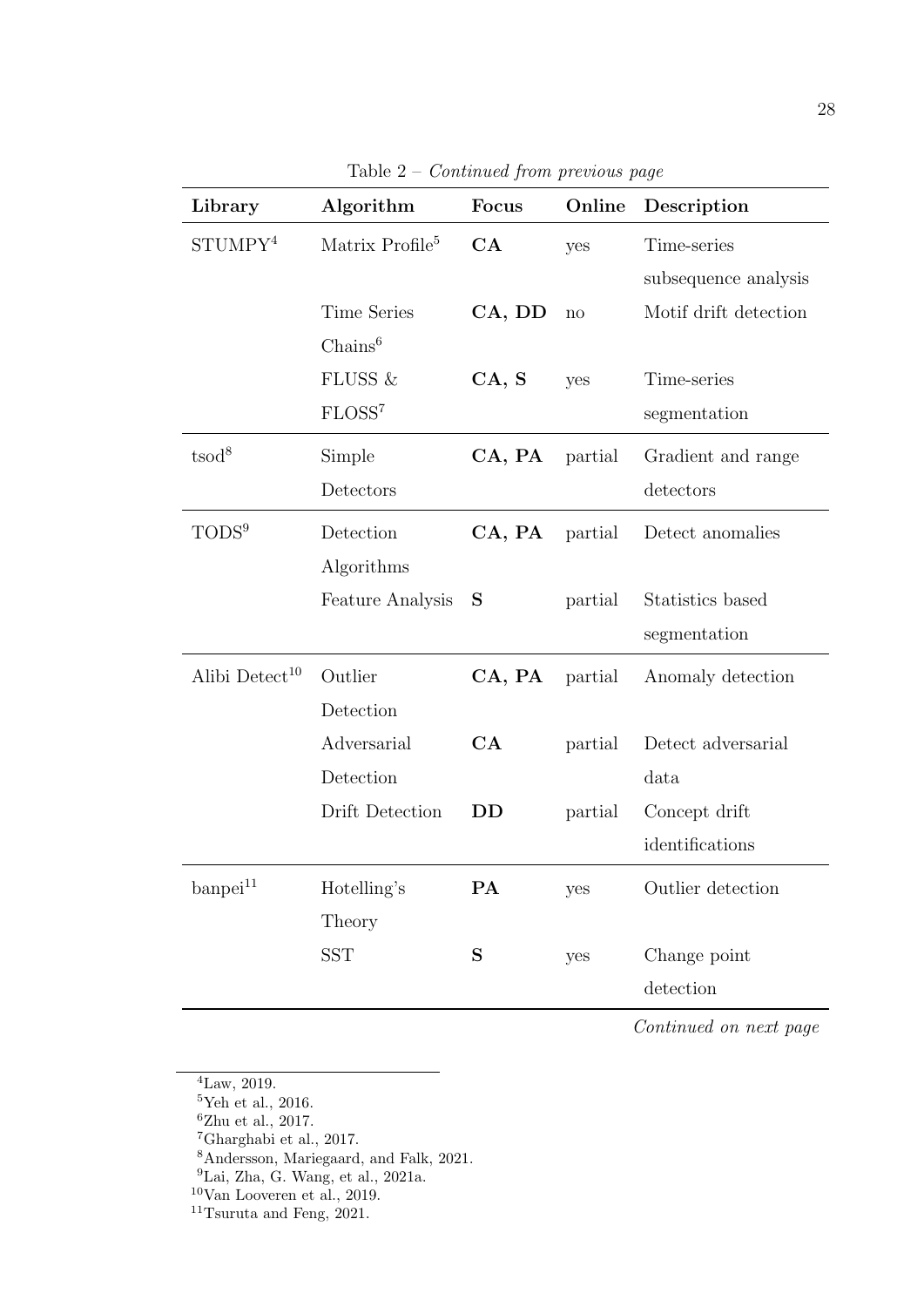Table 2 – *Continued from previous page*

| Library | Algorithm | Focus | Online | Description |
|---|---|---|---|---|
| STUMPY[4] | Matrix Profile[5] | **CA** | yes | Time-series subsequence analysis |
| | Time Series Chains[6] | **CA, DD** | no | Motif drift detection |
| | FLUSS & FLOSS[7] | **CA, S** | yes | Time-series segmentation |
| tsod[8] | Simple Detectors | **CA, PA** | partial | Gradient and range detectors |
| TODS[9] | Detection Algorithms | **CA, PA** | partial | Detect anomalies |
| | Feature Analysis | **S** | partial | Statistics based segmentation |
| Alibi Detect[10] | Outlier Detection | **CA, PA** | partial | Anomaly detection |
| | Adversarial Detection | **CA** | partial | Detect adversarial data |
| | Drift Detection | **DD** | partial | Concept drift identifications |
| banpei[11] | Hotelling's Theory | **PA** | yes | Outlier detection |
| | SST | **S** | yes | Change point detection |

*Continued on next page*

[4] Law, 2019.
[5] Yeh et al., 2016.
[6] Zhu et al., 2017.
[7] Gharghabi et al., 2017.
[8] Andersson, Mariegaard, and Falk, 2021.
[9] Lai, Zha, G. Wang, et al., 2021a.
[10] Van Looveren et al., 2019.
[11] Tsuruta and Feng, 2021.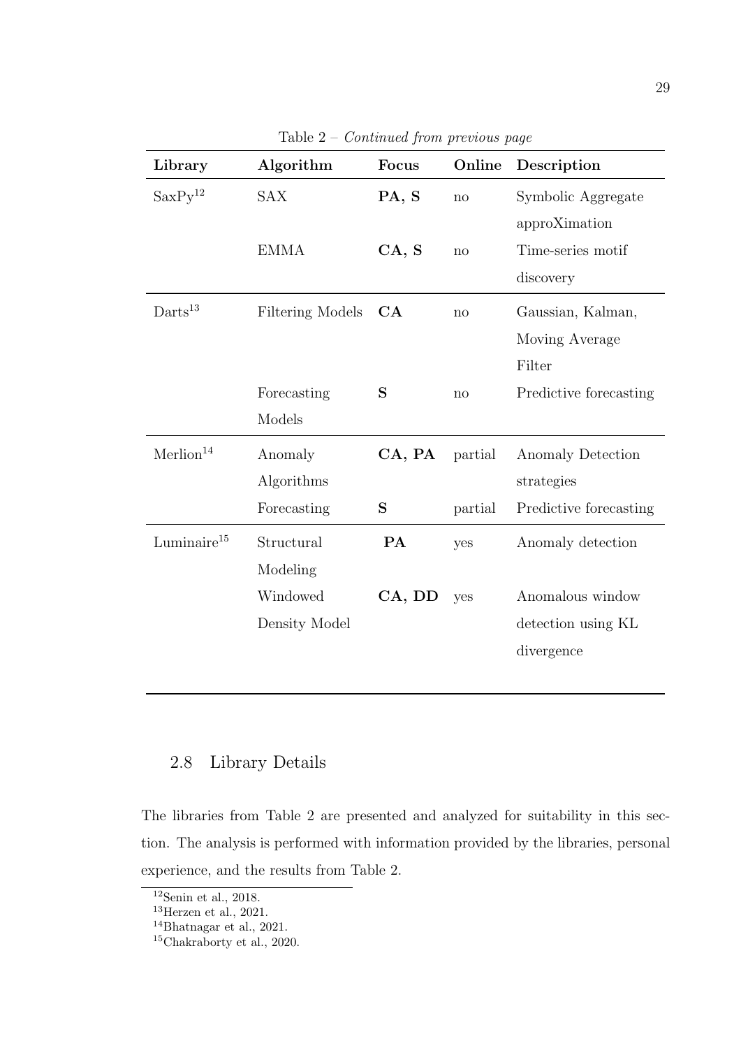Table 2 – *Continued from previous page*

| Library | Algorithm | Focus | Online | Description |
|---|---|---|---|---|
| SaxPy[12] | SAX | **PA, S** | no | Symbolic Aggregate approXimation |
| | EMMA | **CA, S** | no | Time-series motif discovery |
| Darts[13] | Filtering Models | **CA** | no | Gaussian, Kalman, Moving Average Filter |
| | Forecasting Models | **S** | no | Predictive forecasting |
| Merlion[14] | Anomaly Algorithms | **CA, PA** | partial | Anomaly Detection strategies |
| | Forecasting | **S** | partial | Predictive forecasting |
| Luminaire[15] | Structural Modeling | **PA** | yes | Anomaly detection |
| | Windowed Density Model | **CA, DD** | yes | Anomalous window detection using KL divergence |

## 2.8 Library Details

The libraries from Table 2 are presented and analyzed for suitability in this section. The analysis is performed with information provided by the libraries, personal experience, and the results from Table 2.

[12] Senin et al., 2018.
[13] Herzen et al., 2021.
[14] Bhatnagar et al., 2021.
[15] Chakraborty et al., 2020.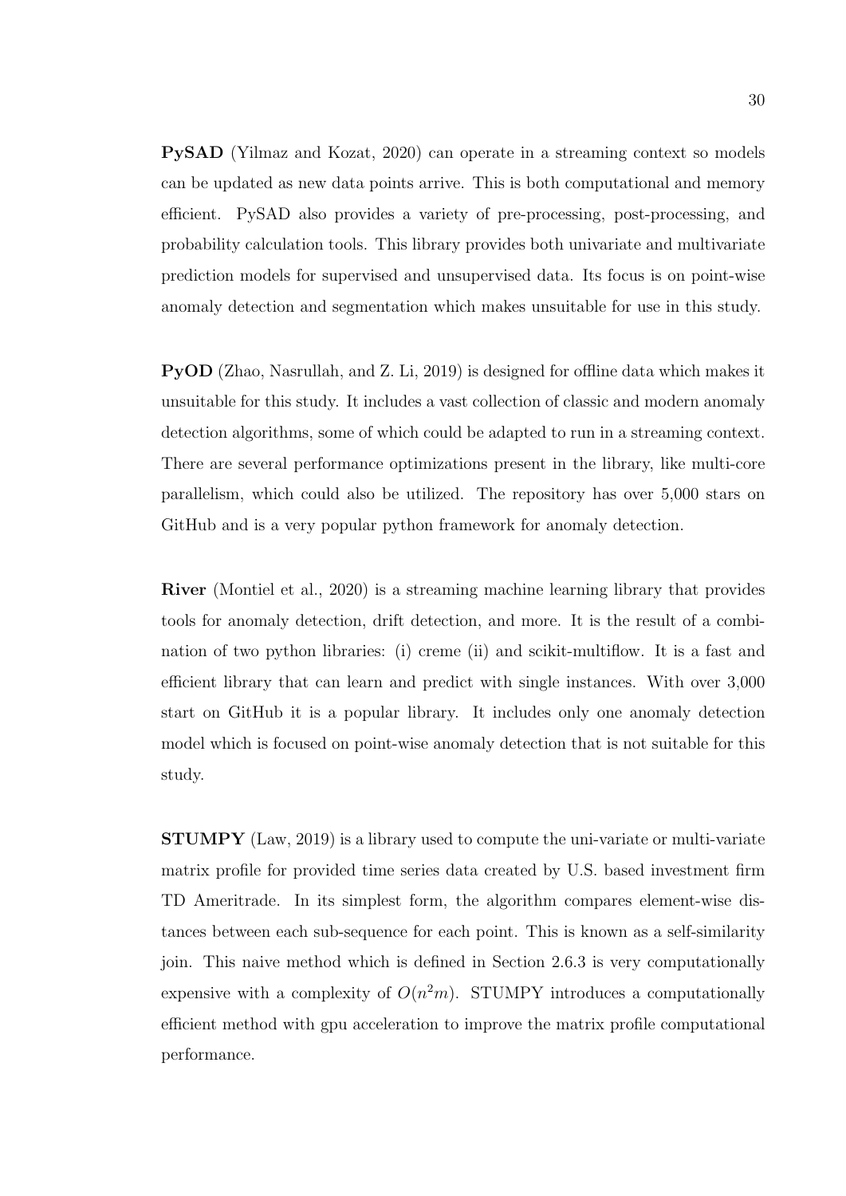**PySAD** (Yilmaz and Kozat, 2020) can operate in a streaming context so models can be updated as new data points arrive. This is both computational and memory efficient. PySAD also provides a variety of pre-processing, post-processing, and probability calculation tools. This library provides both univariate and multivariate prediction models for supervised and unsupervised data. Its focus is on point-wise anomaly detection and segmentation which makes unsuitable for use in this study.

**PyOD** (Zhao, Nasrullah, and Z. Li, 2019) is designed for offline data which makes it unsuitable for this study. It includes a vast collection of classic and modern anomaly detection algorithms, some of which could be adapted to run in a streaming context. There are several performance optimizations present in the library, like multi-core parallelism, which could also be utilized. The repository has over 5,000 stars on GitHub and is a very popular python framework for anomaly detection.

**River** (Montiel et al., 2020) is a streaming machine learning library that provides tools for anomaly detection, drift detection, and more. It is the result of a combination of two python libraries: (i) creme (ii) and scikit-multiflow. It is a fast and efficient library that can learn and predict with single instances. With over 3,000 start on GitHub it is a popular library. It includes only one anomaly detection model which is focused on point-wise anomaly detection that is not suitable for this study.

**STUMPY** (Law, 2019) is a library used to compute the uni-variate or multi-variate matrix profile for provided time series data created by U.S. based investment firm TD Ameritrade. In its simplest form, the algorithm compares element-wise distances between each sub-sequence for each point. This is known as a self-similarity join. This naive method which is defined in Section 2.6.3 is very computationally expensive with a complexity of $O(n^2m)$. STUMPY introduces a computationally efficient method with gpu acceleration to improve the matrix profile computational performance.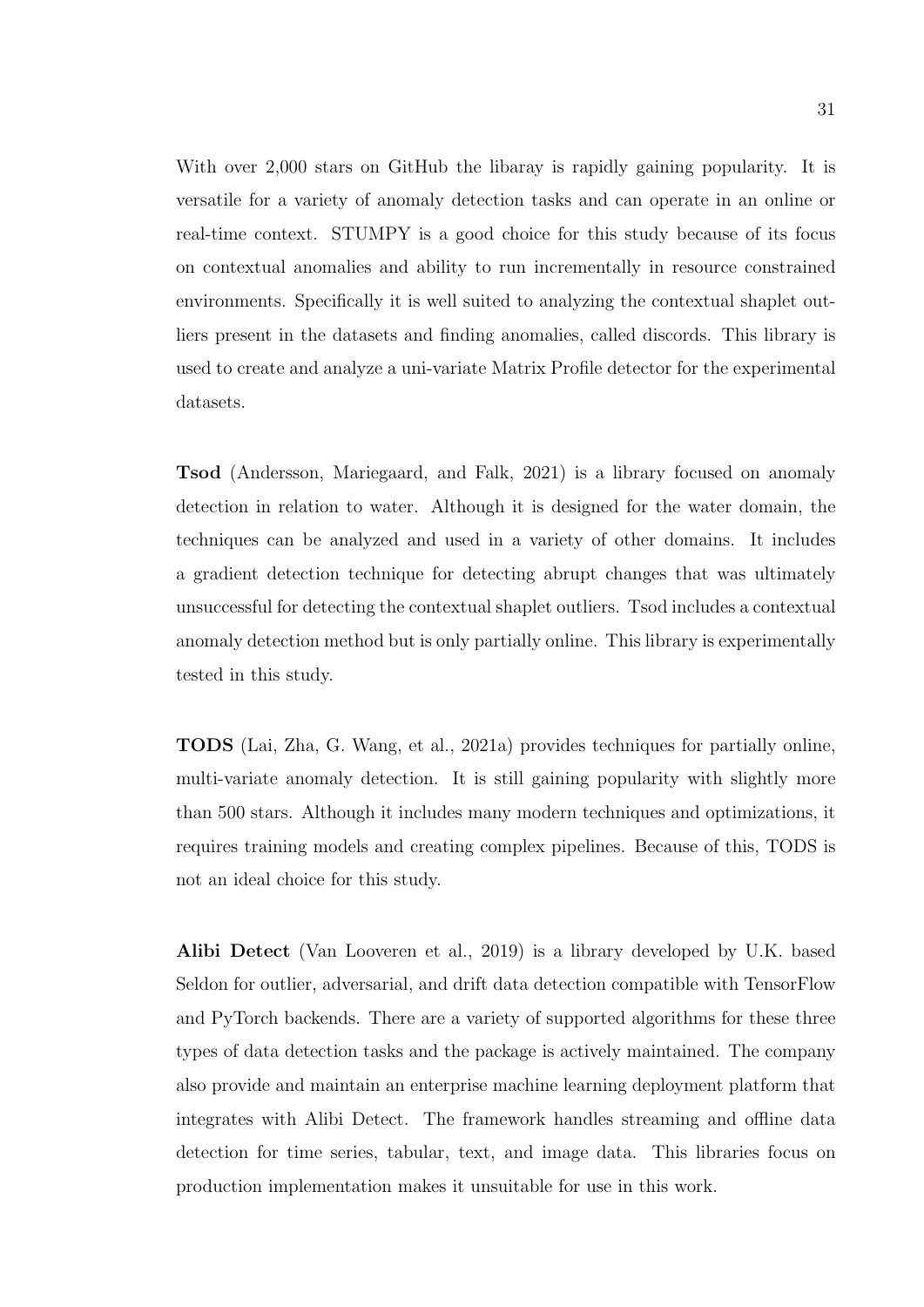With over 2,000 stars on GitHub the libaray is rapidly gaining popularity. It is versatile for a variety of anomaly detection tasks and can operate in an online or real-time context. STUMPY is a good choice for this study because of its focus on contextual anomalies and ability to run incrementally in resource constrained environments. Specifically it is well suited to analyzing the contextual shaplet outliers present in the datasets and finding anomalies, called discords. This library is used to create and analyze a uni-variate Matrix Profile detector for the experimental datasets.

**Tsod** (Andersson, Mariegaard, and Falk, 2021) is a library focused on anomaly detection in relation to water. Although it is designed for the water domain, the techniques can be analyzed and used in a variety of other domains. It includes a gradient detection technique for detecting abrupt changes that was ultimately unsuccessful for detecting the contextual shaplet outliers. Tsod includes a contextual anomaly detection method but is only partially online. This library is experimentally tested in this study.

**TODS** (Lai, Zha, G. Wang, et al., 2021a) provides techniques for partially online, multi-variate anomaly detection. It is still gaining popularity with slightly more than 500 stars. Although it includes many modern techniques and optimizations, it requires training models and creating complex pipelines. Because of this, TODS is not an ideal choice for this study.

**Alibi Detect** (Van Looveren et al., 2019) is a library developed by U.K. based Seldon for outlier, adversarial, and drift data detection compatible with TensorFlow and PyTorch backends. There are a variety of supported algorithms for these three types of data detection tasks and the package is actively maintained. The company also provide and maintain an enterprise machine learning deployment platform that integrates with Alibi Detect. The framework handles streaming and offline data detection for time series, tabular, text, and image data. This libraries focus on production implementation makes it unsuitable for use in this work.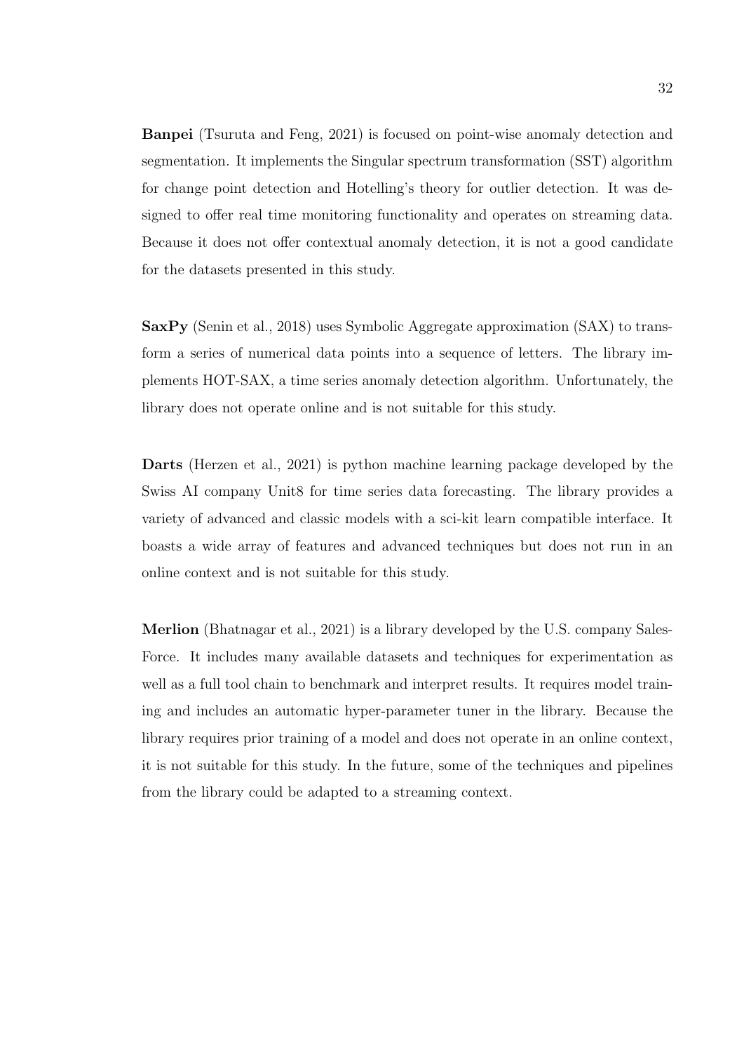**Banpei** (Tsuruta and Feng, 2021) is focused on point-wise anomaly detection and segmentation. It implements the Singular spectrum transformation (SST) algorithm for change point detection and Hotelling's theory for outlier detection. It was designed to offer real time monitoring functionality and operates on streaming data. Because it does not offer contextual anomaly detection, it is not a good candidate for the datasets presented in this study.

**SaxPy** (Senin et al., 2018) uses Symbolic Aggregate approximation (SAX) to transform a series of numerical data points into a sequence of letters. The library implements HOT-SAX, a time series anomaly detection algorithm. Unfortunately, the library does not operate online and is not suitable for this study.

**Darts** (Herzen et al., 2021) is python machine learning package developed by the Swiss AI company Unit8 for time series data forecasting. The library provides a variety of advanced and classic models with a sci-kit learn compatible interface. It boasts a wide array of features and advanced techniques but does not run in an online context and is not suitable for this study.

**Merlion** (Bhatnagar et al., 2021) is a library developed by the U.S. company SalesForce. It includes many available datasets and techniques for experimentation as well as a full tool chain to benchmark and interpret results. It requires model training and includes an automatic hyper-parameter tuner in the library. Because the library requires prior training of a model and does not operate in an online context, it is not suitable for this study. In the future, some of the techniques and pipelines from the library could be adapted to a streaming context.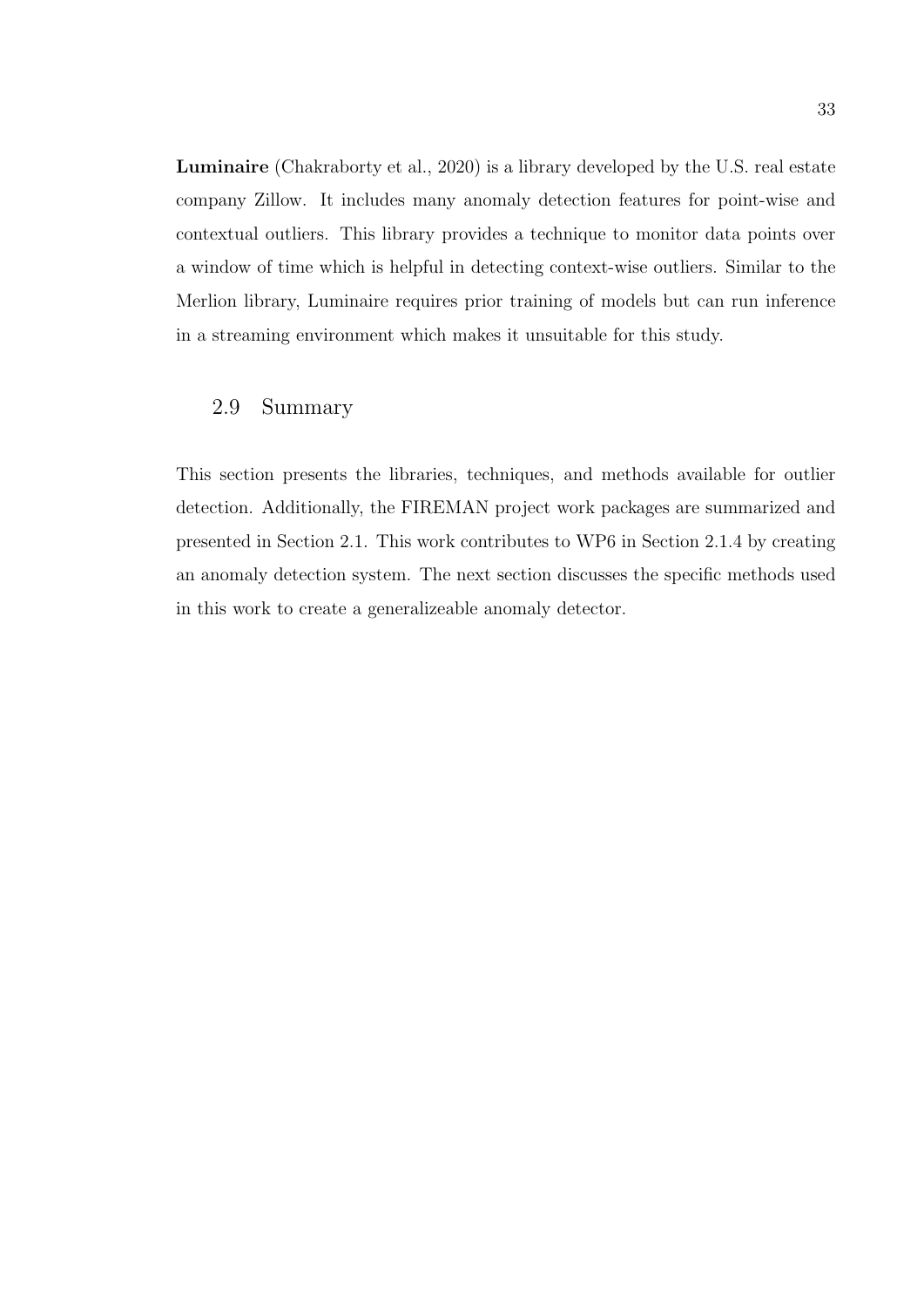**Luminaire** (Chakraborty et al., 2020) is a library developed by the U.S. real estate company Zillow. It includes many anomaly detection features for point-wise and contextual outliers. This library provides a technique to monitor data points over a window of time which is helpful in detecting context-wise outliers. Similar to the Merlion library, Luminaire requires prior training of models but can run inference in a streaming environment which makes it unsuitable for this study.

## 2.9 Summary

This section presents the libraries, techniques, and methods available for outlier detection. Additionally, the FIREMAN project work packages are summarized and presented in Section 2.1. This work contributes to WP6 in Section 2.1.4 by creating an anomaly detection system. The next section discusses the specific methods used in this work to create a generalizeable anomaly detector.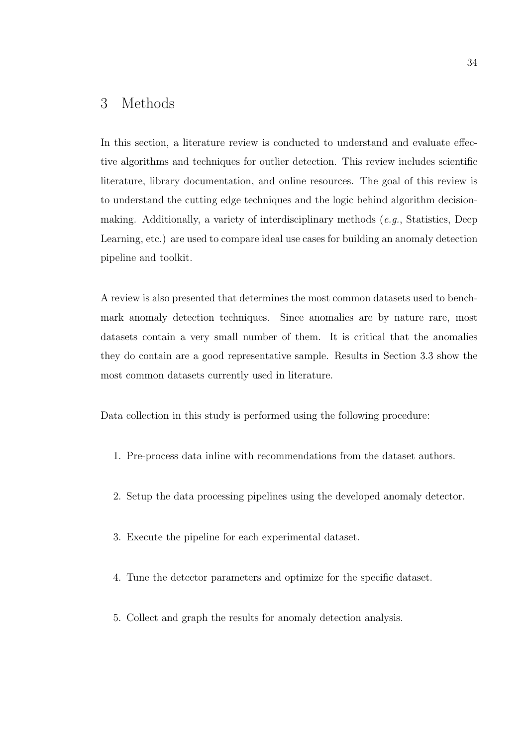# 3 Methods

In this section, a literature review is conducted to understand and evaluate effective algorithms and techniques for outlier detection. This review includes scientific literature, library documentation, and online resources. The goal of this review is to understand the cutting edge techniques and the logic behind algorithm decision-making. Additionally, a variety of interdisciplinary methods (*e.g.*, Statistics, Deep Learning, etc.) are used to compare ideal use cases for building an anomaly detection pipeline and toolkit.

A review is also presented that determines the most common datasets used to benchmark anomaly detection techniques. Since anomalies are by nature rare, most datasets contain a very small number of them. It is critical that the anomalies they do contain are a good representative sample. Results in Section 3.3 show the most common datasets currently used in literature.

Data collection in this study is performed using the following procedure:

1. Pre-process data inline with recommendations from the dataset authors.

2. Setup the data processing pipelines using the developed anomaly detector.

3. Execute the pipeline for each experimental dataset.

4. Tune the detector parameters and optimize for the specific dataset.

5. Collect and graph the results for anomaly detection analysis.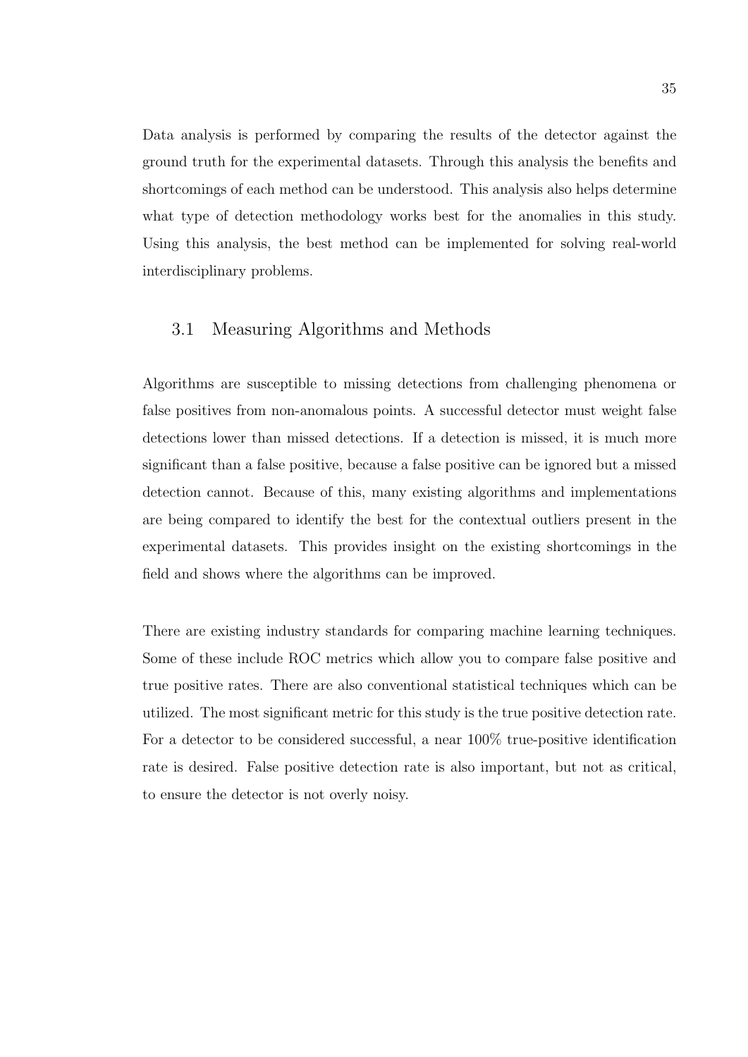Data analysis is performed by comparing the results of the detector against the ground truth for the experimental datasets. Through this analysis the benefits and shortcomings of each method can be understood. This analysis also helps determine what type of detection methodology works best for the anomalies in this study. Using this analysis, the best method can be implemented for solving real-world interdisciplinary problems.

## 3.1 Measuring Algorithms and Methods

Algorithms are susceptible to missing detections from challenging phenomena or false positives from non-anomalous points. A successful detector must weight false detections lower than missed detections. If a detection is missed, it is much more significant than a false positive, because a false positive can be ignored but a missed detection cannot. Because of this, many existing algorithms and implementations are being compared to identify the best for the contextual outliers present in the experimental datasets. This provides insight on the existing shortcomings in the field and shows where the algorithms can be improved.

There are existing industry standards for comparing machine learning techniques. Some of these include ROC metrics which allow you to compare false positive and true positive rates. There are also conventional statistical techniques which can be utilized. The most significant metric for this study is the true positive detection rate. For a detector to be considered successful, a near 100% true-positive identification rate is desired. False positive detection rate is also important, but not as critical, to ensure the detector is not overly noisy.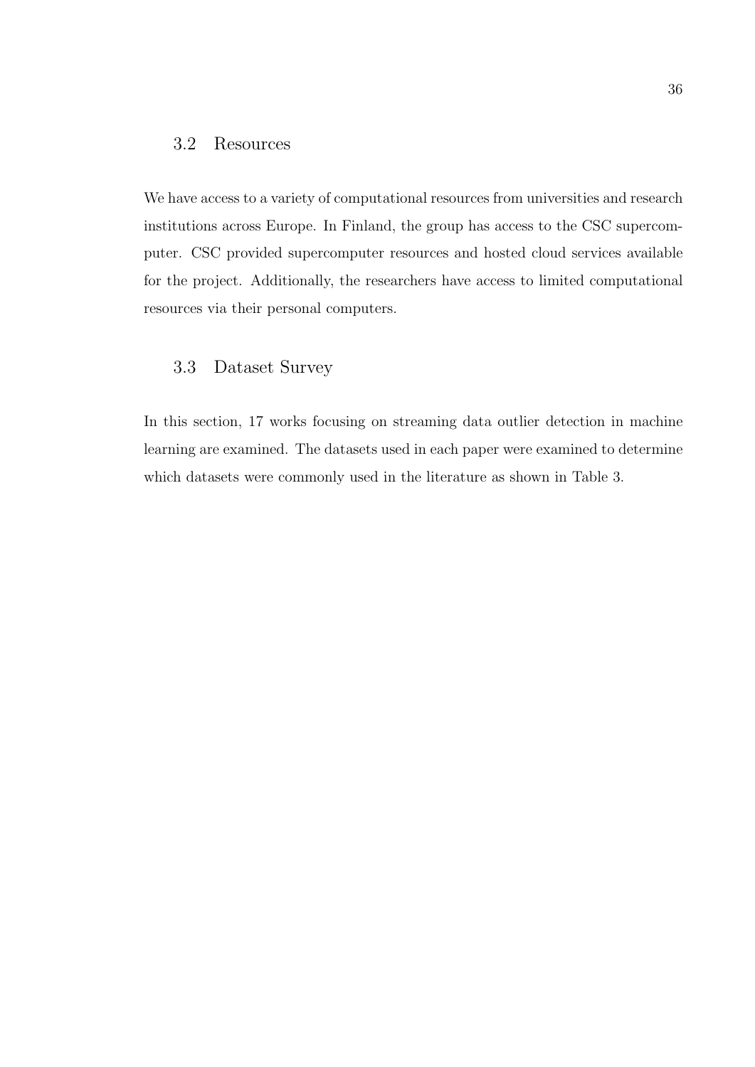## 3.2 Resources

We have access to a variety of computational resources from universities and research institutions across Europe. In Finland, the group has access to the CSC supercomputer. CSC provided supercomputer resources and hosted cloud services available for the project. Additionally, the researchers have access to limited computational resources via their personal computers.

## 3.3 Dataset Survey

In this section, 17 works focusing on streaming data outlier detection in machine learning are examined. The datasets used in each paper were examined to determine which datasets were commonly used in the literature as shown in Table 3.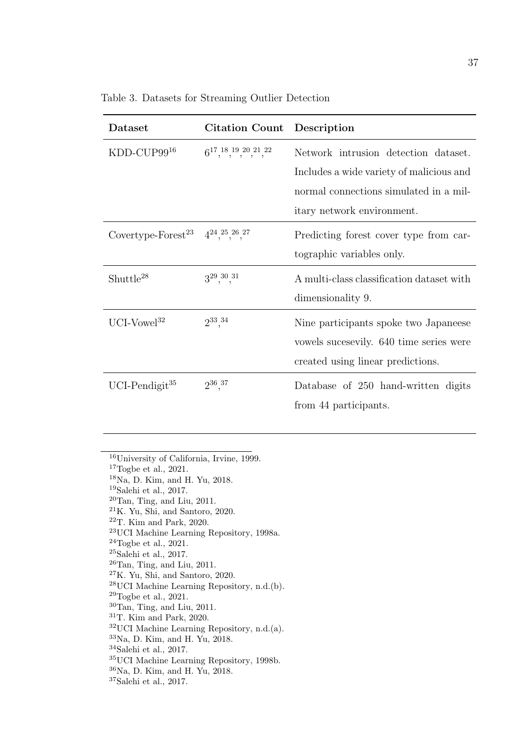Table 3. Datasets for Streaming Outlier Detection

| Dataset | Citation Count | Description |
|---|---|---|
| KDD-CUP99[16] | 6[17], [18], [19], [20], [21], [22] | Network intrusion detection dataset. Includes a wide variety of malicious and normal connections simulated in a military network environment. |
| Covertype-Forest[23] | 4[24], [25], [26], [27] | Predicting forest cover type from cartographic variables only. |
| Shuttle[28] | 3[29], [30], [31] | A multi-class classification dataset with dimensionality 9. |
| UCI-Vowel[32] | 2[33], [34] | Nine participants spoke two Japaneese vowels sucesevily. 640 time series were created using linear predictions. |
| UCI-Pendigit[35] | 2[36], [37] | Database of 250 hand-written digits from 44 participants. |

[16] University of California, Irvine, 1999.
[17] Togbe et al., 2021.
[18] Na, D. Kim, and H. Yu, 2018.
[19] Salehi et al., 2017.
[20] Tan, Ting, and Liu, 2011.
[21] K. Yu, Shi, and Santoro, 2020.
[22] T. Kim and Park, 2020.
[23] UCI Machine Learning Repository, 1998a.
[24] Togbe et al., 2021.
[25] Salehi et al., 2017.
[26] Tan, Ting, and Liu, 2011.
[27] K. Yu, Shi, and Santoro, 2020.
[28] UCI Machine Learning Repository, n.d.(b).
[29] Togbe et al., 2021.
[30] Tan, Ting, and Liu, 2011.
[31] T. Kim and Park, 2020.
[32] UCI Machine Learning Repository, n.d.(a).
[33] Na, D. Kim, and H. Yu, 2018.
[34] Salehi et al., 2017.
[35] UCI Machine Learning Repository, 1998b.
[36] Na, D. Kim, and H. Yu, 2018.
[37] Salehi et al., 2017.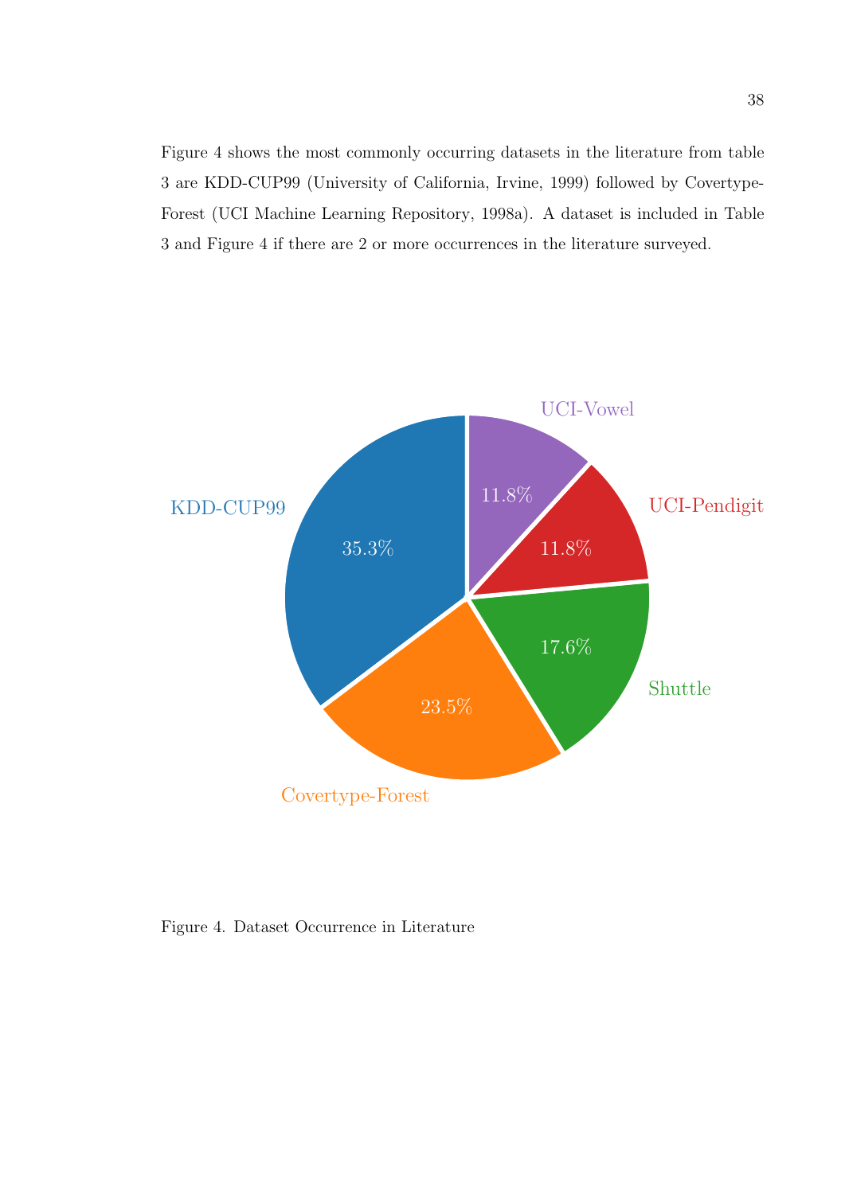Figure 4 shows the most commonly occurring datasets in the literature from table 3 are KDD-CUP99 (University of California, Irvine, 1999) followed by Covertype-Forest (UCI Machine Learning Repository, 1998a). A dataset is included in Table 3 and Figure 4 if there are 2 or more occurrences in the literature surveyed.

Figure 4. Dataset Occurrence in Literature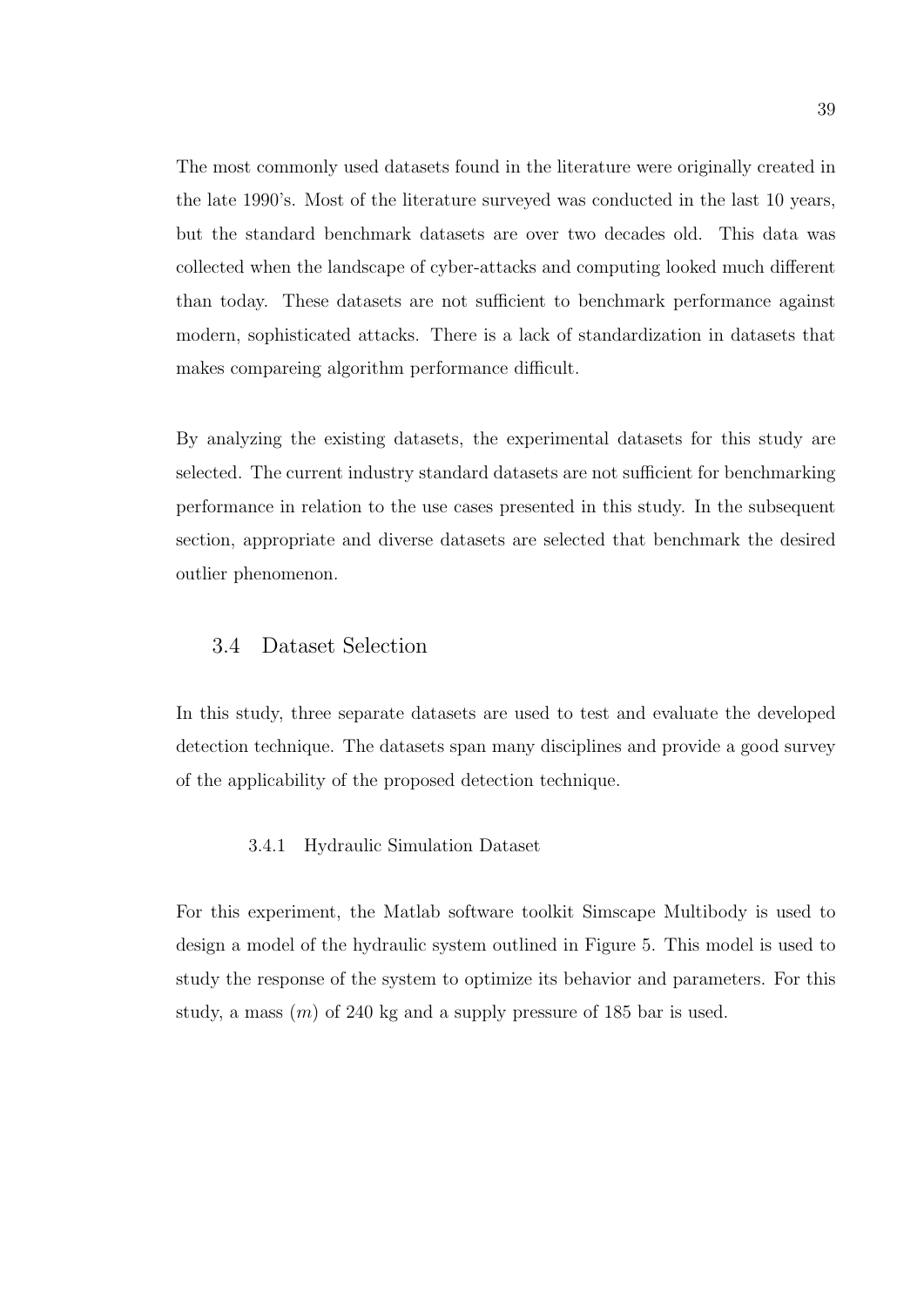The most commonly used datasets found in the literature were originally created in the late 1990's. Most of the literature surveyed was conducted in the last 10 years, but the standard benchmark datasets are over two decades old. This data was collected when the landscape of cyber-attacks and computing looked much different than today. These datasets are not sufficient to benchmark performance against modern, sophisticated attacks. There is a lack of standardization in datasets that makes compareing algorithm performance difficult.

By analyzing the existing datasets, the experimental datasets for this study are selected. The current industry standard datasets are not sufficient for benchmarking performance in relation to the use cases presented in this study. In the subsequent section, appropriate and diverse datasets are selected that benchmark the desired outlier phenomenon.

## 3.4 Dataset Selection

In this study, three separate datasets are used to test and evaluate the developed detection technique. The datasets span many disciplines and provide a good survey of the applicability of the proposed detection technique.

### 3.4.1 Hydraulic Simulation Dataset

For this experiment, the Matlab software toolkit Simscape Multibody is used to design a model of the hydraulic system outlined in Figure 5. This model is used to study the response of the system to optimize its behavior and parameters. For this study, a mass ($m$) of 240 kg and a supply pressure of 185 bar is used.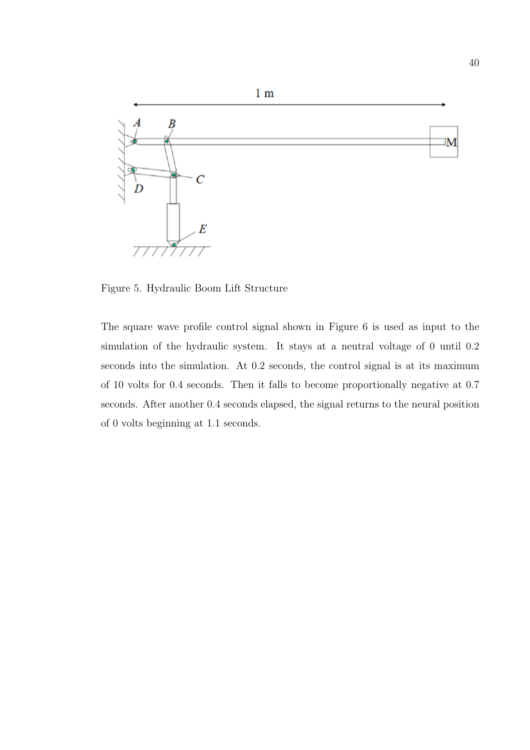Figure 5. Hydraulic Boom Lift Structure

The square wave profile control signal shown in Figure 6 is used as input to the simulation of the hydraulic system. It stays at a neutral voltage of 0 until 0.2 seconds into the simulation. At 0.2 seconds, the control signal is at its maximum of 10 volts for 0.4 seconds. Then it falls to become proportionally negative at 0.7 seconds. After another 0.4 seconds elapsed, the signal returns to the neural position of 0 volts beginning at 1.1 seconds.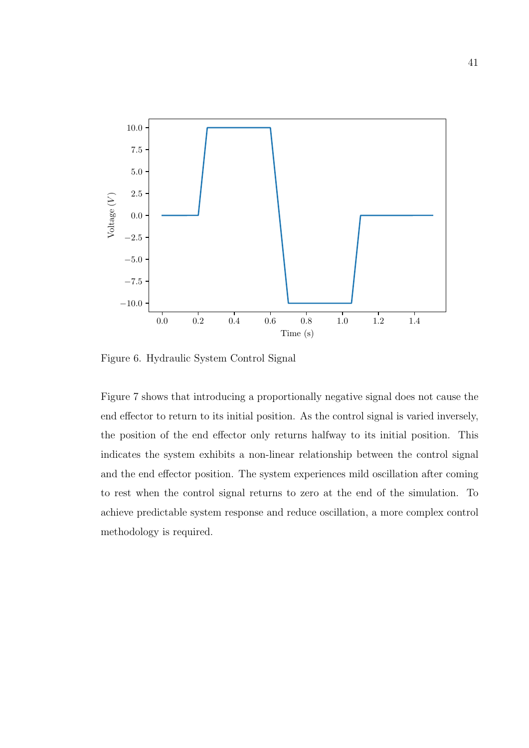Figure 6. Hydraulic System Control Signal

Figure 7 shows that introducing a proportionally negative signal does not cause the end effector to return to its initial position. As the control signal is varied inversely, the position of the end effector only returns halfway to its initial position. This indicates the system exhibits a non-linear relationship between the control signal and the end effector position. The system experiences mild oscillation after coming to rest when the control signal returns to zero at the end of the simulation. To achieve predictable system response and reduce oscillation, a more complex control methodology is required.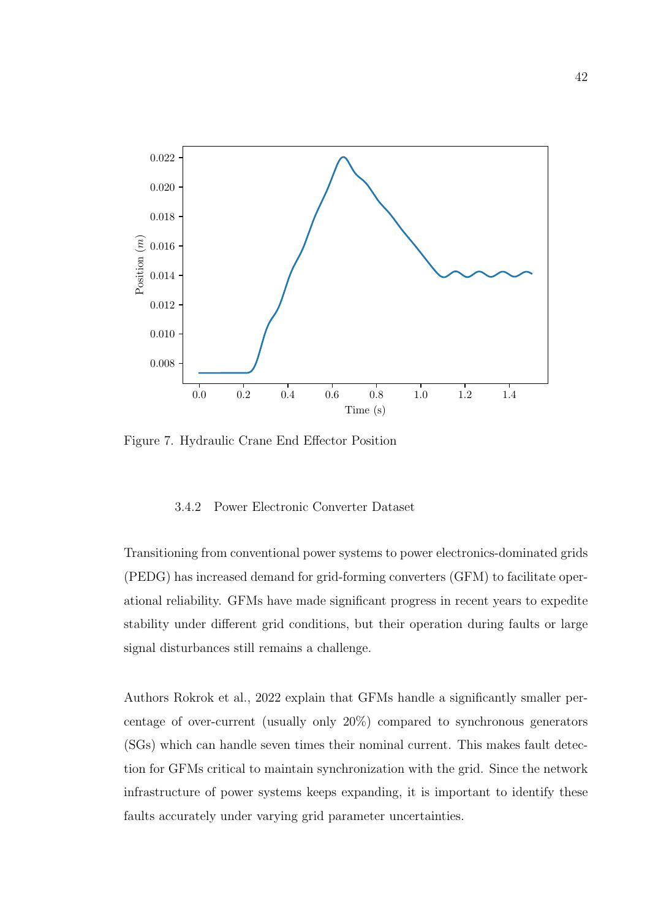Figure 7. Hydraulic Crane End Effector Position

### 3.4.2 Power Electronic Converter Dataset

Transitioning from conventional power systems to power electronics-dominated grids (PEDG) has increased demand for grid-forming converters (GFM) to facilitate operational reliability. GFMs have made significant progress in recent years to expedite stability under different grid conditions, but their operation during faults or large signal disturbances still remains a challenge.

Authors Rokrok et al., 2022 explain that GFMs handle a significantly smaller percentage of over-current (usually only 20%) compared to synchronous generators (SGs) which can handle seven times their nominal current. This makes fault detection for GFMs critical to maintain synchronization with the grid. Since the network infrastructure of power systems keeps expanding, it is important to identify these faults accurately under varying grid parameter uncertainties.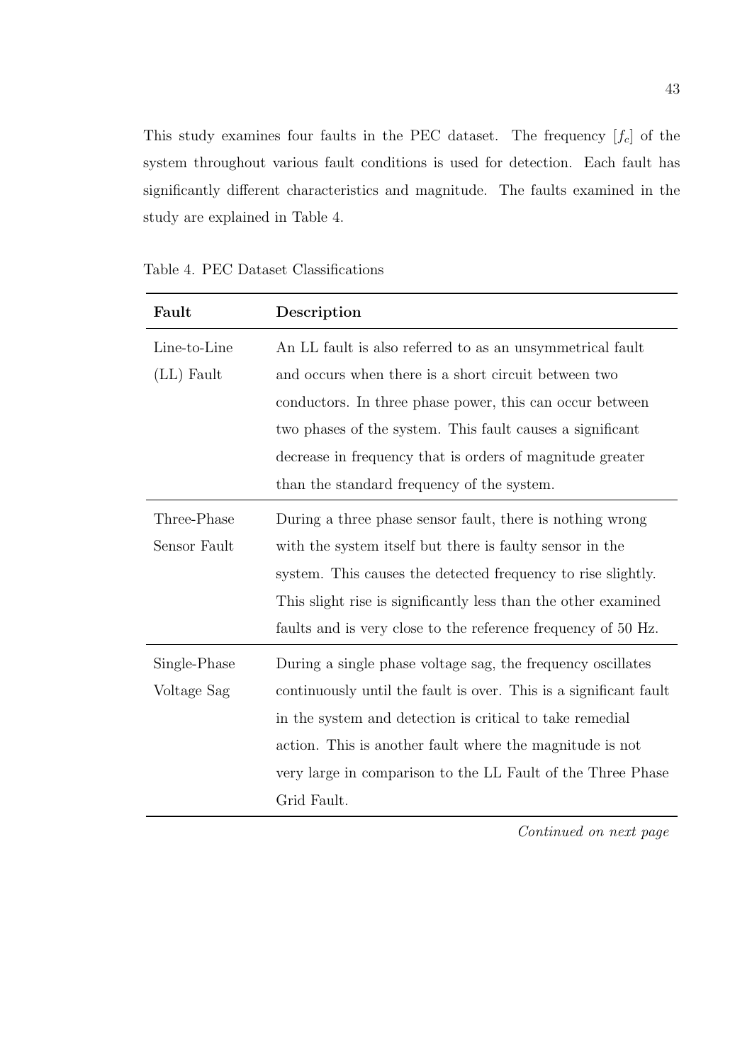This study examines four faults in the PEC dataset. The frequency [$f_c$] of the system throughout various fault conditions is used for detection. Each fault has significantly different characteristics and magnitude. The faults examined in the study are explained in Table 4.

Table 4. PEC Dataset Classifications

| **Fault** | **Description** |
|---|---|
| Line-to-Line (LL) Fault | An LL fault is also referred to as an unsymmetrical fault and occurs when there is a short circuit between two conductors. In three phase power, this can occur between two phases of the system. This fault causes a significant decrease in frequency that is orders of magnitude greater than the standard frequency of the system. |
| Three-Phase Sensor Fault | During a three phase sensor fault, there is nothing wrong with the system itself but there is faulty sensor in the system. This causes the detected frequency to rise slightly. This slight rise is significantly less than the other examined faults and is very close to the reference frequency of 50 Hz. |
| Single-Phase Voltage Sag | During a single phase voltage sag, the frequency oscillates continuously until the fault is over. This is a significant fault in the system and detection is critical to take remedial action. This is another fault where the magnitude is not very large in comparison to the LL Fault of the Three Phase Grid Fault. |

*Continued on next page*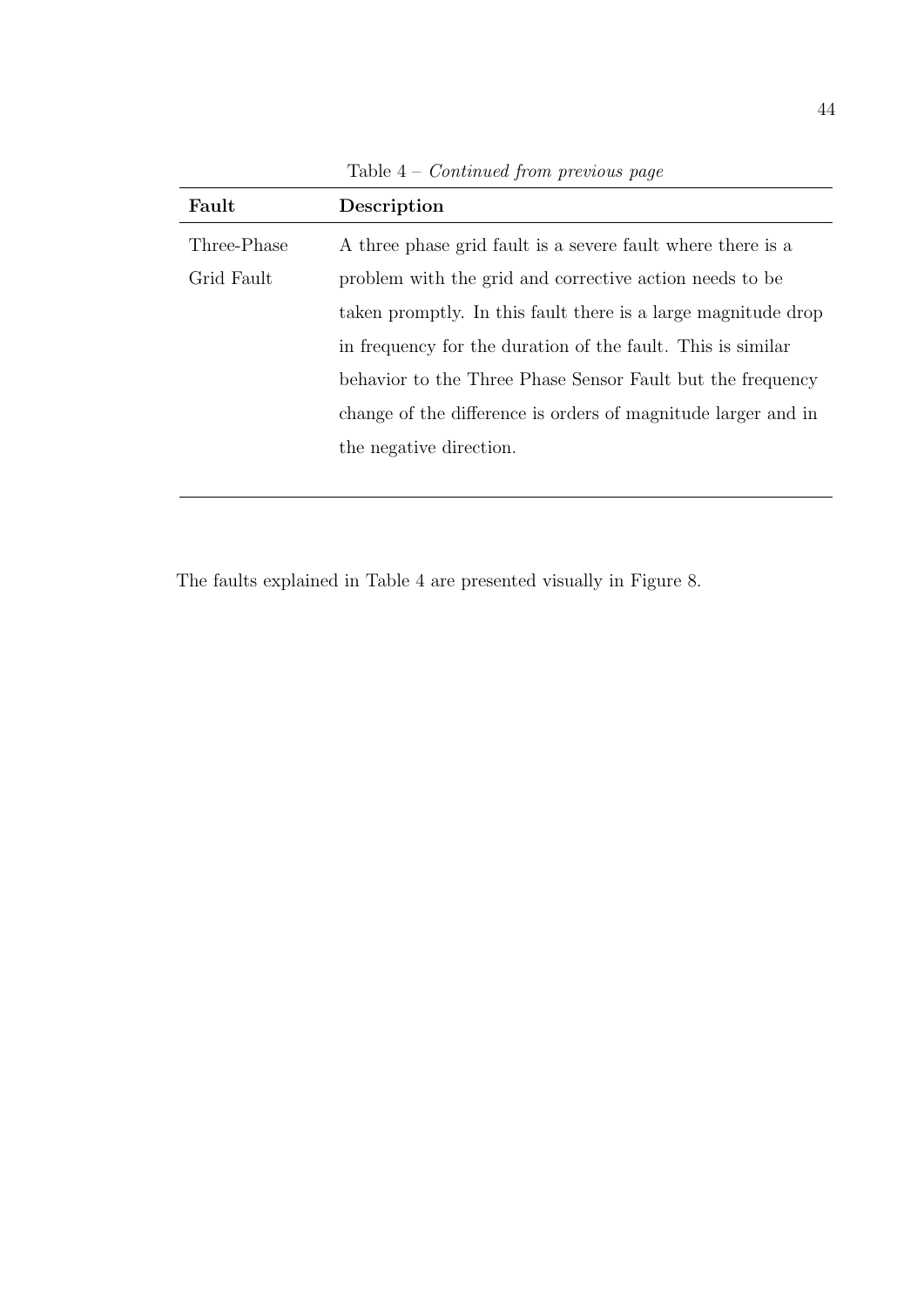Table 4 – *Continued from previous page*

| **Fault** | **Description** |
| --- | --- |
| Three-Phase Grid Fault | A three phase grid fault is a severe fault where there is a problem with the grid and corrective action needs to be taken promptly. In this fault there is a large magnitude drop in frequency for the duration of the fault. This is similar behavior to the Three Phase Sensor Fault but the frequency change of the difference is orders of magnitude larger and in the negative direction. |

The faults explained in Table 4 are presented visually in Figure 8.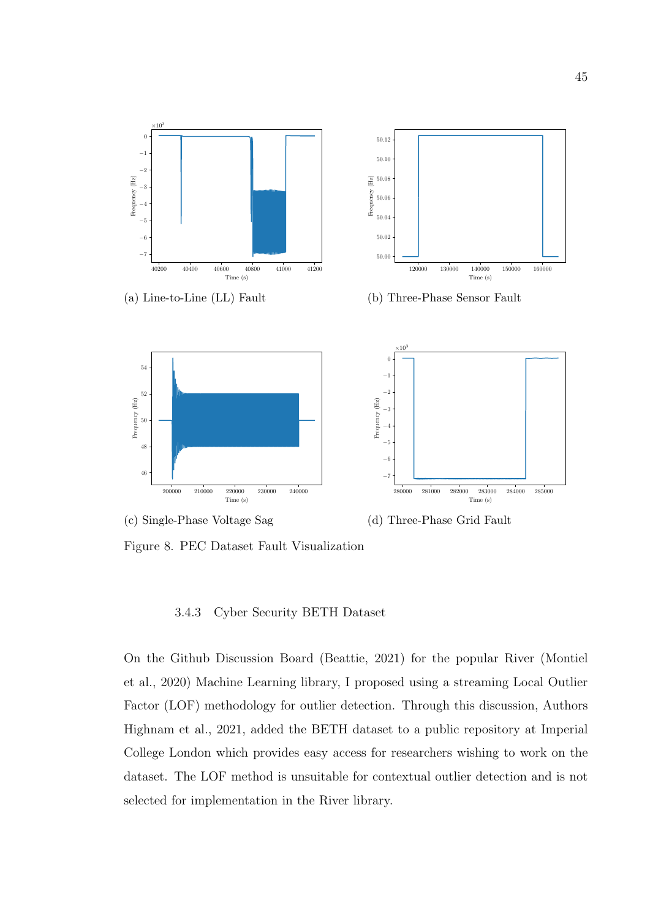(a) Line-to-Line (LL) Fault

(b) Three-Phase Sensor Fault

(c) Single-Phase Voltage Sag

(d) Three-Phase Grid Fault

Figure 8. PEC Dataset Fault Visualization

### 3.4.3 Cyber Security BETH Dataset

On the Github Discussion Board (Beattie, 2021) for the popular River (Montiel et al., 2020) Machine Learning library, I proposed using a streaming Local Outlier Factor (LOF) methodology for outlier detection. Through this discussion, Authors Highnam et al., 2021, added the BETH dataset to a public repository at Imperial College London which provides easy access for researchers wishing to work on the dataset. The LOF method is unsuitable for contextual outlier detection and is not selected for implementation in the River library.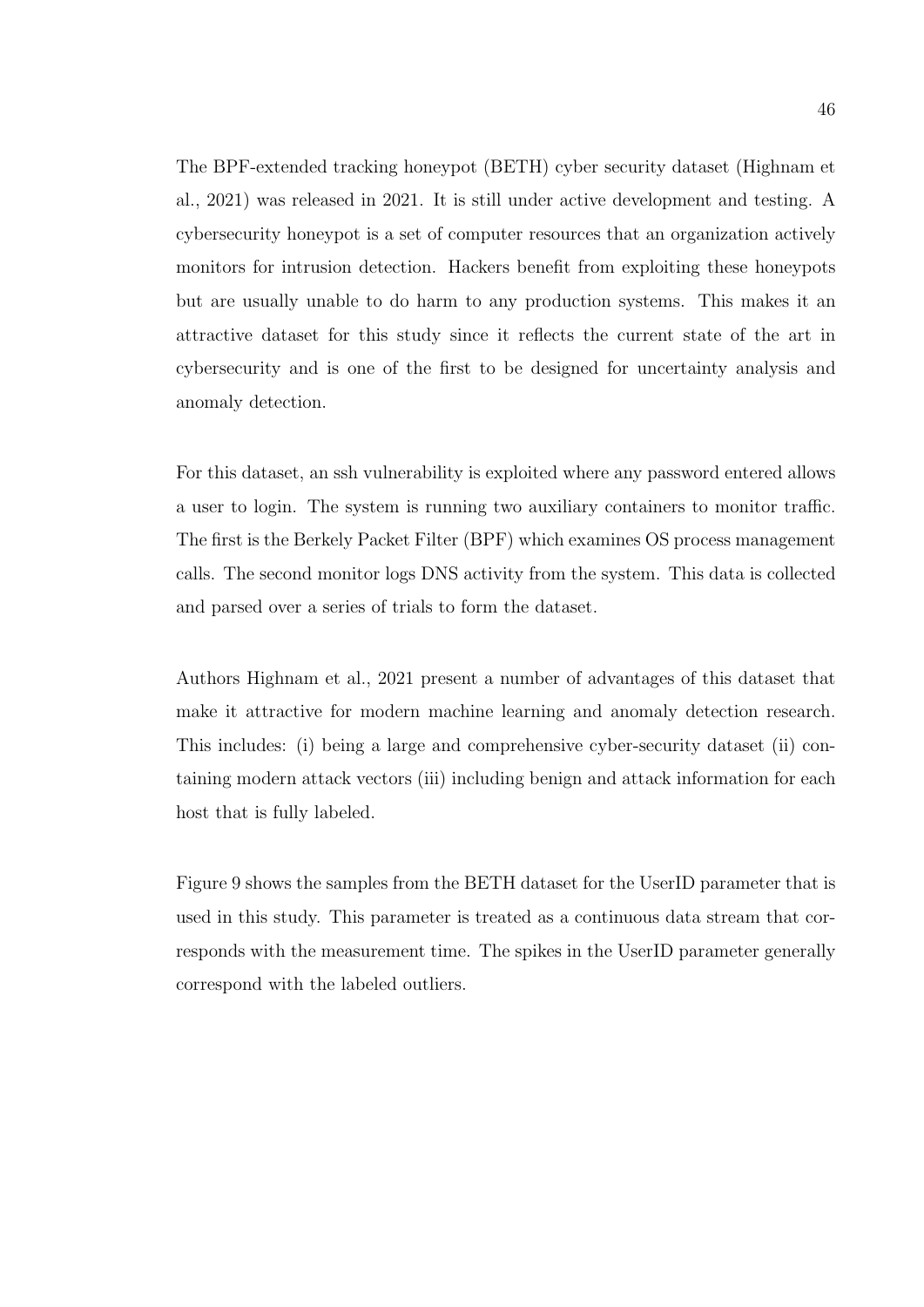The BPF-extended tracking honeypot (BETH) cyber security dataset (Highnam et al., 2021) was released in 2021. It is still under active development and testing. A cybersecurity honeypot is a set of computer resources that an organization actively monitors for intrusion detection. Hackers benefit from exploiting these honeypots but are usually unable to do harm to any production systems. This makes it an attractive dataset for this study since it reflects the current state of the art in cybersecurity and is one of the first to be designed for uncertainty analysis and anomaly detection.

For this dataset, an ssh vulnerability is exploited where any password entered allows a user to login. The system is running two auxiliary containers to monitor traffic. The first is the Berkely Packet Filter (BPF) which examines OS process management calls. The second monitor logs DNS activity from the system. This data is collected and parsed over a series of trials to form the dataset.

Authors Highnam et al., 2021 present a number of advantages of this dataset that make it attractive for modern machine learning and anomaly detection research. This includes: (i) being a large and comprehensive cyber-security dataset (ii) containing modern attack vectors (iii) including benign and attack information for each host that is fully labeled.

Figure 9 shows the samples from the BETH dataset for the UserID parameter that is used in this study. This parameter is treated as a continuous data stream that corresponds with the measurement time. The spikes in the UserID parameter generally correspond with the labeled outliers.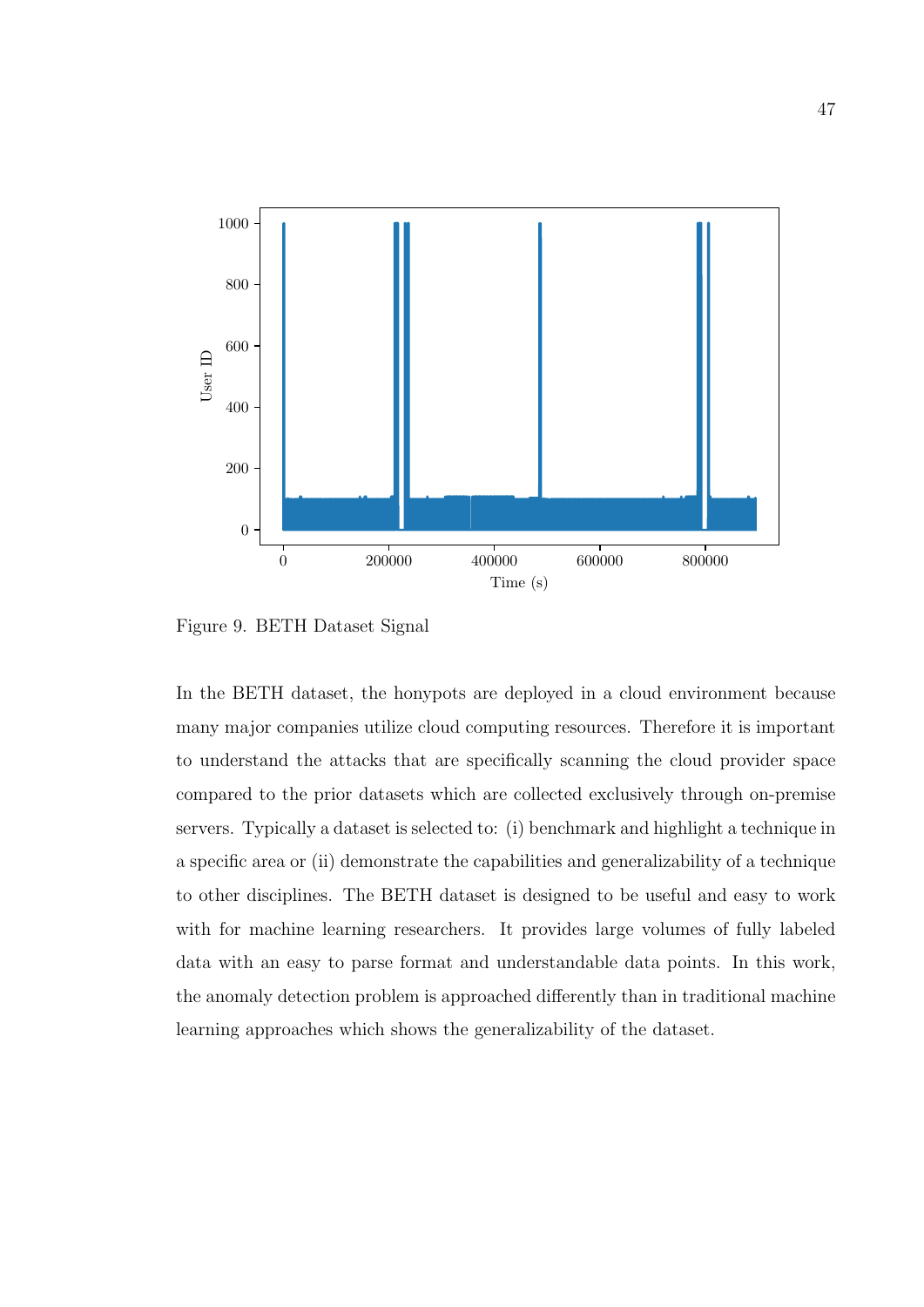Figure 9. BETH Dataset Signal

In the BETH dataset, the honypots are deployed in a cloud environment because many major companies utilize cloud computing resources. Therefore it is important to understand the attacks that are specifically scanning the cloud provider space compared to the prior datasets which are collected exclusively through on-premise servers. Typically a dataset is selected to: (i) benchmark and highlight a technique in a specific area or (ii) demonstrate the capabilities and generalizability of a technique to other disciplines. The BETH dataset is designed to be useful and easy to work with for machine learning researchers. It provides large volumes of fully labeled data with an easy to parse format and understandable data points. In this work, the anomaly detection problem is approached differently than in traditional machine learning approaches which shows the generalizability of the dataset.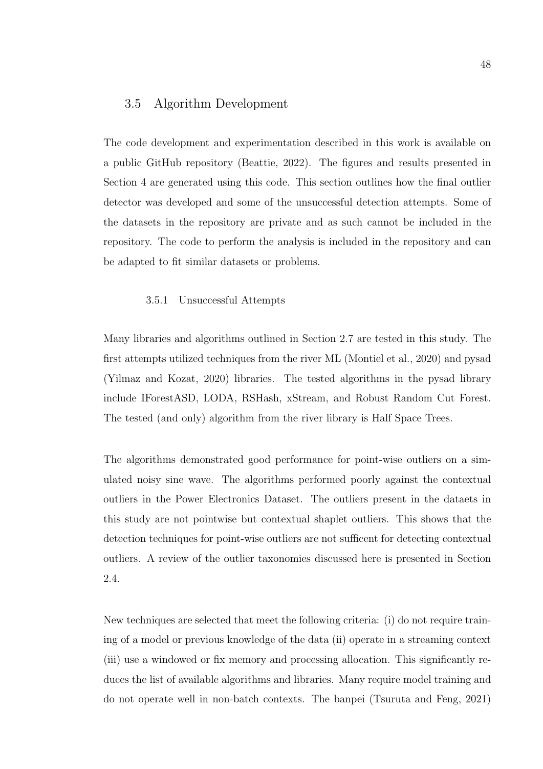## 3.5 Algorithm Development

The code development and experimentation described in this work is available on a public GitHub repository (Beattie, 2022). The figures and results presented in Section 4 are generated using this code. This section outlines how the final outlier detector was developed and some of the unsuccessful detection attempts. Some of the datasets in the repository are private and as such cannot be included in the repository. The code to perform the analysis is included in the repository and can be adapted to fit similar datasets or problems.

### 3.5.1 Unsuccessful Attempts

Many libraries and algorithms outlined in Section 2.7 are tested in this study. The first attempts utilized techniques from the river ML (Montiel et al., 2020) and pysad (Yilmaz and Kozat, 2020) libraries. The tested algorithms in the pysad library include IForestASD, LODA, RSHash, xStream, and Robust Random Cut Forest. The tested (and only) algorithm from the river library is Half Space Trees.

The algorithms demonstrated good performance for point-wise outliers on a simulated noisy sine wave. The algorithms performed poorly against the contextual outliers in the Power Electronics Dataset. The outliers present in the dataets in this study are not pointwise but contextual shaplet outliers. This shows that the detection techniques for point-wise outliers are not sufficent for detecting contextual outliers. A review of the outlier taxonomies discussed here is presented in Section 2.4.

New techniques are selected that meet the following criteria: (i) do not require training of a model or previous knowledge of the data (ii) operate in a streaming context (iii) use a windowed or fix memory and processing allocation. This significantly reduces the list of available algorithms and libraries. Many require model training and do not operate well in non-batch contexts. The banpei (Tsuruta and Feng, 2021)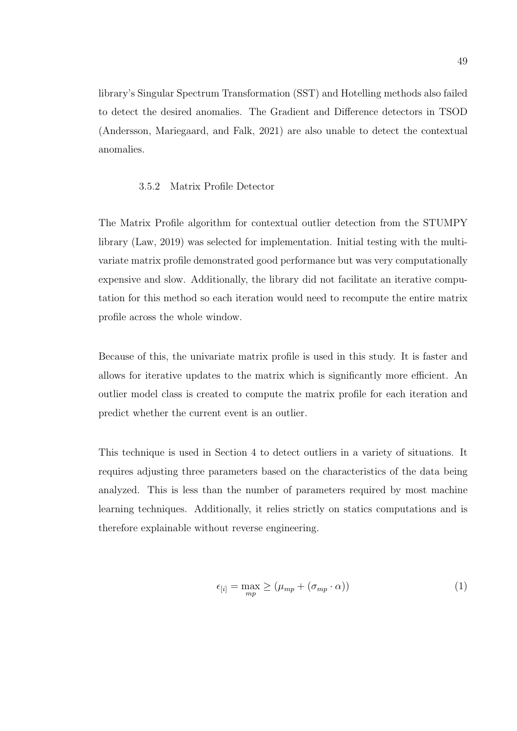library's Singular Spectrum Transformation (SST) and Hotelling methods also failed to detect the desired anomalies. The Gradient and Difference detectors in TSOD (Andersson, Mariegaard, and Falk, 2021) are also unable to detect the contextual anomalies.

### 3.5.2 Matrix Profile Detector

The Matrix Profile algorithm for contextual outlier detection from the STUMPY library (Law, 2019) was selected for implementation. Initial testing with the multivariate matrix profile demonstrated good performance but was very computationally expensive and slow. Additionally, the library did not facilitate an iterative computation for this method so each iteration would need to recompute the entire matrix profile across the whole window.

Because of this, the univariate matrix profile is used in this study. It is faster and allows for iterative updates to the matrix which is significantly more efficient. An outlier model class is created to compute the matrix profile for each iteration and predict whether the current event is an outlier.

This technique is used in Section 4 to detect outliers in a variety of situations. It requires adjusting three parameters based on the characteristics of the data being analyzed. This is less than the number of parameters required by most machine learning techniques. Additionally, it relies strictly on statics computations and is therefore explainable without reverse engineering.

$$\epsilon_{[i]} = \max_{mp} \geq (\mu_{mp} + (\sigma_{mp} \cdot \alpha)) \tag{1}$$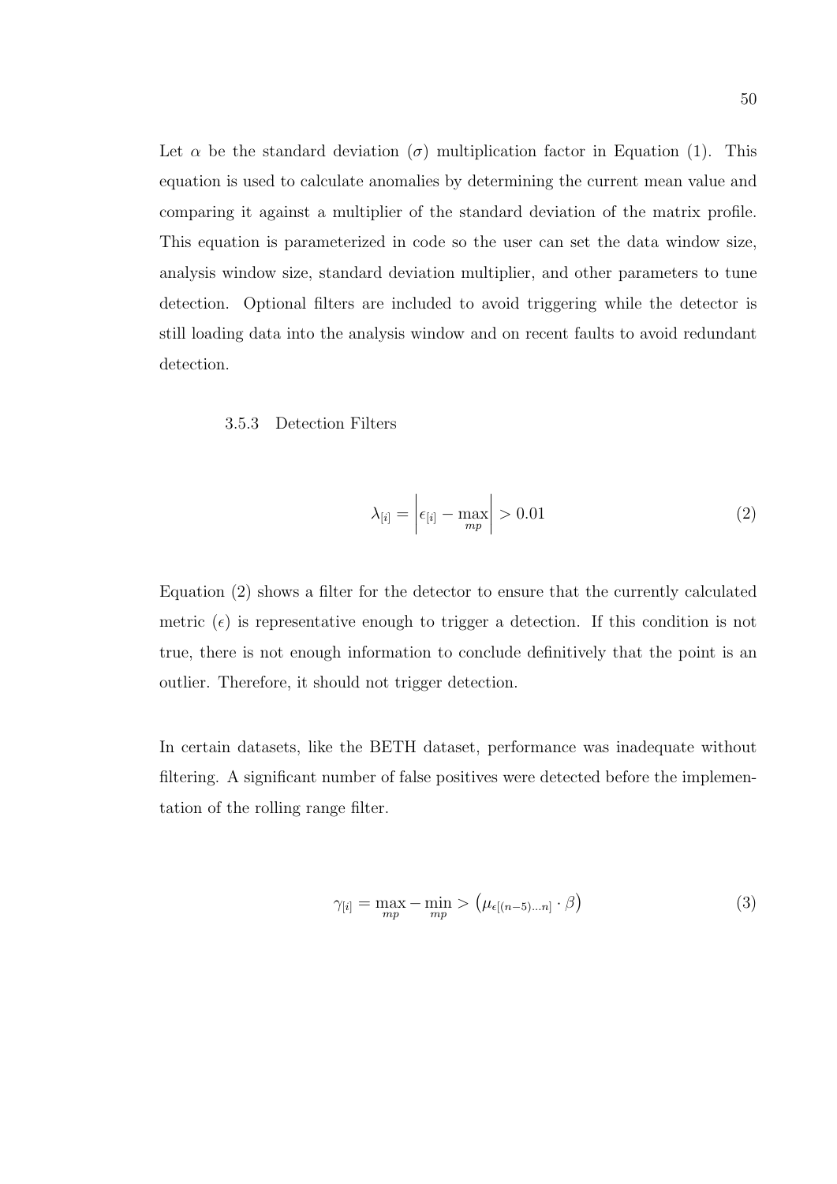Let $\alpha$ be the standard deviation ($\sigma$) multiplication factor in Equation (1). This equation is used to calculate anomalies by determining the current mean value and comparing it against a multiplier of the standard deviation of the matrix profile. This equation is parameterized in code so the user can set the data window size, analysis window size, standard deviation multiplier, and other parameters to tune detection. Optional filters are included to avoid triggering while the detector is still loading data into the analysis window and on recent faults to avoid redundant detection.

### 3.5.3 Detection Filters

$$\lambda_{[i]} = \left| \epsilon_{[i]} - \max_{mp} \right| > 0.01 \tag{2}$$

Equation (2) shows a filter for the detector to ensure that the currently calculated metric ($\epsilon$) is representative enough to trigger a detection. If this condition is not true, there is not enough information to conclude definitively that the point is an outlier. Therefore, it should not trigger detection.

In certain datasets, like the BETH dataset, performance was inadequate without filtering. A significant number of false positives were detected before the implementation of the rolling range filter.

$$\gamma_{[i]} = \max_{mp} - \min_{mp} > \left( \mu_{\epsilon[(n-5)\ldots n]} \cdot \beta \right) \tag{3}$$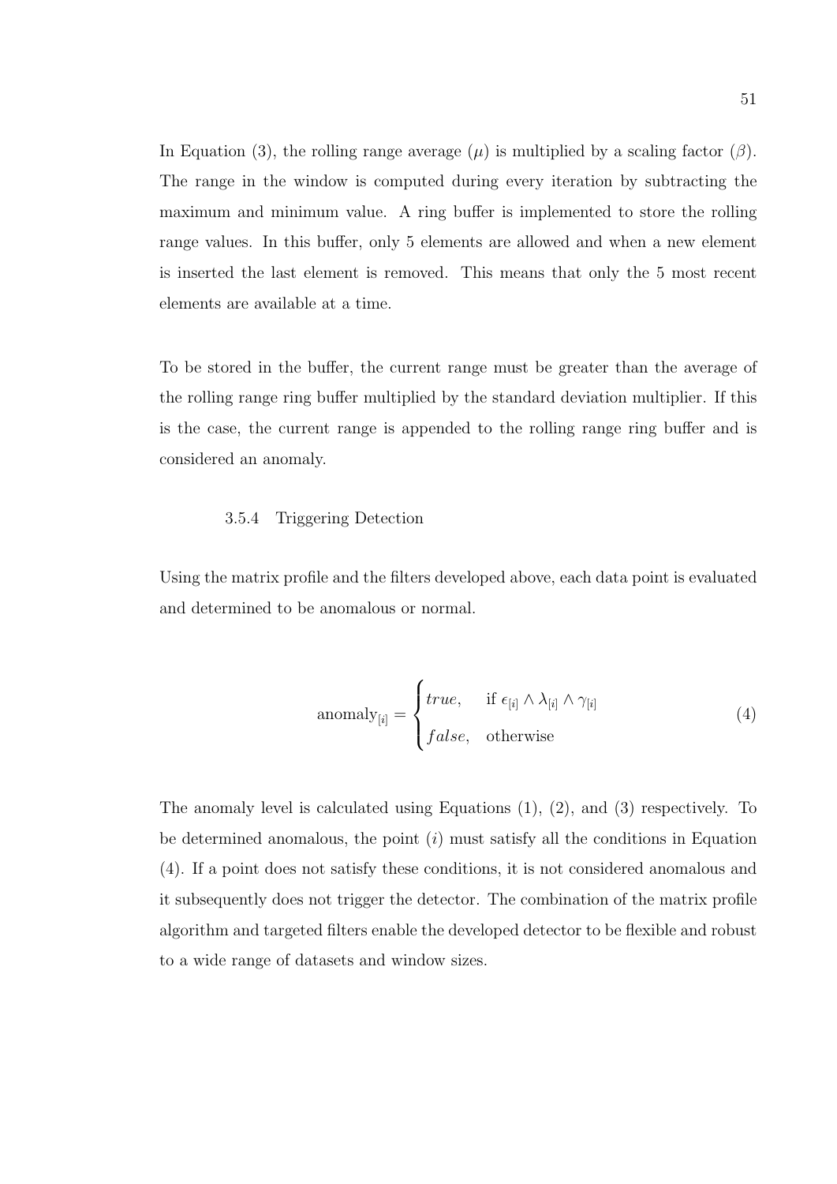In Equation (3), the rolling range average ($\mu$) is multiplied by a scaling factor ($\beta$). The range in the window is computed during every iteration by subtracting the maximum and minimum value. A ring buffer is implemented to store the rolling range values. In this buffer, only 5 elements are allowed and when a new element is inserted the last element is removed. This means that only the 5 most recent elements are available at a time.

To be stored in the buffer, the current range must be greater than the average of the rolling range ring buffer multiplied by the standard deviation multiplier. If this is the case, the current range is appended to the rolling range ring buffer and is considered an anomaly.

### 3.5.4 Triggering Detection

Using the matrix profile and the filters developed above, each data point is evaluated and determined to be anomalous or normal.

$$\text{anomaly}_{[i]} = \begin{cases} true, & \text{if } \epsilon_{[i]} \wedge \lambda_{[i]} \wedge \gamma_{[i]} \\ false, & \text{otherwise} \end{cases} \tag{4}$$

The anomaly level is calculated using Equations (1), (2), and (3) respectively. To be determined anomalous, the point ($i$) must satisfy all the conditions in Equation (4). If a point does not satisfy these conditions, it is not considered anomalous and it subsequently does not trigger the detector. The combination of the matrix profile algorithm and targeted filters enable the developed detector to be flexible and robust to a wide range of datasets and window sizes.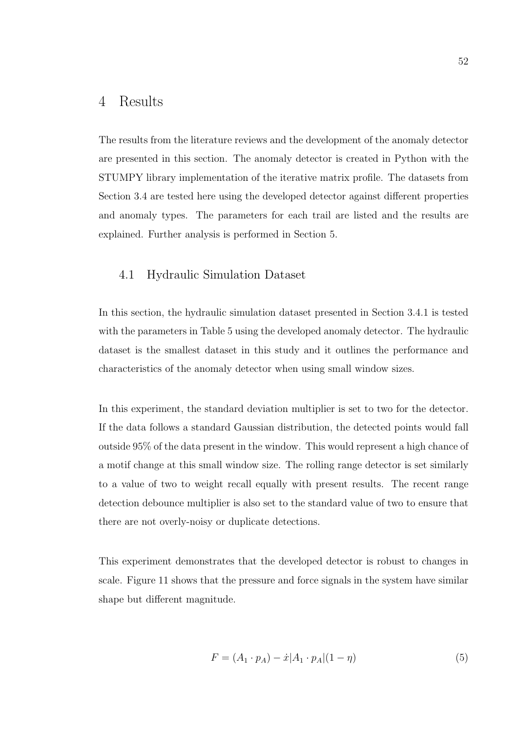# 4 Results

The results from the literature reviews and the development of the anomaly detector are presented in this section. The anomaly detector is created in Python with the STUMPY library implementation of the iterative matrix profile. The datasets from Section 3.4 are tested here using the developed detector against different properties and anomaly types. The parameters for each trail are listed and the results are explained. Further analysis is performed in Section 5.

## 4.1 Hydraulic Simulation Dataset

In this section, the hydraulic simulation dataset presented in Section 3.4.1 is tested with the parameters in Table 5 using the developed anomaly detector. The hydraulic dataset is the smallest dataset in this study and it outlines the performance and characteristics of the anomaly detector when using small window sizes.

In this experiment, the standard deviation multiplier is set to two for the detector. If the data follows a standard Gaussian distribution, the detected points would fall outside 95% of the data present in the window. This would represent a high chance of a motif change at this small window size. The rolling range detector is set similarly to a value of two to weight recall equally with present results. The recent range detection debounce multiplier is also set to the standard value of two to ensure that there are not overly-noisy or duplicate detections.

This experiment demonstrates that the developed detector is robust to changes in scale. Figure 11 shows that the pressure and force signals in the system have similar shape but different magnitude.

$$F = (A_1 \cdot p_A) - \dot{x}|A_1 \cdot p_A|(1 - \eta) \tag{5}$$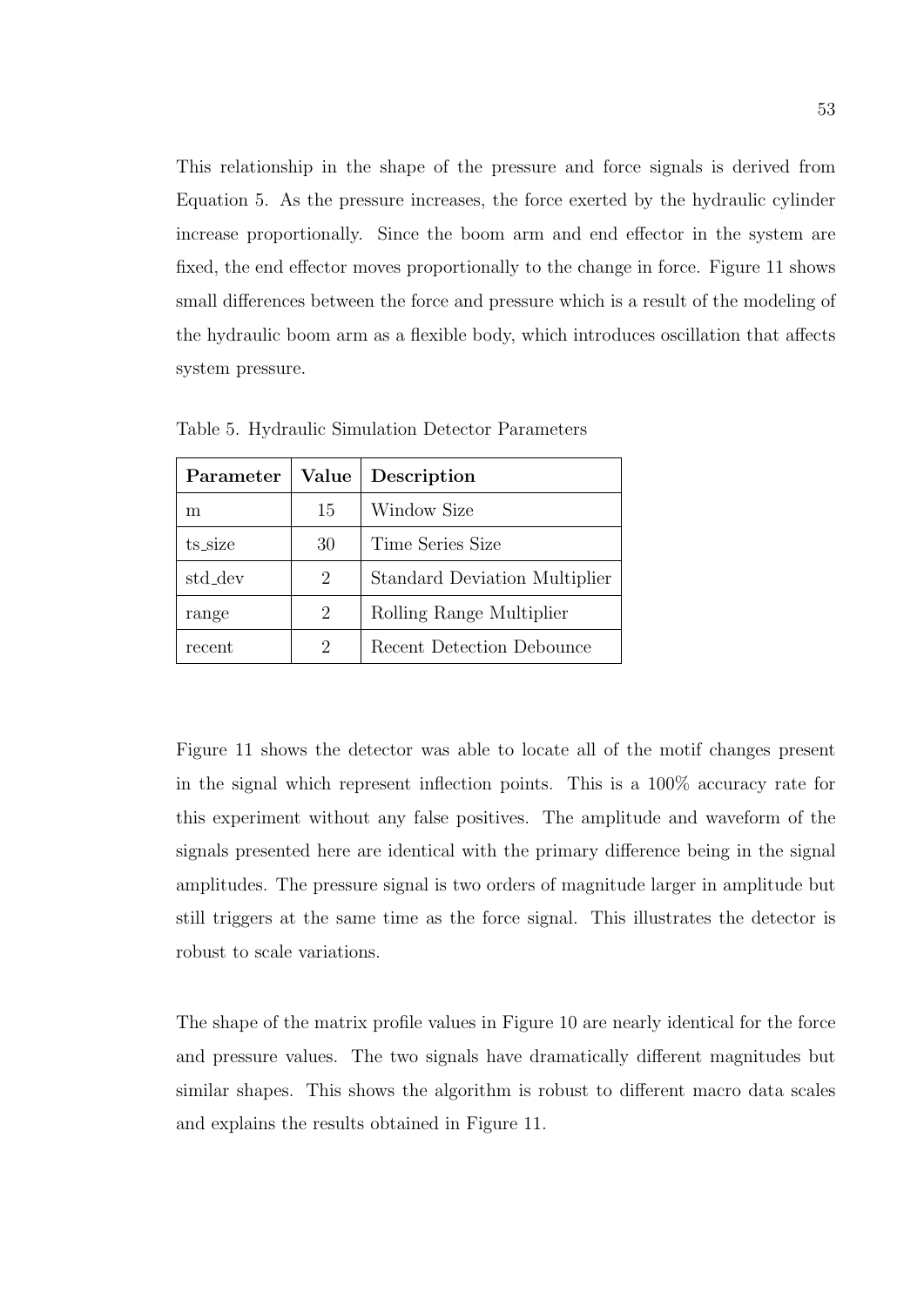This relationship in the shape of the pressure and force signals is derived from Equation 5. As the pressure increases, the force exerted by the hydraulic cylinder increase proportionally. Since the boom arm and end effector in the system are fixed, the end effector moves proportionally to the change in force. Figure 11 shows small differences between the force and pressure which is a result of the modeling of the hydraulic boom arm as a flexible body, which introduces oscillation that affects system pressure.

Table 5. Hydraulic Simulation Detector Parameters

| **Parameter** | **Value** | **Description** |
|---|---|---|
| m | 15 | Window Size |
| ts_size | 30 | Time Series Size |
| std_dev | 2 | Standard Deviation Multiplier |
| range | 2 | Rolling Range Multiplier |
| recent | 2 | Recent Detection Debounce |

Figure 11 shows the detector was able to locate all of the motif changes present in the signal which represent inflection points. This is a 100% accuracy rate for this experiment without any false positives. The amplitude and waveform of the signals presented here are identical with the primary difference being in the signal amplitudes. The pressure signal is two orders of magnitude larger in amplitude but still triggers at the same time as the force signal. This illustrates the detector is robust to scale variations.

The shape of the matrix profile values in Figure 10 are nearly identical for the force and pressure values. The two signals have dramatically different magnitudes but similar shapes. This shows the algorithm is robust to different macro data scales and explains the results obtained in Figure 11.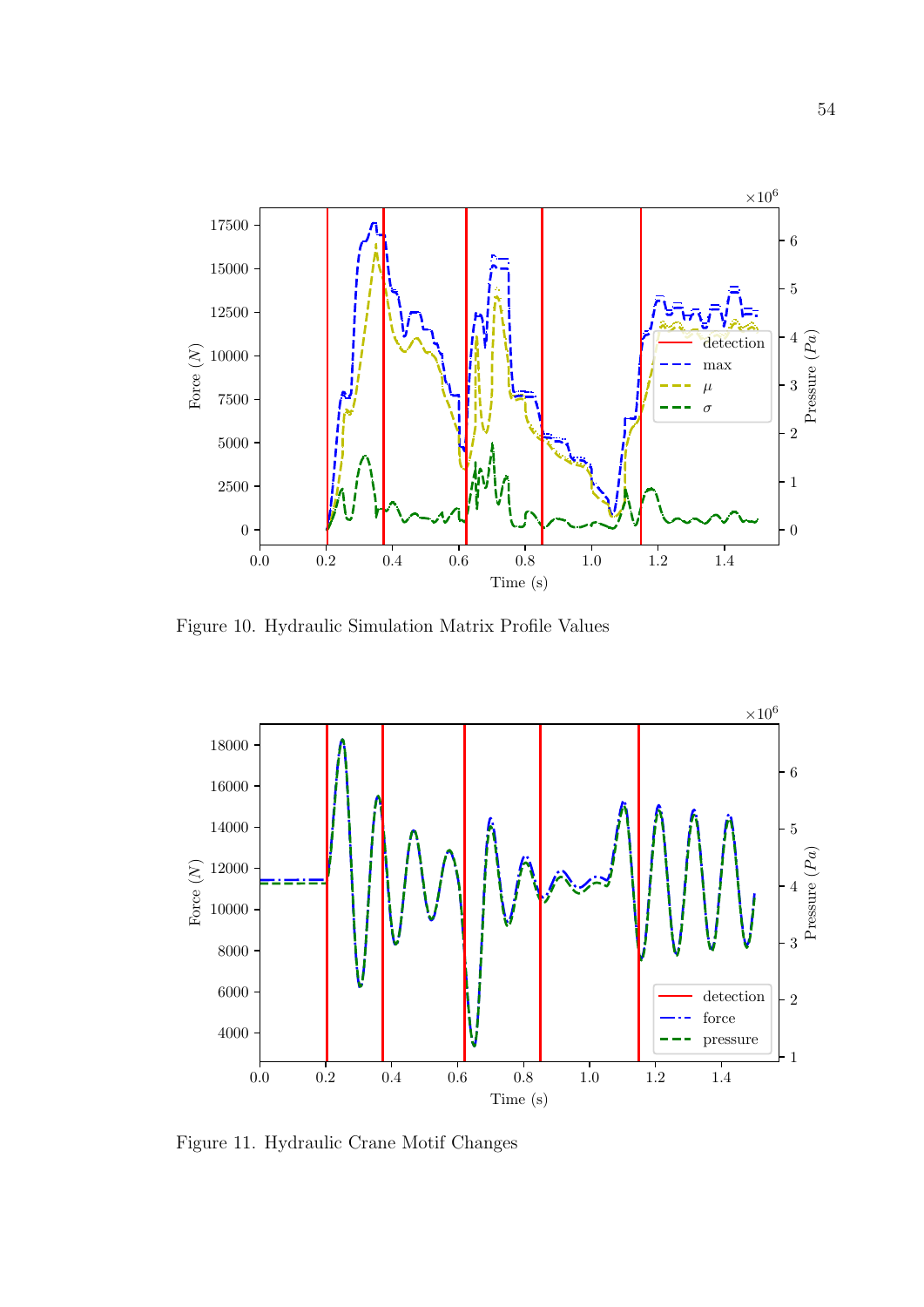Figure 10. Hydraulic Simulation Matrix Profile Values

Figure 11. Hydraulic Crane Motif Changes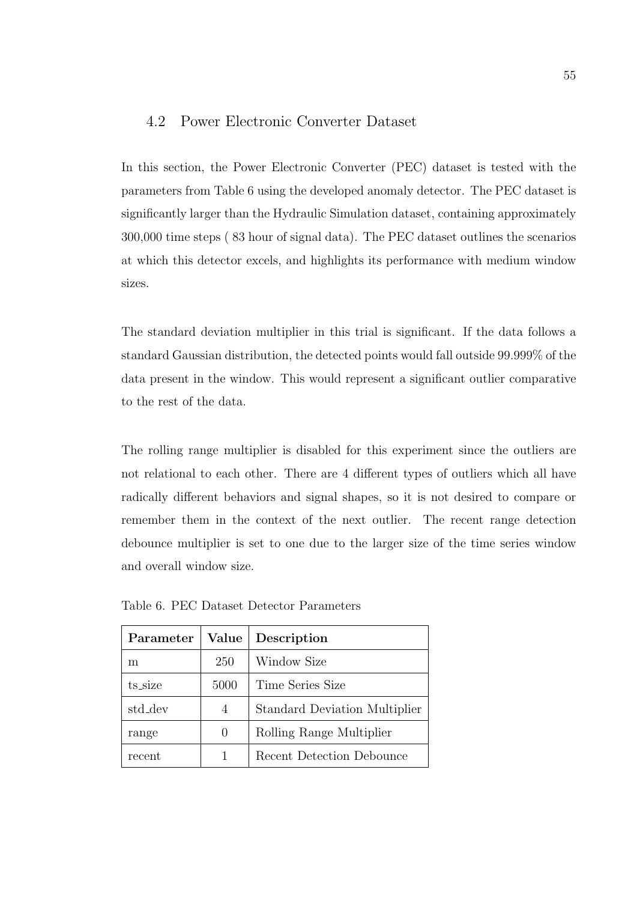## 4.2 Power Electronic Converter Dataset

In this section, the Power Electronic Converter (PEC) dataset is tested with the parameters from Table 6 using the developed anomaly detector. The PEC dataset is significantly larger than the Hydraulic Simulation dataset, containing approximately 300,000 time steps ( 83 hour of signal data). The PEC dataset outlines the scenarios at which this detector excels, and highlights its performance with medium window sizes.

The standard deviation multiplier in this trial is significant. If the data follows a standard Gaussian distribution, the detected points would fall outside 99.999% of the data present in the window. This would represent a significant outlier comparative to the rest of the data.

The rolling range multiplier is disabled for this experiment since the outliers are not relational to each other. There are 4 different types of outliers which all have radically different behaviors and signal shapes, so it is not desired to compare or remember them in the context of the next outlier. The recent range detection debounce multiplier is set to one due to the larger size of the time series window and overall window size.

Table 6. PEC Dataset Detector Parameters

| **Parameter** | **Value** | **Description** |
| --- | --- | --- |
| m | 250 | Window Size |
| ts_size | 5000 | Time Series Size |
| std_dev | 4 | Standard Deviation Multiplier |
| range | 0 | Rolling Range Multiplier |
| recent | 1 | Recent Detection Debounce |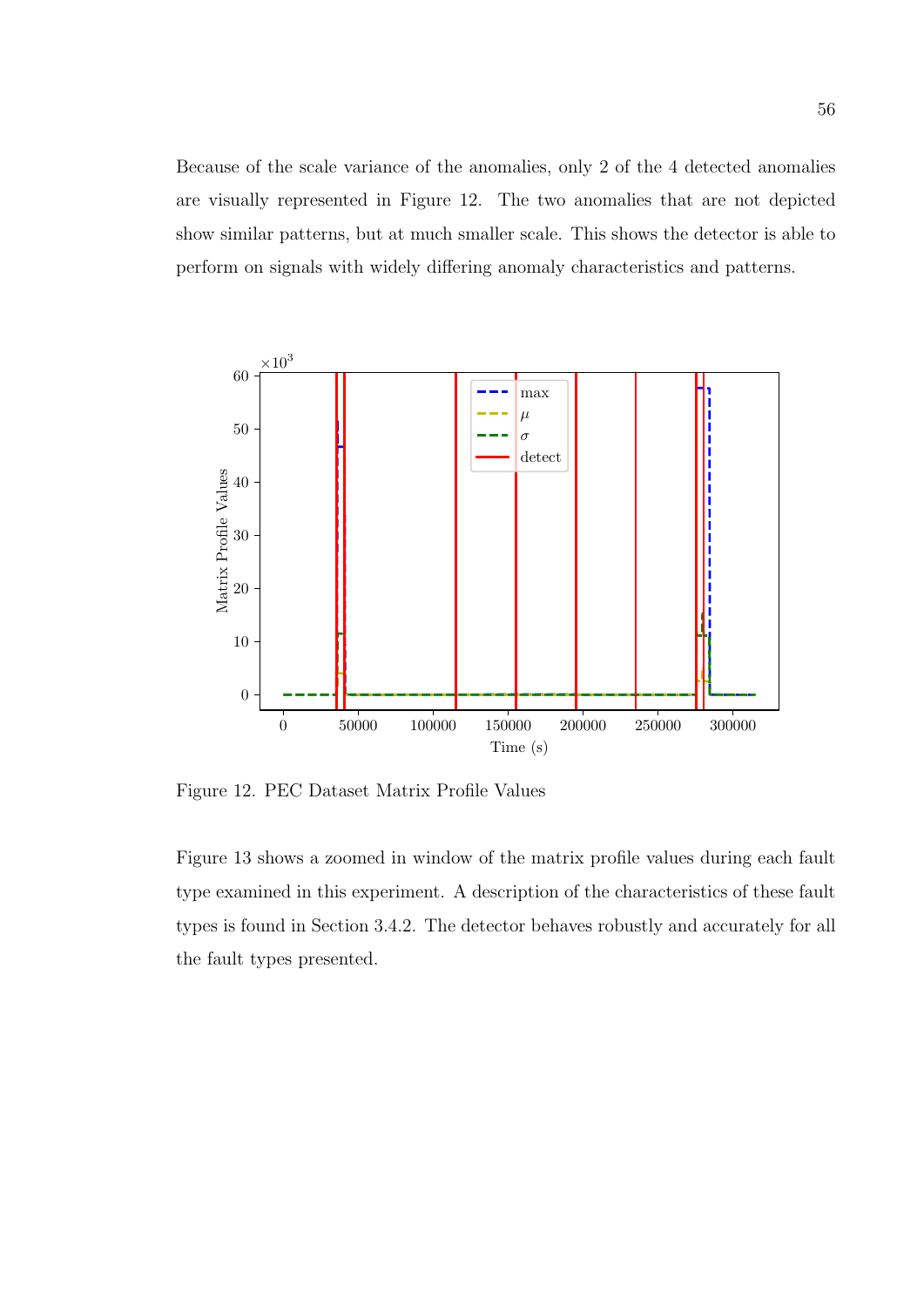Because of the scale variance of the anomalies, only 2 of the 4 detected anomalies are visually represented in Figure 12. The two anomalies that are not depicted show similar patterns, but at much smaller scale. This shows the detector is able to perform on signals with widely differing anomaly characteristics and patterns.

Figure 12. PEC Dataset Matrix Profile Values

Figure 13 shows a zoomed in window of the matrix profile values during each fault type examined in this experiment. A description of the characteristics of these fault types is found in Section 3.4.2. The detector behaves robustly and accurately for all the fault types presented.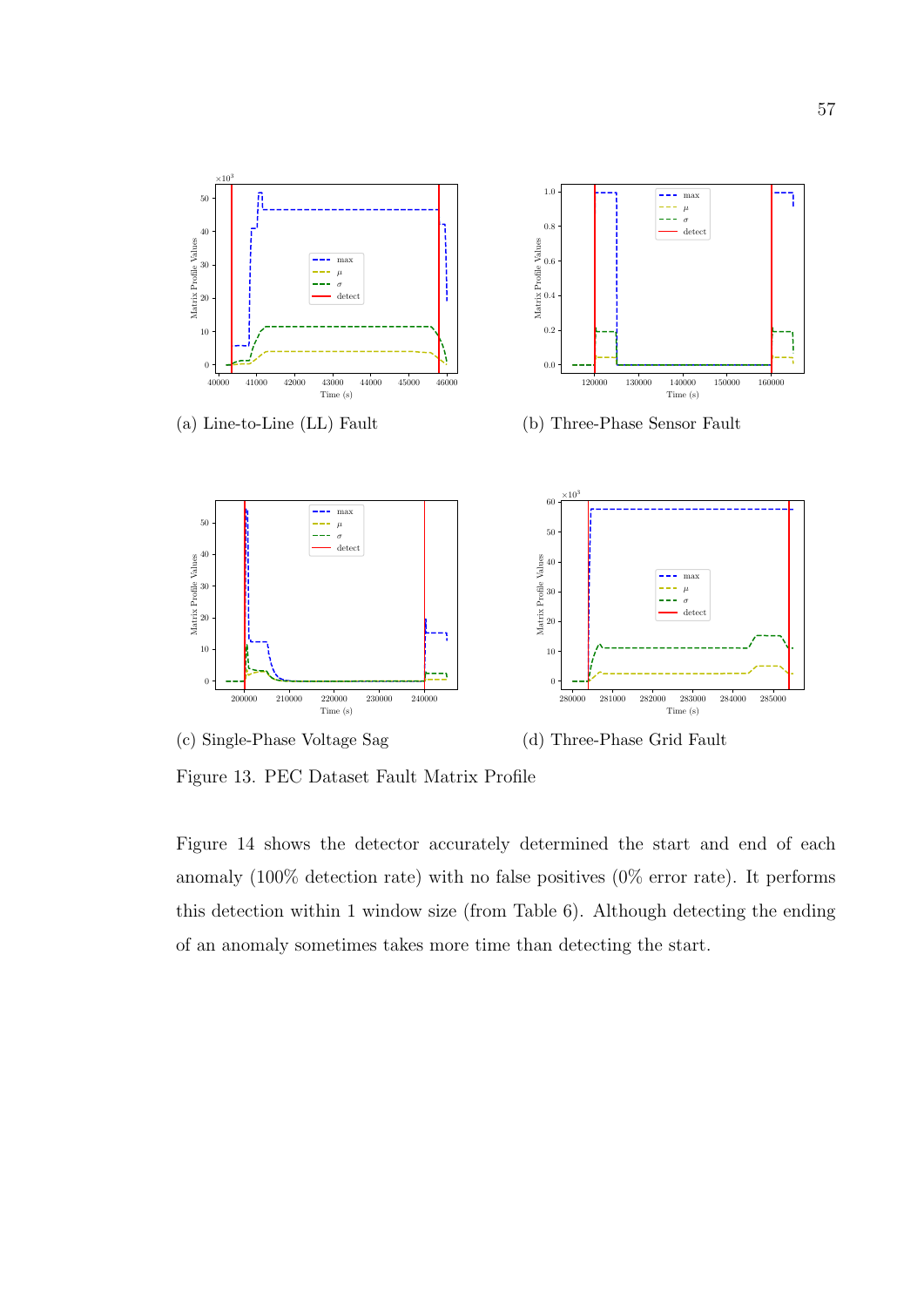(a) Line-to-Line (LL) Fault

(b) Three-Phase Sensor Fault

(c) Single-Phase Voltage Sag

(d) Three-Phase Grid Fault

Figure 13. PEC Dataset Fault Matrix Profile

Figure 14 shows the detector accurately determined the start and end of each anomaly (100% detection rate) with no false positives (0% error rate). It performs this detection within 1 window size (from Table 6). Although detecting the ending of an anomaly sometimes takes more time than detecting the start.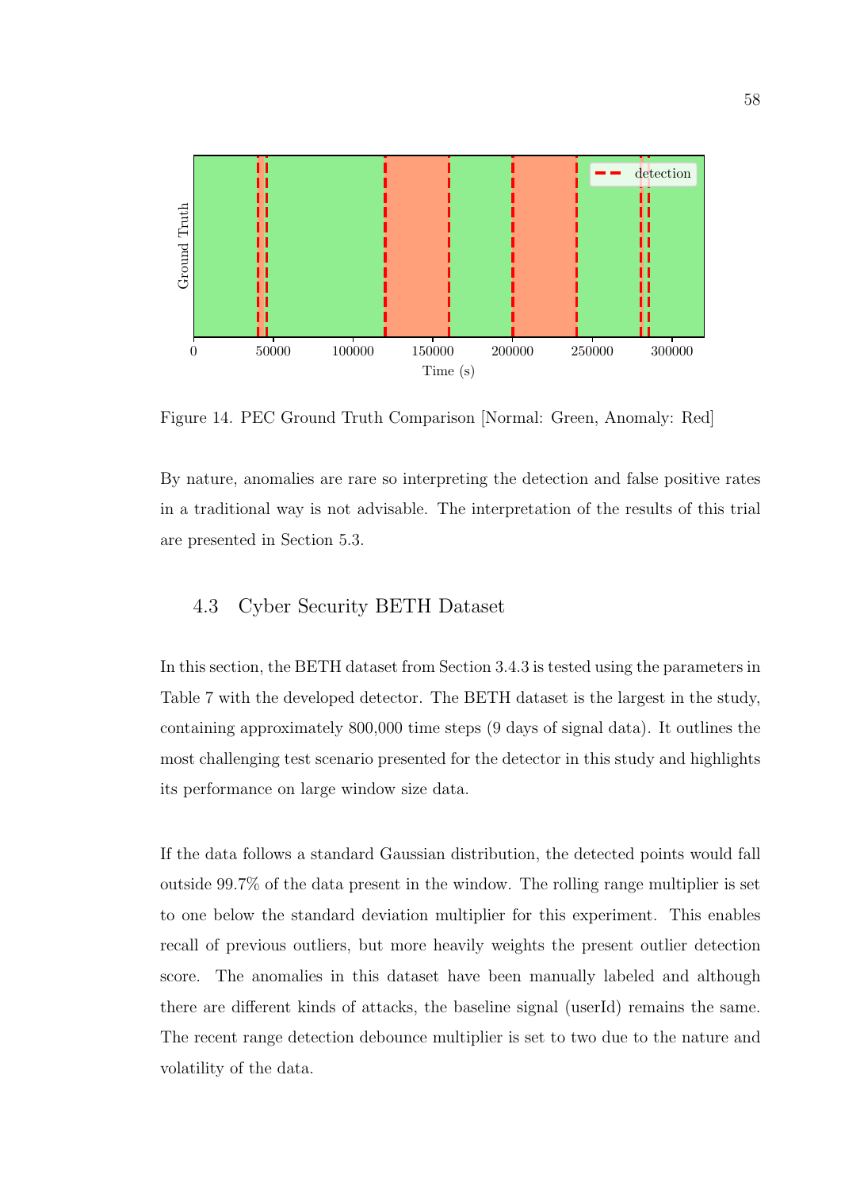Figure 14. PEC Ground Truth Comparison [Normal: Green, Anomaly: Red]

By nature, anomalies are rare so interpreting the detection and false positive rates in a traditional way is not advisable. The interpretation of the results of this trial are presented in Section 5.3.

## 4.3 Cyber Security BETH Dataset

In this section, the BETH dataset from Section 3.4.3 is tested using the parameters in Table 7 with the developed detector. The BETH dataset is the largest in the study, containing approximately 800,000 time steps (9 days of signal data). It outlines the most challenging test scenario presented for the detector in this study and highlights its performance on large window size data.

If the data follows a standard Gaussian distribution, the detected points would fall outside 99.7% of the data present in the window. The rolling range multiplier is set to one below the standard deviation multiplier for this experiment. This enables recall of previous outliers, but more heavily weights the present outlier detection score. The anomalies in this dataset have been manually labeled and although there are different kinds of attacks, the baseline signal (userId) remains the same. The recent range detection debounce multiplier is set to two due to the nature and volatility of the data.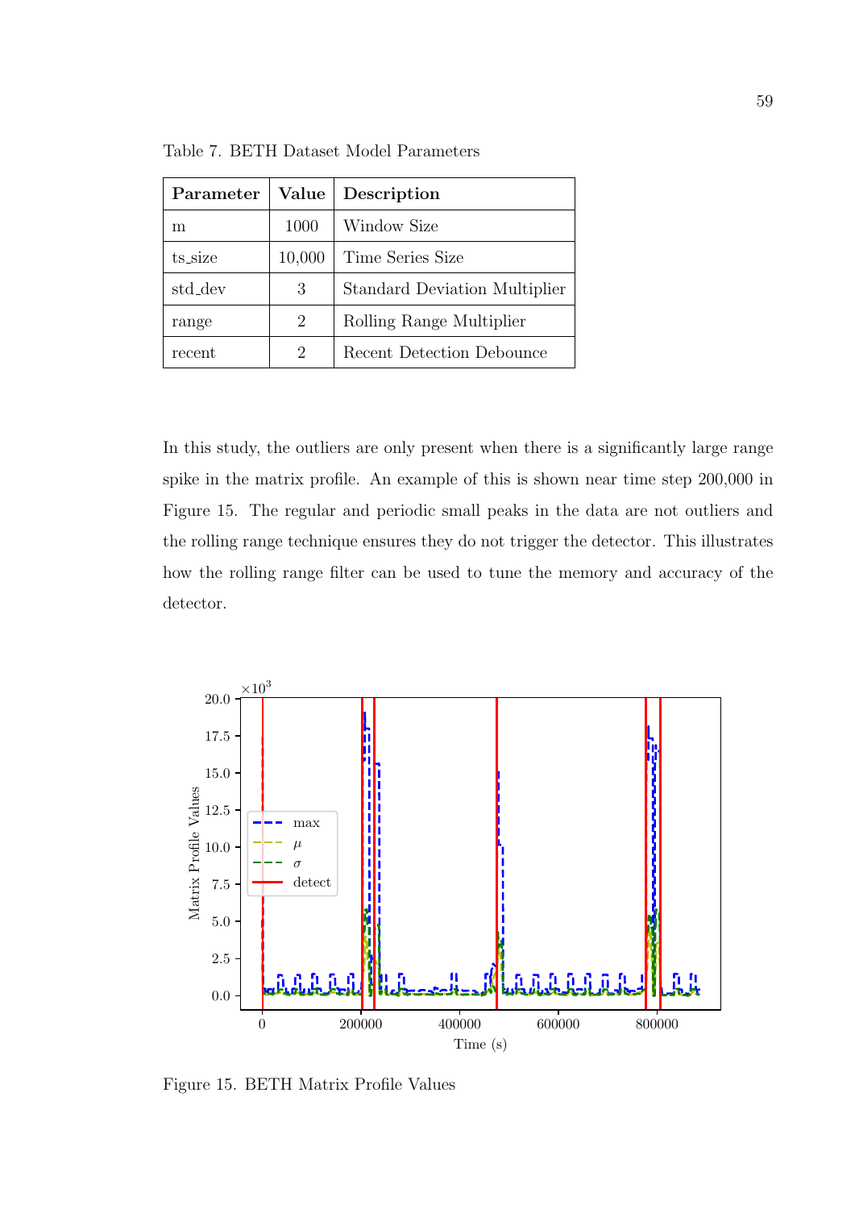Table 7. BETH Dataset Model Parameters

| Parameter | Value | Description |
|---|---|---|
| m | 1000 | Window Size |
| ts_size | 10,000 | Time Series Size |
| std_dev | 3 | Standard Deviation Multiplier |
| range | 2 | Rolling Range Multiplier |
| recent | 2 | Recent Detection Debounce |

In this study, the outliers are only present when there is a significantly large range spike in the matrix profile. An example of this is shown near time step 200,000 in Figure 15. The regular and periodic small peaks in the data are not outliers and the rolling range technique ensures they do not trigger the detector. This illustrates how the rolling range filter can be used to tune the memory and accuracy of the detector.

Figure 15. BETH Matrix Profile Values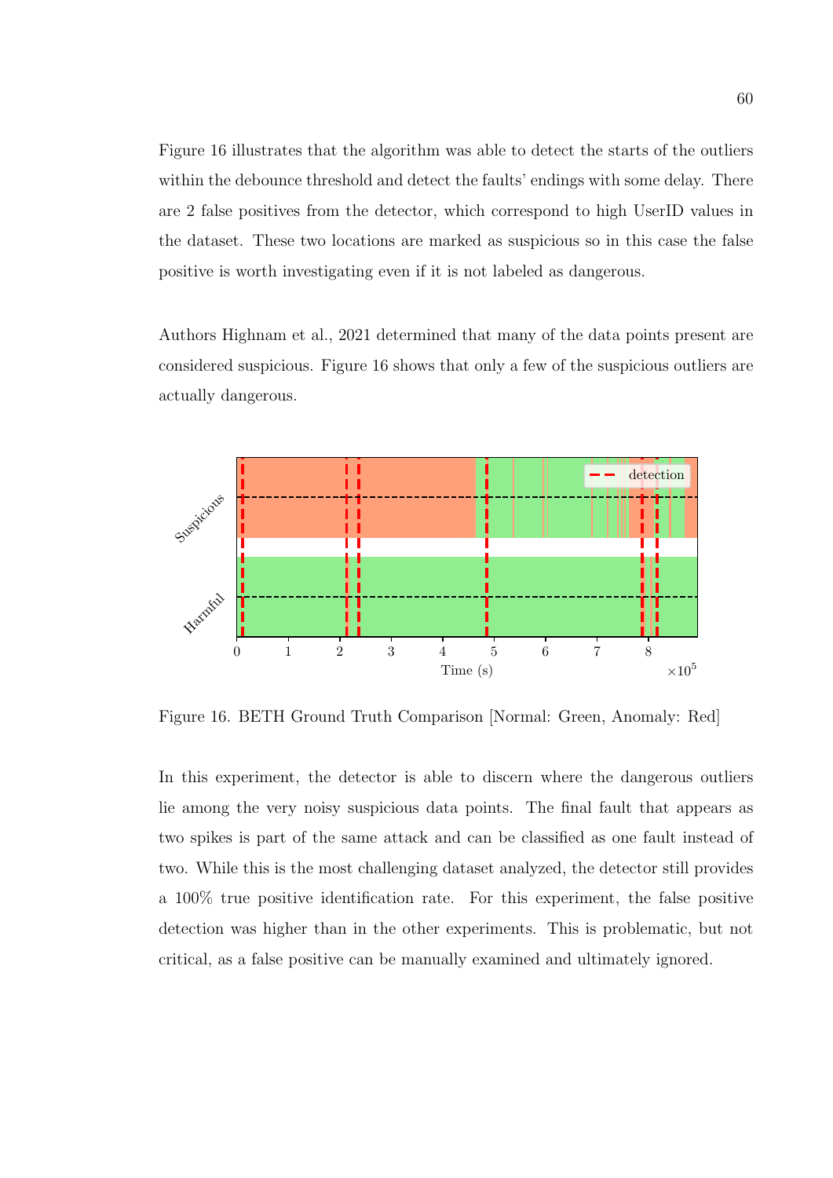Figure 16 illustrates that the algorithm was able to detect the starts of the outliers within the debounce threshold and detect the faults' endings with some delay. There are 2 false positives from the detector, which correspond to high UserID values in the dataset. These two locations are marked as suspicious so in this case the false positive is worth investigating even if it is not labeled as dangerous.

Authors Highnam et al., 2021 determined that many of the data points present are considered suspicious. Figure 16 shows that only a few of the suspicious outliers are actually dangerous.

Figure 16. BETH Ground Truth Comparison [Normal: Green, Anomaly: Red]

In this experiment, the detector is able to discern where the dangerous outliers lie among the very noisy suspicious data points. The final fault that appears as two spikes is part of the same attack and can be classified as one fault instead of two. While this is the most challenging dataset analyzed, the detector still provides a 100% true positive identification rate. For this experiment, the false positive detection was higher than in the other experiments. This is problematic, but not critical, as a false positive can be manually examined and ultimately ignored.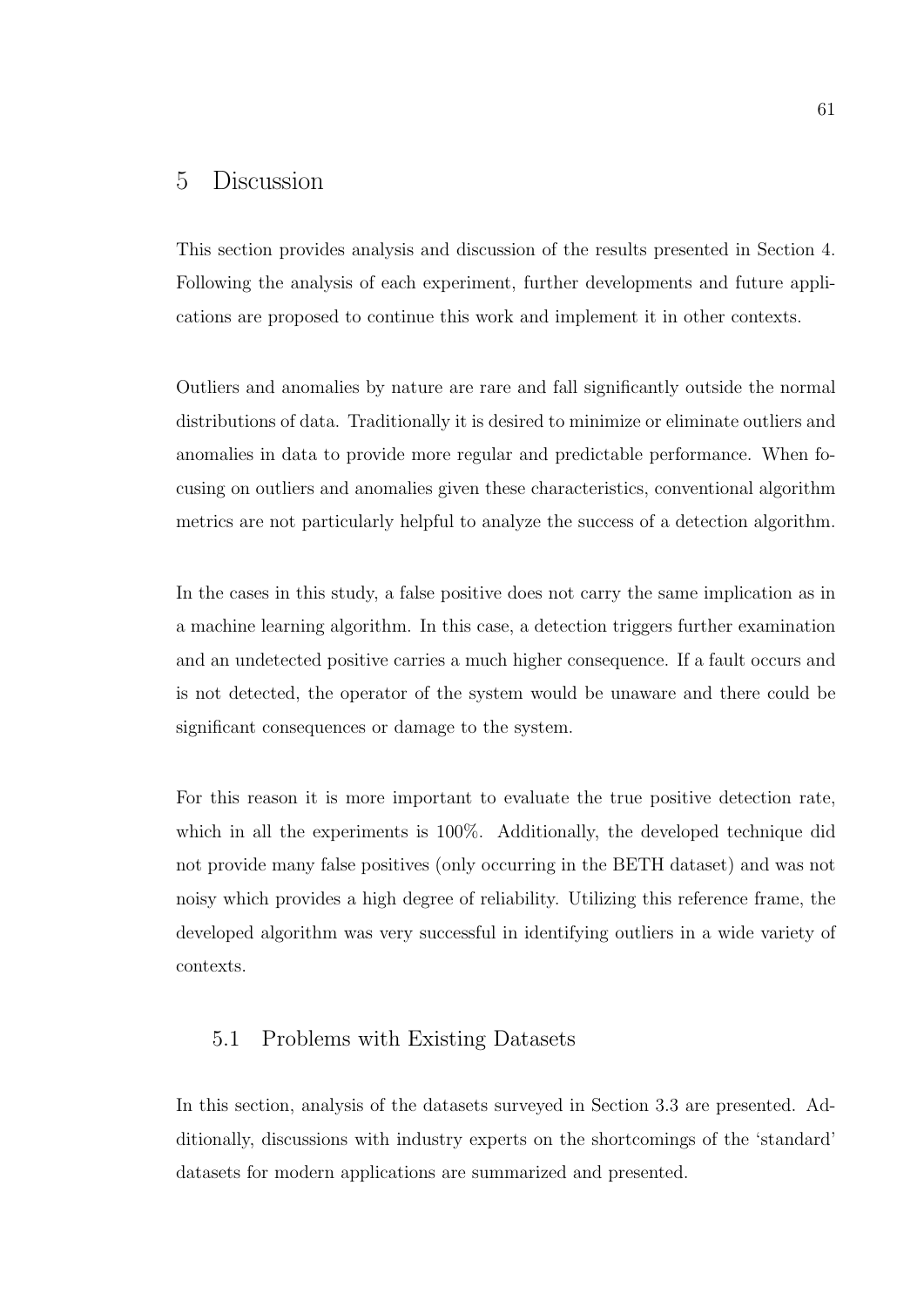# 5 Discussion

This section provides analysis and discussion of the results presented in Section 4. Following the analysis of each experiment, further developments and future applications are proposed to continue this work and implement it in other contexts.

Outliers and anomalies by nature are rare and fall significantly outside the normal distributions of data. Traditionally it is desired to minimize or eliminate outliers and anomalies in data to provide more regular and predictable performance. When focusing on outliers and anomalies given these characteristics, conventional algorithm metrics are not particularly helpful to analyze the success of a detection algorithm.

In the cases in this study, a false positive does not carry the same implication as in a machine learning algorithm. In this case, a detection triggers further examination and an undetected positive carries a much higher consequence. If a fault occurs and is not detected, the operator of the system would be unaware and there could be significant consequences or damage to the system.

For this reason it is more important to evaluate the true positive detection rate, which in all the experiments is 100%. Additionally, the developed technique did not provide many false positives (only occurring in the BETH dataset) and was not noisy which provides a high degree of reliability. Utilizing this reference frame, the developed algorithm was very successful in identifying outliers in a wide variety of contexts.

## 5.1 Problems with Existing Datasets

In this section, analysis of the datasets surveyed in Section 3.3 are presented. Additionally, discussions with industry experts on the shortcomings of the 'standard' datasets for modern applications are summarized and presented.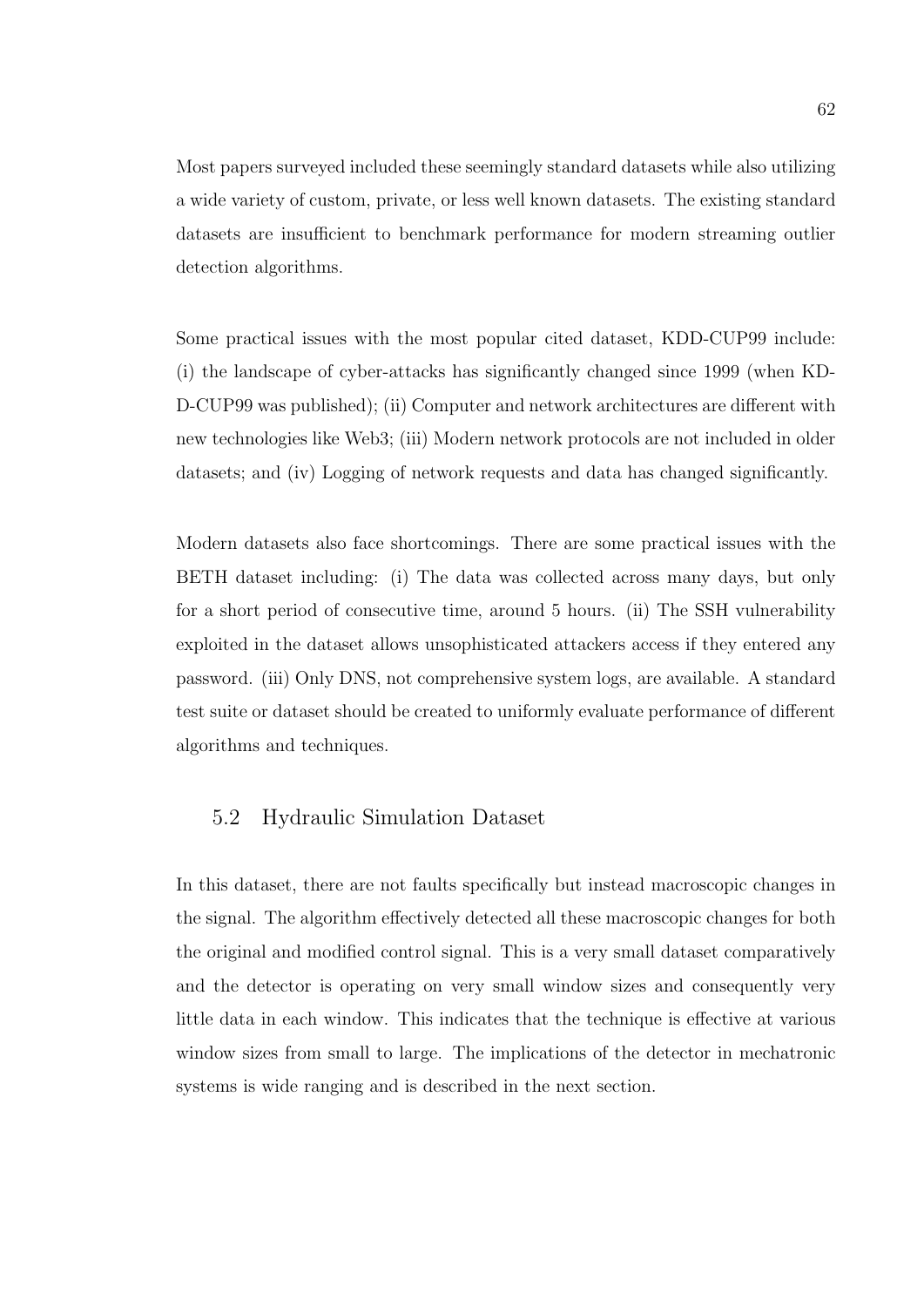Most papers surveyed included these seemingly standard datasets while also utilizing a wide variety of custom, private, or less well known datasets. The existing standard datasets are insufficient to benchmark performance for modern streaming outlier detection algorithms.

Some practical issues with the most popular cited dataset, KDD-CUP99 include: (i) the landscape of cyber-attacks has significantly changed since 1999 (when KDD-CUP99 was published); (ii) Computer and network architectures are different with new technologies like Web3; (iii) Modern network protocols are not included in older datasets; and (iv) Logging of network requests and data has changed significantly.

Modern datasets also face shortcomings. There are some practical issues with the BETH dataset including: (i) The data was collected across many days, but only for a short period of consecutive time, around 5 hours. (ii) The SSH vulnerability exploited in the dataset allows unsophisticated attackers access if they entered any password. (iii) Only DNS, not comprehensive system logs, are available. A standard test suite or dataset should be created to uniformly evaluate performance of different algorithms and techniques.

## 5.2 Hydraulic Simulation Dataset

In this dataset, there are not faults specifically but instead macroscopic changes in the signal. The algorithm effectively detected all these macroscopic changes for both the original and modified control signal. This is a very small dataset comparatively and the detector is operating on very small window sizes and consequently very little data in each window. This indicates that the technique is effective at various window sizes from small to large. The implications of the detector in mechatronic systems is wide ranging and is described in the next section.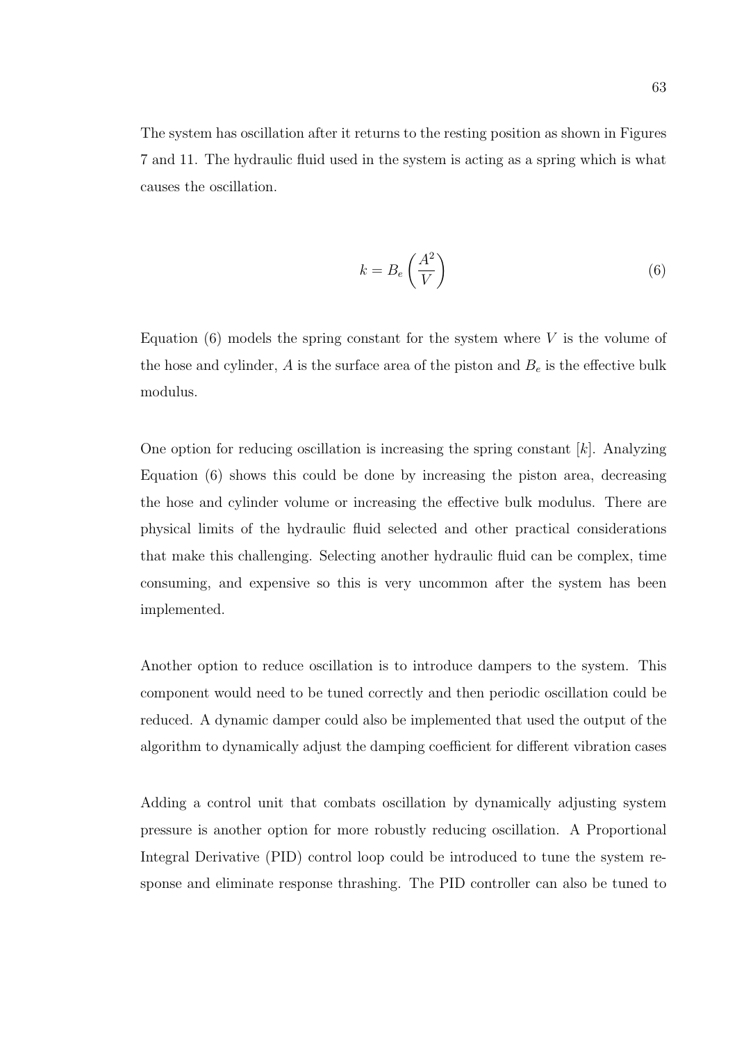The system has oscillation after it returns to the resting position as shown in Figures 7 and 11. The hydraulic fluid used in the system is acting as a spring which is what causes the oscillation.

$$k = B_e \left( \frac{A^2}{V} \right) \tag{6}$$

Equation (6) models the spring constant for the system where $V$ is the volume of the hose and cylinder, $A$ is the surface area of the piston and $B_e$ is the effective bulk modulus.

One option for reducing oscillation is increasing the spring constant [$k$]. Analyzing Equation (6) shows this could be done by increasing the piston area, decreasing the hose and cylinder volume or increasing the effective bulk modulus. There are physical limits of the hydraulic fluid selected and other practical considerations that make this challenging. Selecting another hydraulic fluid can be complex, time consuming, and expensive so this is very uncommon after the system has been implemented.

Another option to reduce oscillation is to introduce dampers to the system. This component would need to be tuned correctly and then periodic oscillation could be reduced. A dynamic damper could also be implemented that used the output of the algorithm to dynamically adjust the damping coefficient for different vibration cases

Adding a control unit that combats oscillation by dynamically adjusting system pressure is another option for more robustly reducing oscillation. A Proportional Integral Derivative (PID) control loop could be introduced to tune the system response and eliminate response thrashing. The PID controller can also be tuned to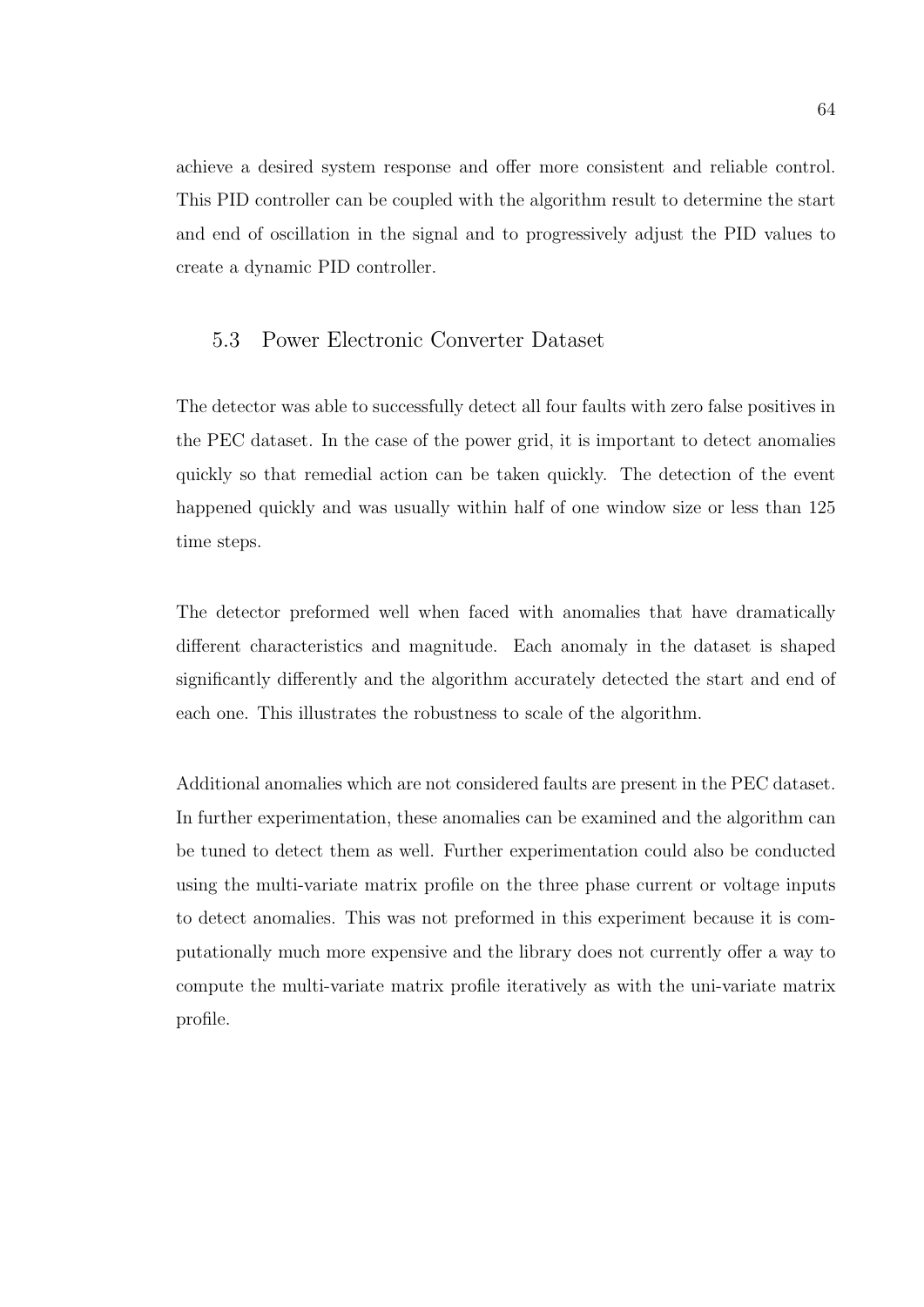achieve a desired system response and offer more consistent and reliable control. This PID controller can be coupled with the algorithm result to determine the start and end of oscillation in the signal and to progressively adjust the PID values to create a dynamic PID controller.

## 5.3 Power Electronic Converter Dataset

The detector was able to successfully detect all four faults with zero false positives in the PEC dataset. In the case of the power grid, it is important to detect anomalies quickly so that remedial action can be taken quickly. The detection of the event happened quickly and was usually within half of one window size or less than 125 time steps.

The detector preformed well when faced with anomalies that have dramatically different characteristics and magnitude. Each anomaly in the dataset is shaped significantly differently and the algorithm accurately detected the start and end of each one. This illustrates the robustness to scale of the algorithm.

Additional anomalies which are not considered faults are present in the PEC dataset. In further experimentation, these anomalies can be examined and the algorithm can be tuned to detect them as well. Further experimentation could also be conducted using the multi-variate matrix profile on the three phase current or voltage inputs to detect anomalies. This was not preformed in this experiment because it is computationally much more expensive and the library does not currently offer a way to compute the multi-variate matrix profile iteratively as with the uni-variate matrix profile.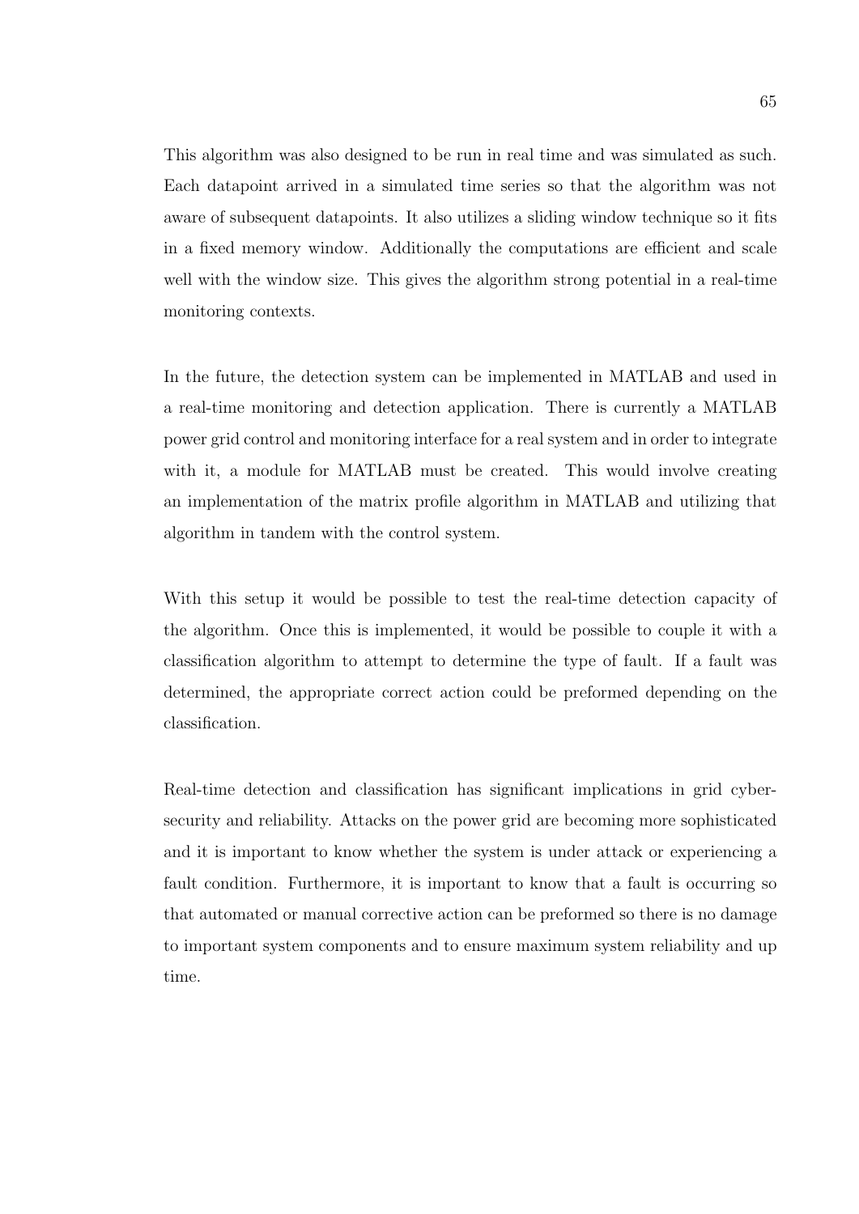This algorithm was also designed to be run in real time and was simulated as such. Each datapoint arrived in a simulated time series so that the algorithm was not aware of subsequent datapoints. It also utilizes a sliding window technique so it fits in a fixed memory window. Additionally the computations are efficient and scale well with the window size. This gives the algorithm strong potential in a real-time monitoring contexts.

In the future, the detection system can be implemented in MATLAB and used in a real-time monitoring and detection application. There is currently a MATLAB power grid control and monitoring interface for a real system and in order to integrate with it, a module for MATLAB must be created. This would involve creating an implementation of the matrix profile algorithm in MATLAB and utilizing that algorithm in tandem with the control system.

With this setup it would be possible to test the real-time detection capacity of the algorithm. Once this is implemented, it would be possible to couple it with a classification algorithm to attempt to determine the type of fault. If a fault was determined, the appropriate correct action could be preformed depending on the classification.

Real-time detection and classification has significant implications in grid cyber-security and reliability. Attacks on the power grid are becoming more sophisticated and it is important to know whether the system is under attack or experiencing a fault condition. Furthermore, it is important to know that a fault is occurring so that automated or manual corrective action can be preformed so there is no damage to important system components and to ensure maximum system reliability and up time.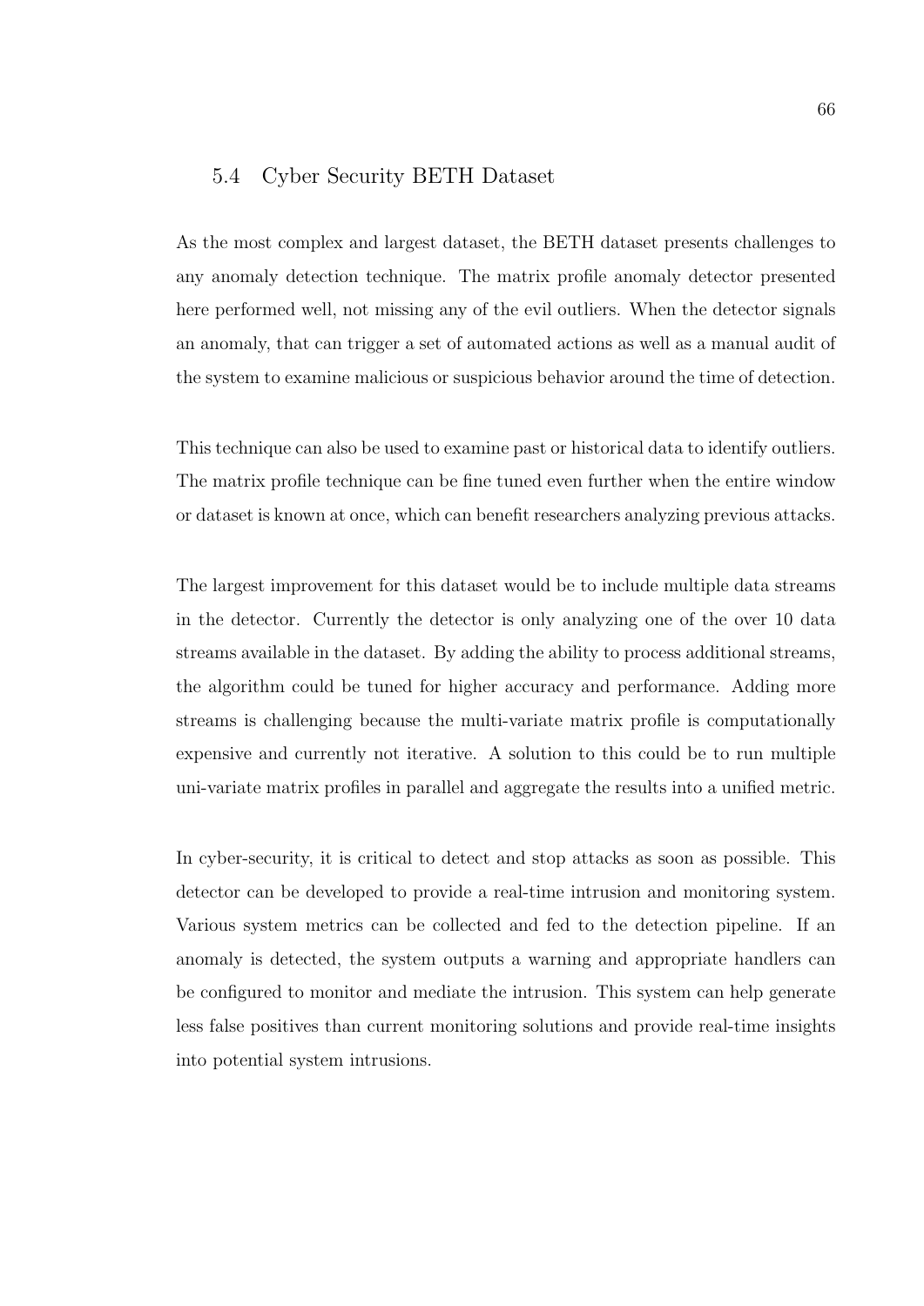## 5.4 Cyber Security BETH Dataset

As the most complex and largest dataset, the BETH dataset presents challenges to any anomaly detection technique. The matrix profile anomaly detector presented here performed well, not missing any of the evil outliers. When the detector signals an anomaly, that can trigger a set of automated actions as well as a manual audit of the system to examine malicious or suspicious behavior around the time of detection.

This technique can also be used to examine past or historical data to identify outliers. The matrix profile technique can be fine tuned even further when the entire window or dataset is known at once, which can benefit researchers analyzing previous attacks.

The largest improvement for this dataset would be to include multiple data streams in the detector. Currently the detector is only analyzing one of the over 10 data streams available in the dataset. By adding the ability to process additional streams, the algorithm could be tuned for higher accuracy and performance. Adding more streams is challenging because the multi-variate matrix profile is computationally expensive and currently not iterative. A solution to this could be to run multiple uni-variate matrix profiles in parallel and aggregate the results into a unified metric.

In cyber-security, it is critical to detect and stop attacks as soon as possible. This detector can be developed to provide a real-time intrusion and monitoring system. Various system metrics can be collected and fed to the detection pipeline. If an anomaly is detected, the system outputs a warning and appropriate handlers can be configured to monitor and mediate the intrusion. This system can help generate less false positives than current monitoring solutions and provide real-time insights into potential system intrusions.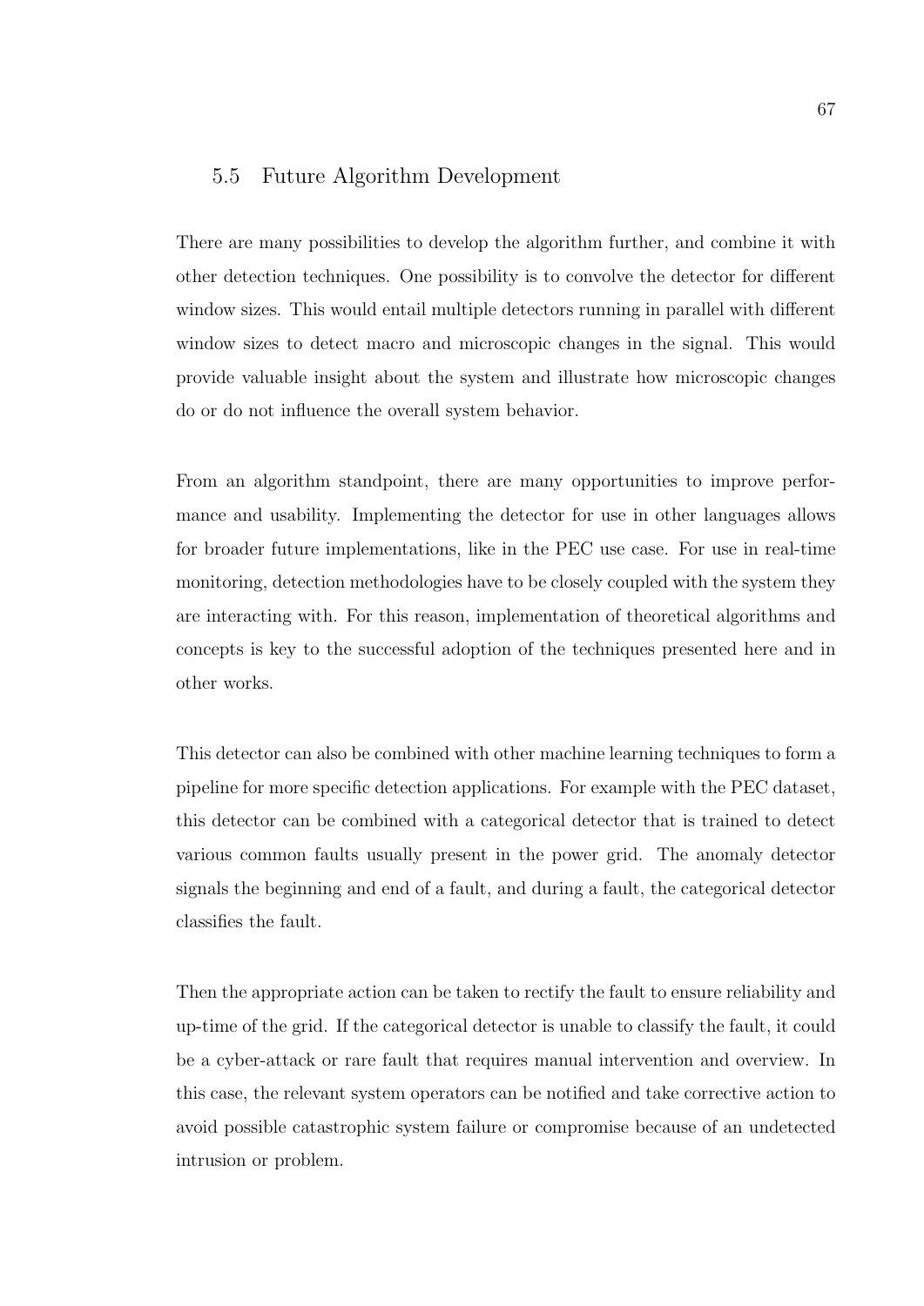## 5.5 Future Algorithm Development

There are many possibilities to develop the algorithm further, and combine it with other detection techniques. One possibility is to convolve the detector for different window sizes. This would entail multiple detectors running in parallel with different window sizes to detect macro and microscopic changes in the signal. This would provide valuable insight about the system and illustrate how microscopic changes do or do not influence the overall system behavior.

From an algorithm standpoint, there are many opportunities to improve performance and usability. Implementing the detector for use in other languages allows for broader future implementations, like in the PEC use case. For use in real-time monitoring, detection methodologies have to be closely coupled with the system they are interacting with. For this reason, implementation of theoretical algorithms and concepts is key to the successful adoption of the techniques presented here and in other works.

This detector can also be combined with other machine learning techniques to form a pipeline for more specific detection applications. For example with the PEC dataset, this detector can be combined with a categorical detector that is trained to detect various common faults usually present in the power grid. The anomaly detector signals the beginning and end of a fault, and during a fault, the categorical detector classifies the fault.

Then the appropriate action can be taken to rectify the fault to ensure reliability and up-time of the grid. If the categorical detector is unable to classify the fault, it could be a cyber-attack or rare fault that requires manual intervention and overview. In this case, the relevant system operators can be notified and take corrective action to avoid possible catastrophic system failure or compromise because of an undetected intrusion or problem.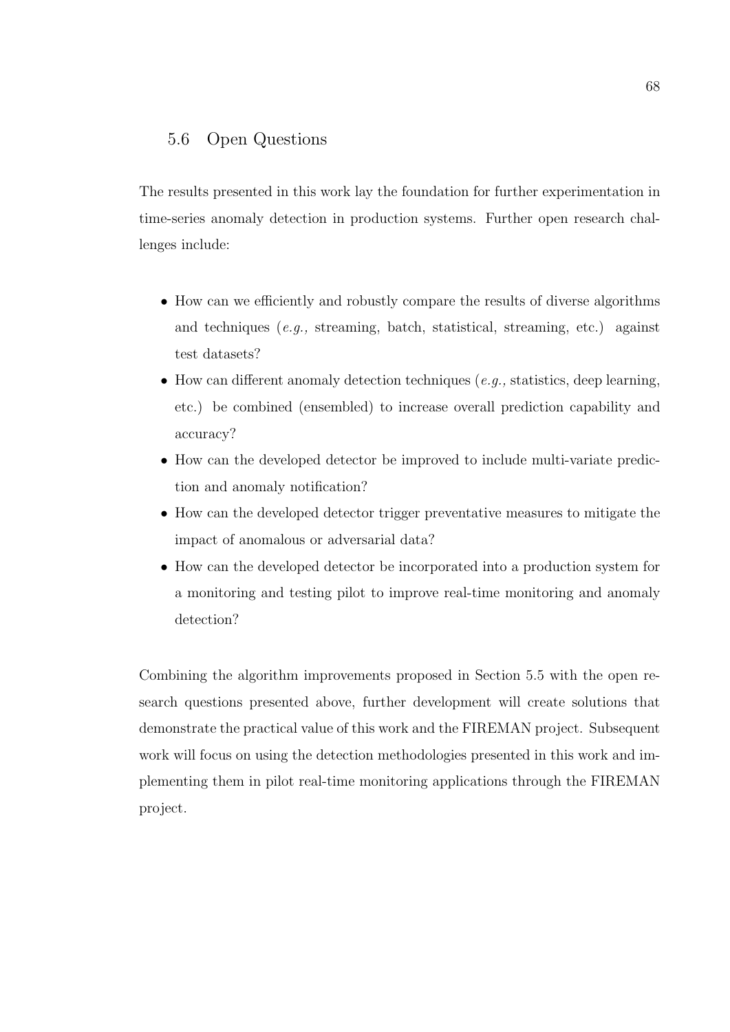## 5.6 Open Questions

The results presented in this work lay the foundation for further experimentation in time-series anomaly detection in production systems. Further open research challenges include:

- How can we efficiently and robustly compare the results of diverse algorithms and techniques (*e.g.,* streaming, batch, statistical, streaming, etc.) against test datasets?
- How can different anomaly detection techniques (*e.g.,* statistics, deep learning, etc.) be combined (ensembled) to increase overall prediction capability and accuracy?
- How can the developed detector be improved to include multi-variate prediction and anomaly notification?
- How can the developed detector trigger preventative measures to mitigate the impact of anomalous or adversarial data?
- How can the developed detector be incorporated into a production system for a monitoring and testing pilot to improve real-time monitoring and anomaly detection?

Combining the algorithm improvements proposed in Section 5.5 with the open research questions presented above, further development will create solutions that demonstrate the practical value of this work and the FIREMAN project. Subsequent work will focus on using the detection methodologies presented in this work and implementing them in pilot real-time monitoring applications through the FIREMAN project.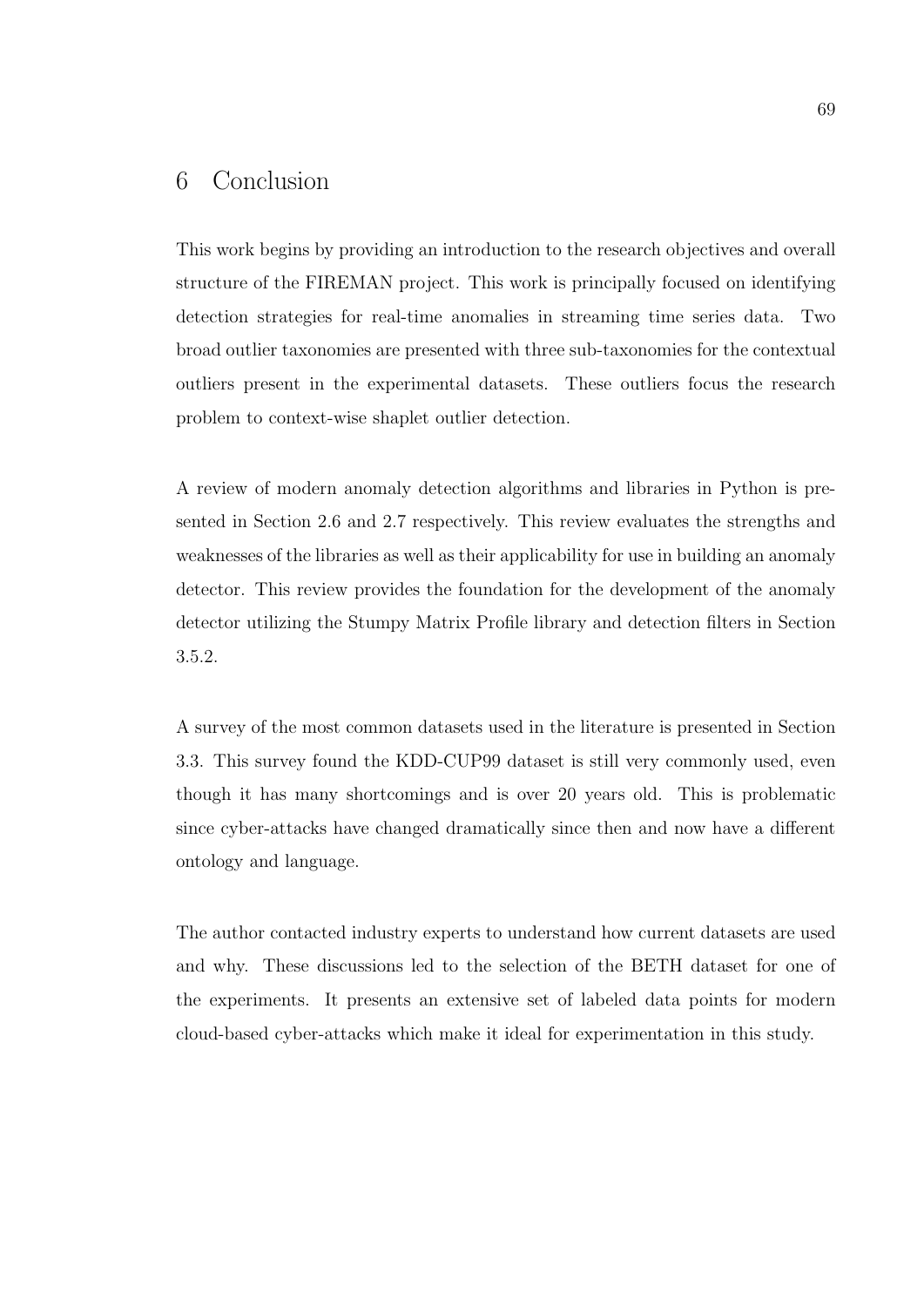# 6 Conclusion

This work begins by providing an introduction to the research objectives and overall structure of the FIREMAN project. This work is principally focused on identifying detection strategies for real-time anomalies in streaming time series data. Two broad outlier taxonomies are presented with three sub-taxonomies for the contextual outliers present in the experimental datasets. These outliers focus the research problem to context-wise shaplet outlier detection.

A review of modern anomaly detection algorithms and libraries in Python is presented in Section 2.6 and 2.7 respectively. This review evaluates the strengths and weaknesses of the libraries as well as their applicability for use in building an anomaly detector. This review provides the foundation for the development of the anomaly detector utilizing the Stumpy Matrix Profile library and detection filters in Section 3.5.2.

A survey of the most common datasets used in the literature is presented in Section 3.3. This survey found the KDD-CUP99 dataset is still very commonly used, even though it has many shortcomings and is over 20 years old. This is problematic since cyber-attacks have changed dramatically since then and now have a different ontology and language.

The author contacted industry experts to understand how current datasets are used and why. These discussions led to the selection of the BETH dataset for one of the experiments. It presents an extensive set of labeled data points for modern cloud-based cyber-attacks which make it ideal for experimentation in this study.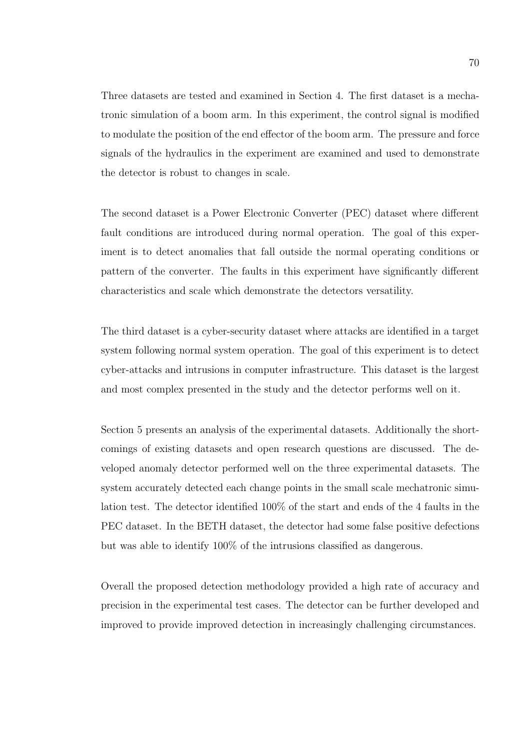Three datasets are tested and examined in Section 4. The first dataset is a mechatronic simulation of a boom arm. In this experiment, the control signal is modified to modulate the position of the end effector of the boom arm. The pressure and force signals of the hydraulics in the experiment are examined and used to demonstrate the detector is robust to changes in scale.

The second dataset is a Power Electronic Converter (PEC) dataset where different fault conditions are introduced during normal operation. The goal of this experiment is to detect anomalies that fall outside the normal operating conditions or pattern of the converter. The faults in this experiment have significantly different characteristics and scale which demonstrate the detectors versatility.

The third dataset is a cyber-security dataset where attacks are identified in a target system following normal system operation. The goal of this experiment is to detect cyber-attacks and intrusions in computer infrastructure. This dataset is the largest and most complex presented in the study and the detector performs well on it.

Section 5 presents an analysis of the experimental datasets. Additionally the shortcomings of existing datasets and open research questions are discussed. The developed anomaly detector performed well on the three experimental datasets. The system accurately detected each change points in the small scale mechatronic simulation test. The detector identified 100% of the start and ends of the 4 faults in the PEC dataset. In the BETH dataset, the detector had some false positive defections but was able to identify 100% of the intrusions classified as dangerous.

Overall the proposed detection methodology provided a high rate of accuracy and precision in the experimental test cases. The detector can be further developed and improved to provide improved detection in increasingly challenging circumstances.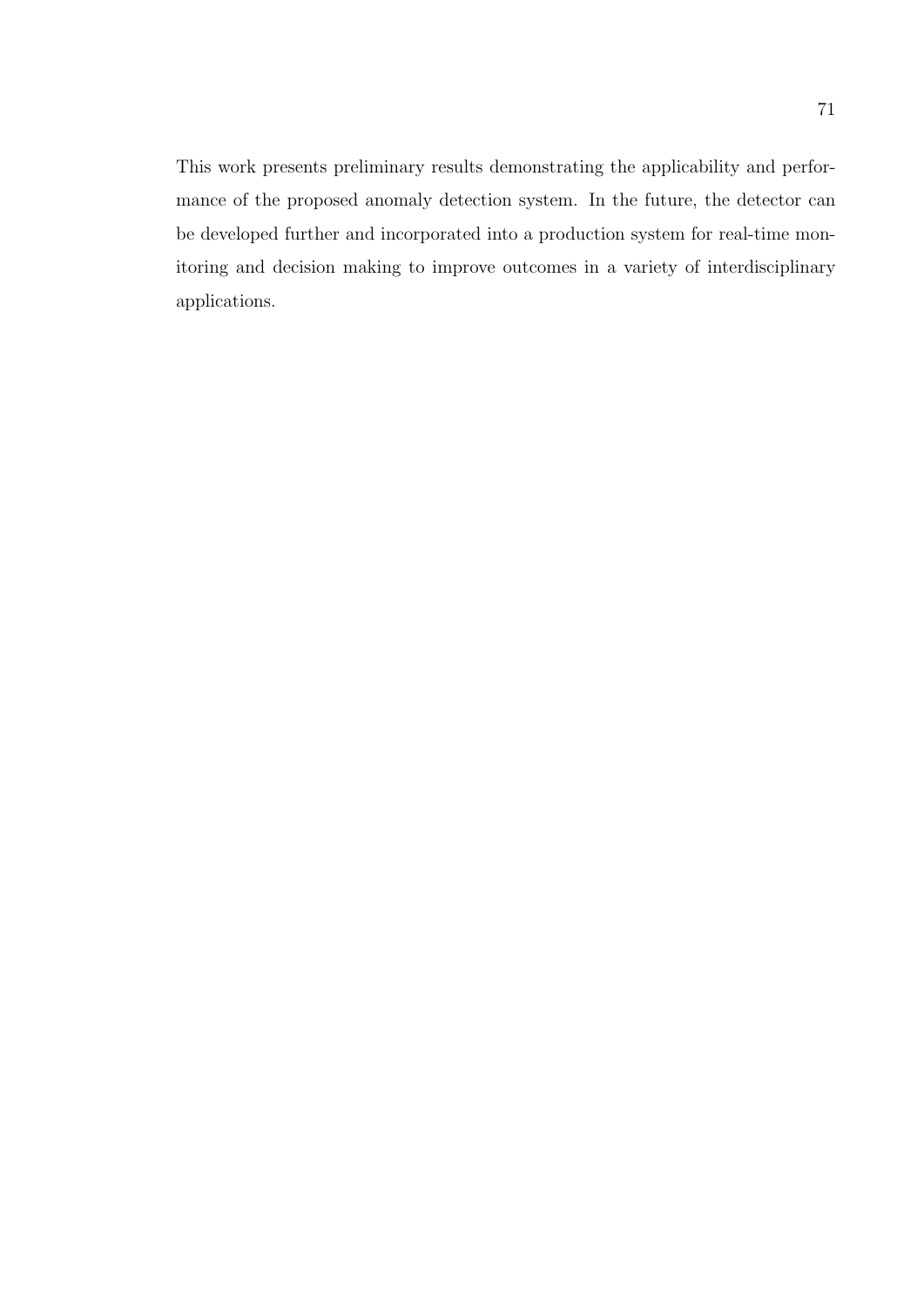This work presents preliminary results demonstrating the applicability and performance of the proposed anomaly detection system. In the future, the detector can be developed further and incorporated into a production system for real-time monitoring and decision making to improve outcomes in a variety of interdisciplinary applications.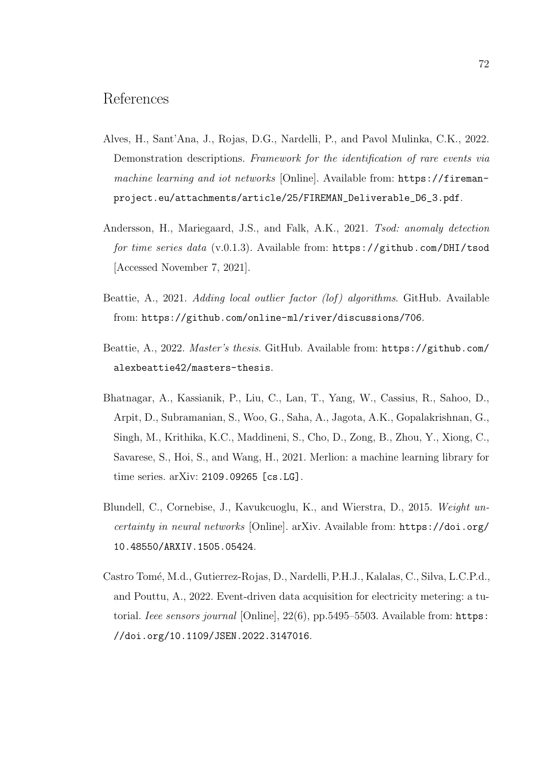# References

Alves, H., Sant'Ana, J., Rojas, D.G., Nardelli, P., and Pavol Mulinka, C.K., 2022. Demonstration descriptions. *Framework for the identification of rare events via machine learning and iot networks* [Online]. Available from: https://fireman-project.eu/attachments/article/25/FIREMAN_Deliverable_D6_3.pdf.

Andersson, H., Mariegaard, J.S., and Falk, A.K., 2021. *Tsod: anomaly detection for time series data* (v.0.1.3). Available from: https://github.com/DHI/tsod [Accessed November 7, 2021].

Beattie, A., 2021. *Adding local outlier factor (lof) algorithms*. GitHub. Available from: https://github.com/online-ml/river/discussions/706.

Beattie, A., 2022. *Master's thesis*. GitHub. Available from: https://github.com/alexbeattie42/masters-thesis.

Bhatnagar, A., Kassianik, P., Liu, C., Lan, T., Yang, W., Cassius, R., Sahoo, D., Arpit, D., Subramanian, S., Woo, G., Saha, A., Jagota, A.K., Gopalakrishnan, G., Singh, M., Krithika, K.C., Maddineni, S., Cho, D., Zong, B., Zhou, Y., Xiong, C., Savarese, S., Hoi, S., and Wang, H., 2021. Merlion: a machine learning library for time series. arXiv: 2109.09265 [cs.LG].

Blundell, C., Cornebise, J., Kavukcuoglu, K., and Wierstra, D., 2015. *Weight uncertainty in neural networks* [Online]. arXiv. Available from: https://doi.org/10.48550/ARXIV.1505.05424.

Castro Tomé, M.d., Gutierrez-Rojas, D., Nardelli, P.H.J., Kalalas, C., Silva, L.C.P.d., and Pouttu, A., 2022. Event-driven data acquisition for electricity metering: a tutorial. *Ieee sensors journal* [Online], 22(6), pp.5495–5503. Available from: https://doi.org/10.1109/JSEN.2022.3147016.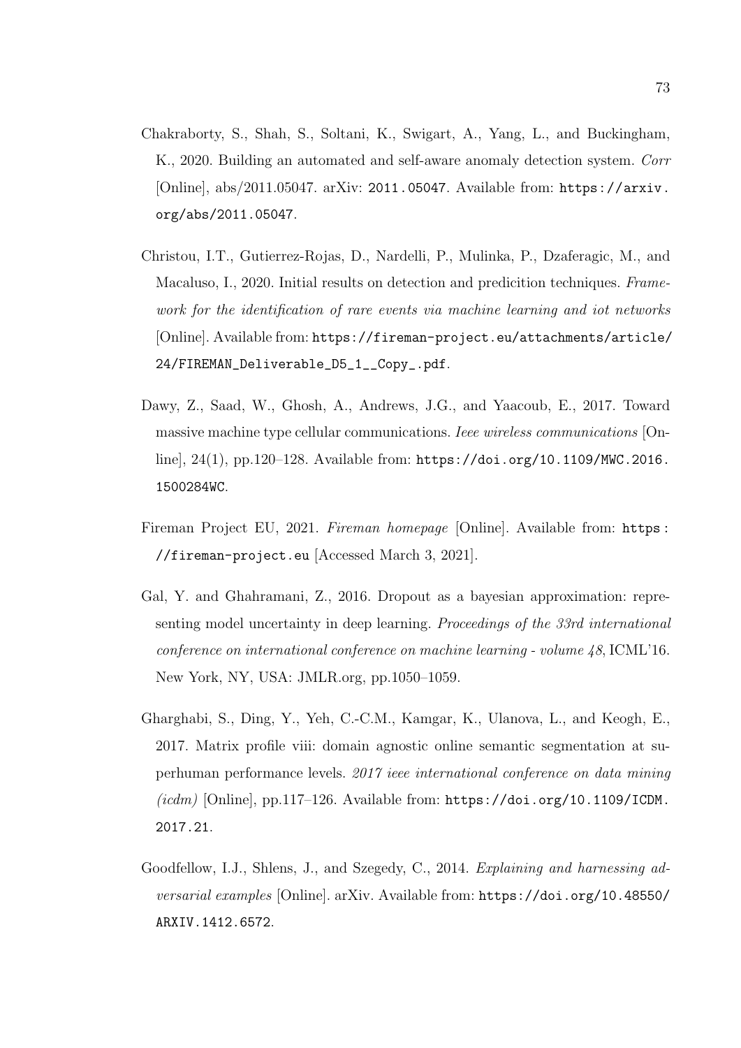Chakraborty, S., Shah, S., Soltani, K., Swigart, A., Yang, L., and Buckingham, K., 2020. Building an automated and self-aware anomaly detection system. *Corr* [Online], abs/2011.05047. arXiv: 2011.05047. Available from: https://arxiv.org/abs/2011.05047.

Christou, I.T., Gutierrez-Rojas, D., Nardelli, P., Mulinka, P., Dzaferagic, M., and Macaluso, I., 2020. Initial results on detection and predicition techniques. *Framework for the identification of rare events via machine learning and iot networks* [Online]. Available from: https://fireman-project.eu/attachments/article/24/FIREMAN_Deliverable_D5_1__Copy_.pdf.

Dawy, Z., Saad, W., Ghosh, A., Andrews, J.G., and Yaacoub, E., 2017. Toward massive machine type cellular communications. *Ieee wireless communications* [Online], 24(1), pp.120–128. Available from: https://doi.org/10.1109/MWC.2016.1500284WC.

Fireman Project EU, 2021. *Fireman homepage* [Online]. Available from: https://fireman-project.eu [Accessed March 3, 2021].

Gal, Y. and Ghahramani, Z., 2016. Dropout as a bayesian approximation: representing model uncertainty in deep learning. *Proceedings of the 33rd international conference on international conference on machine learning - volume 48*, ICML'16. New York, NY, USA: JMLR.org, pp.1050–1059.

Gharghabi, S., Ding, Y., Yeh, C.-C.M., Kamgar, K., Ulanova, L., and Keogh, E., 2017. Matrix profile viii: domain agnostic online semantic segmentation at superhuman performance levels. *2017 ieee international conference on data mining (icdm)* [Online], pp.117–126. Available from: https://doi.org/10.1109/ICDM.2017.21.

Goodfellow, I.J., Shlens, J., and Szegedy, C., 2014. *Explaining and harnessing adversarial examples* [Online]. arXiv. Available from: https://doi.org/10.48550/ARXIV.1412.6572.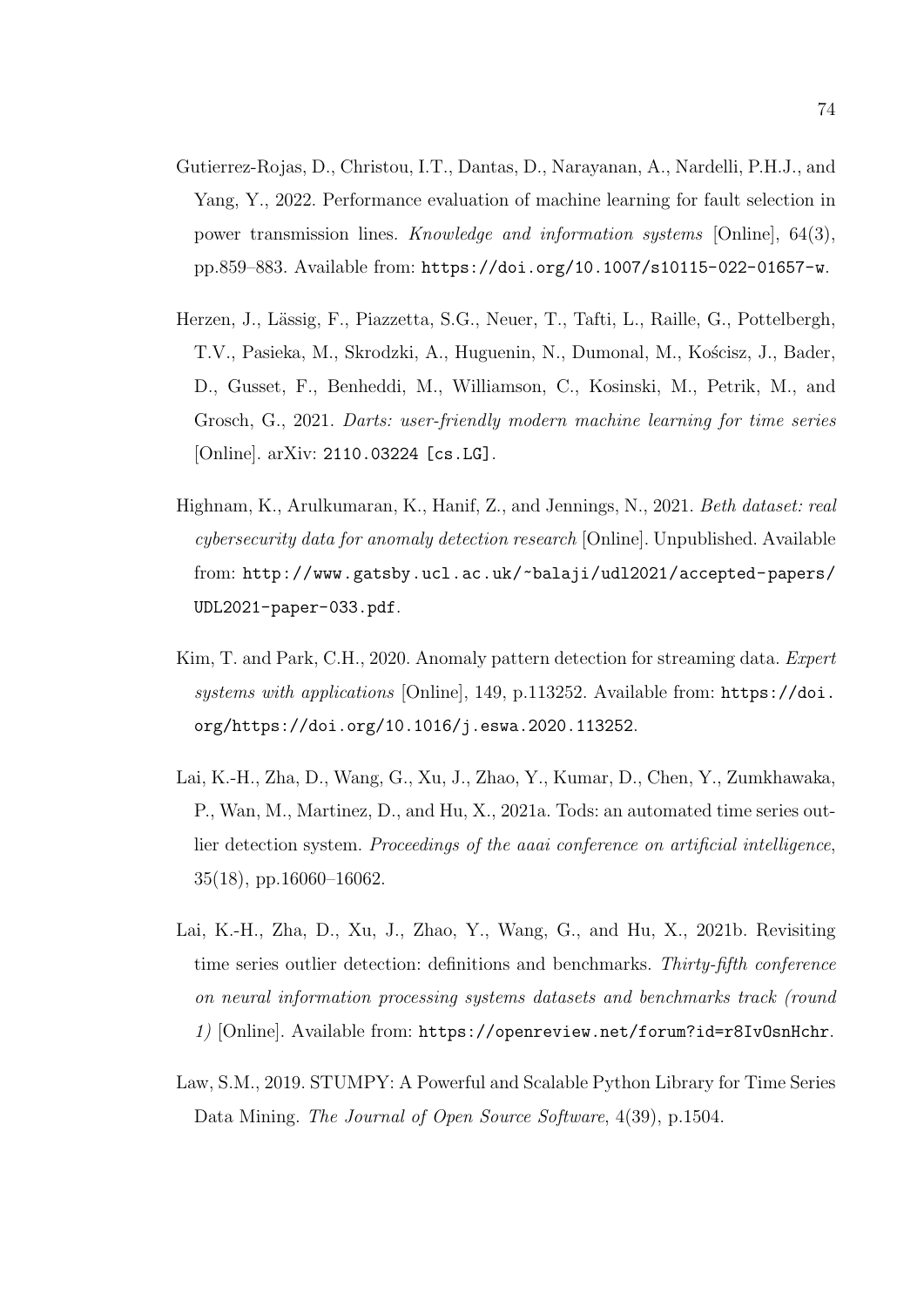Gutierrez-Rojas, D., Christou, I.T., Dantas, D., Narayanan, A., Nardelli, P.H.J., and Yang, Y., 2022. Performance evaluation of machine learning for fault selection in power transmission lines. *Knowledge and information systems* [Online], 64(3), pp.859–883. Available from: `https://doi.org/10.1007/s10115-022-01657-w`.

Herzen, J., Lässig, F., Piazzetta, S.G., Neuer, T., Tafti, L., Raille, G., Pottelbergh, T.V., Pasieka, M., Skrodzki, A., Huguenin, N., Dumonal, M., Kościsz, J., Bader, D., Gusset, F., Benheddi, M., Williamson, C., Kosinski, M., Petrik, M., and Grosch, G., 2021. *Darts: user-friendly modern machine learning for time series* [Online]. arXiv: `2110.03224 [cs.LG]`.

Highnam, K., Arulkumaran, K., Hanif, Z., and Jennings, N., 2021. *Beth dataset: real cybersecurity data for anomaly detection research* [Online]. Unpublished. Available from: `http://www.gatsby.ucl.ac.uk/~balaji/udl2021/accepted-papers/UDL2021-paper-033.pdf`.

Kim, T. and Park, C.H., 2020. Anomaly pattern detection for streaming data. *Expert systems with applications* [Online], 149, p.113252. Available from: `https://doi.org/https://doi.org/10.1016/j.eswa.2020.113252`.

Lai, K.-H., Zha, D., Wang, G., Xu, J., Zhao, Y., Kumar, D., Chen, Y., Zumkhawaka, P., Wan, M., Martinez, D., and Hu, X., 2021a. Tods: an automated time series outlier detection system. *Proceedings of the aaai conference on artificial intelligence*, 35(18), pp.16060–16062.

Lai, K.-H., Zha, D., Xu, J., Zhao, Y., Wang, G., and Hu, X., 2021b. Revisiting time series outlier detection: definitions and benchmarks. *Thirty-fifth conference on neural information processing systems datasets and benchmarks track (round 1)* [Online]. Available from: `https://openreview.net/forum?id=r8IvOsnHchr`.

Law, S.M., 2019. STUMPY: A Powerful and Scalable Python Library for Time Series Data Mining. *The Journal of Open Source Software*, 4(39), p.1504.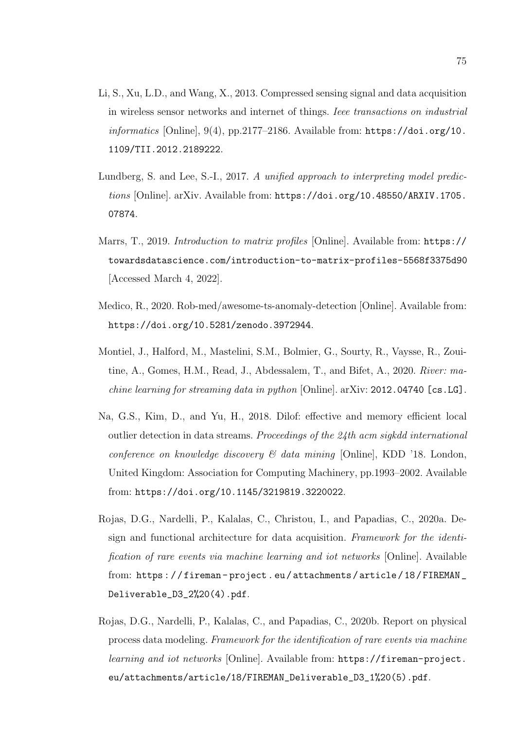Li, S., Xu, L.D., and Wang, X., 2013. Compressed sensing signal and data acquisition in wireless sensor networks and internet of things. *Ieee transactions on industrial informatics* [Online], 9(4), pp.2177–2186. Available from: https://doi.org/10.1109/TII.2012.2189222.

Lundberg, S. and Lee, S.-I., 2017. *A unified approach to interpreting model predictions* [Online]. arXiv. Available from: https://doi.org/10.48550/ARXIV.1705.07874.

Marrs, T., 2019. *Introduction to matrix profiles* [Online]. Available from: https://towardsdatascience.com/introduction-to-matrix-profiles-5568f3375d90 [Accessed March 4, 2022].

Medico, R., 2020. Rob-med/awesome-ts-anomaly-detection [Online]. Available from: https://doi.org/10.5281/zenodo.3972944.

Montiel, J., Halford, M., Mastelini, S.M., Bolmier, G., Sourty, R., Vaysse, R., Zouitine, A., Gomes, H.M., Read, J., Abdessalem, T., and Bifet, A., 2020. *River: machine learning for streaming data in python* [Online]. arXiv: 2012.04740 [cs.LG].

Na, G.S., Kim, D., and Yu, H., 2018. Dilof: effective and memory efficient local outlier detection in data streams. *Proceedings of the 24th acm sigkdd international conference on knowledge discovery & data mining* [Online], KDD '18. London, United Kingdom: Association for Computing Machinery, pp.1993–2002. Available from: https://doi.org/10.1145/3219819.3220022.

Rojas, D.G., Nardelli, P., Kalalas, C., Christou, I., and Papadias, C., 2020a. Design and functional architecture for data acquisition. *Framework for the identification of rare events via machine learning and iot networks* [Online]. Available from: https://fireman-project.eu/attachments/article/18/FIREMAN_Deliverable_D3_2%20(4).pdf.

Rojas, D.G., Nardelli, P., Kalalas, C., and Papadias, C., 2020b. Report on physical process data modeling. *Framework for the identification of rare events via machine learning and iot networks* [Online]. Available from: https://fireman-project.eu/attachments/article/18/FIREMAN_Deliverable_D3_1%20(5).pdf.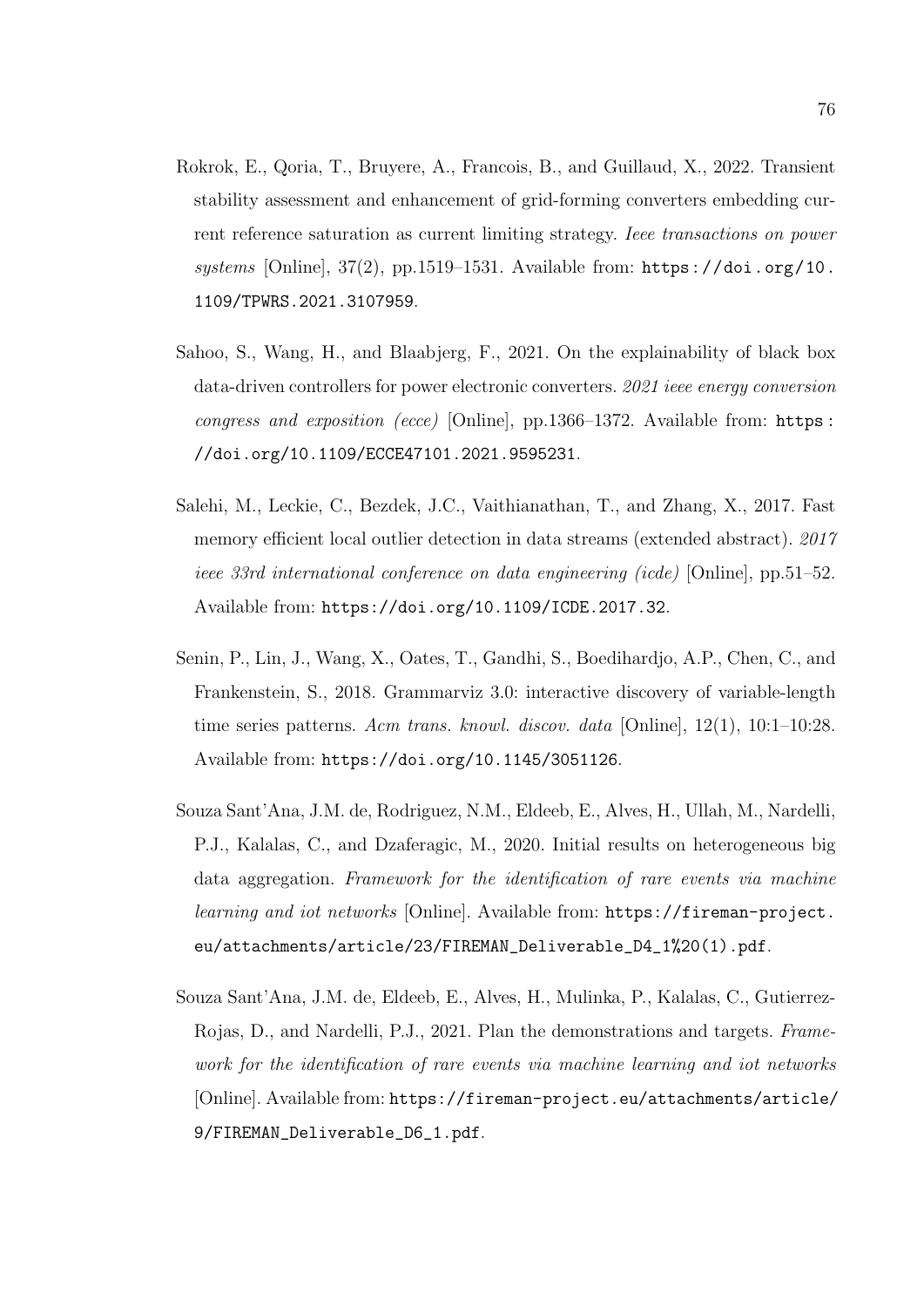Rokrok, E., Qoria, T., Bruyere, A., Francois, B., and Guillaud, X., 2022. Transient stability assessment and enhancement of grid-forming converters embedding current reference saturation as current limiting strategy. *Ieee transactions on power systems* [Online], 37(2), pp.1519–1531. Available from: https://doi.org/10.1109/TPWRS.2021.3107959.

Sahoo, S., Wang, H., and Blaabjerg, F., 2021. On the explainability of black box data-driven controllers for power electronic converters. *2021 ieee energy conversion congress and exposition (ecce)* [Online], pp.1366–1372. Available from: https://doi.org/10.1109/ECCE47101.2021.9595231.

Salehi, M., Leckie, C., Bezdek, J.C., Vaithianathan, T., and Zhang, X., 2017. Fast memory efficient local outlier detection in data streams (extended abstract). *2017 ieee 33rd international conference on data engineering (icde)* [Online], pp.51–52. Available from: https://doi.org/10.1109/ICDE.2017.32.

Senin, P., Lin, J., Wang, X., Oates, T., Gandhi, S., Boedihardjo, A.P., Chen, C., and Frankenstein, S., 2018. Grammarviz 3.0: interactive discovery of variable-length time series patterns. *Acm trans. knowl. discov. data* [Online], 12(1), 10:1–10:28. Available from: https://doi.org/10.1145/3051126.

Souza Sant'Ana, J.M. de, Rodriguez, N.M., Eldeeb, E., Alves, H., Ullah, M., Nardelli, P.J., Kalalas, C., and Dzaferagic, M., 2020. Initial results on heterogeneous big data aggregation. *Framework for the identification of rare events via machine learning and iot networks* [Online]. Available from: https://fireman-project.eu/attachments/article/23/FIREMAN_Deliverable_D4_1%20(1).pdf.

Souza Sant'Ana, J.M. de, Eldeeb, E., Alves, H., Mulinka, P., Kalalas, C., Gutierrez-Rojas, D., and Nardelli, P.J., 2021. Plan the demonstrations and targets. *Framework for the identification of rare events via machine learning and iot networks* [Online]. Available from: https://fireman-project.eu/attachments/article/9/FIREMAN_Deliverable_D6_1.pdf.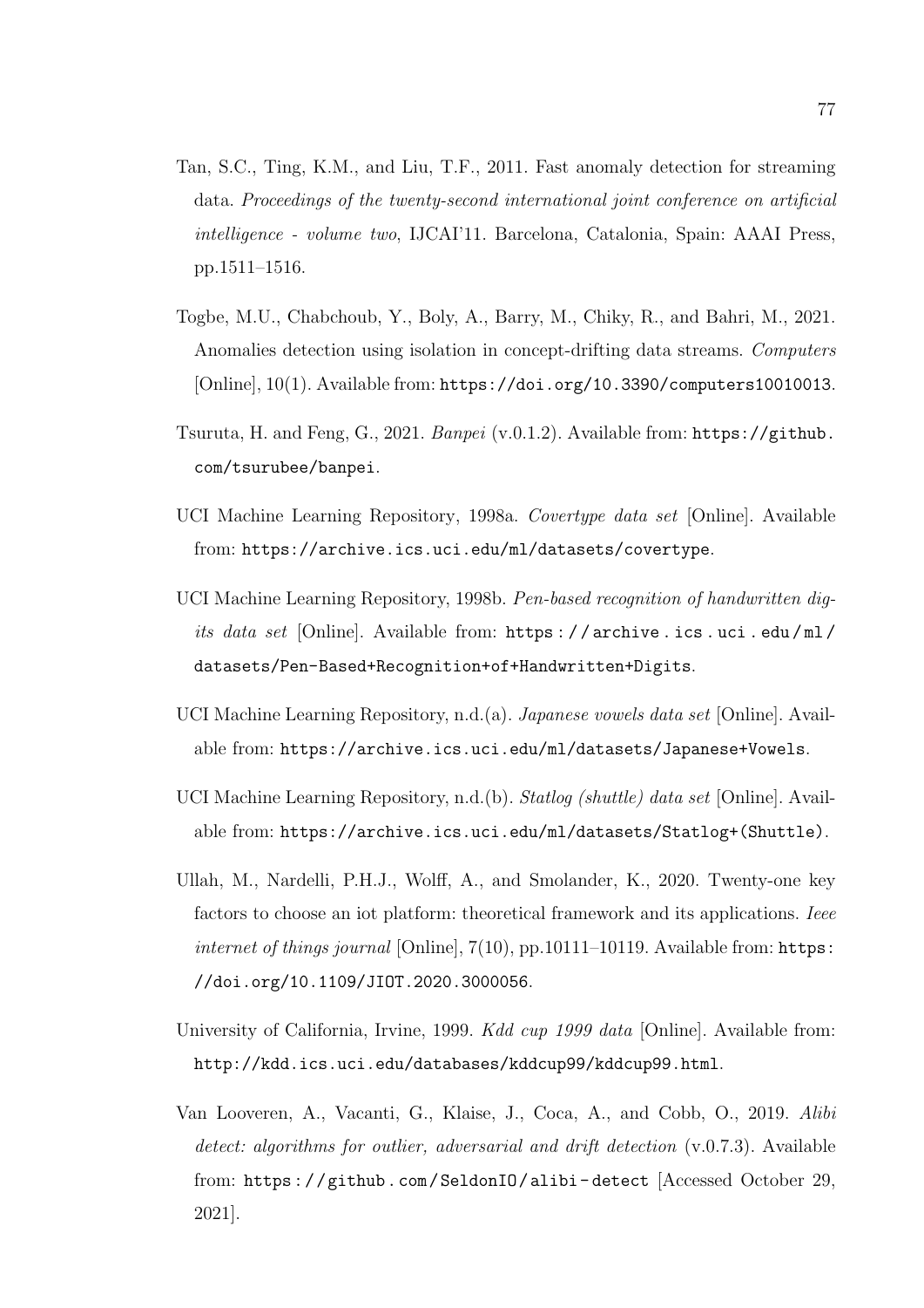Tan, S.C., Ting, K.M., and Liu, T.F., 2011. Fast anomaly detection for streaming data. *Proceedings of the twenty-second international joint conference on artificial intelligence - volume two*, IJCAI'11. Barcelona, Catalonia, Spain: AAAI Press, pp.1511–1516.

Togbe, M.U., Chabchoub, Y., Boly, A., Barry, M., Chiky, R., and Bahri, M., 2021. Anomalies detection using isolation in concept-drifting data streams. *Computers* [Online], 10(1). Available from: `https://doi.org/10.3390/computers10010013`.

Tsuruta, H. and Feng, G., 2021. *Banpei* (v.0.1.2). Available from: `https://github.com/tsurubee/banpei`.

UCI Machine Learning Repository, 1998a. *Covertype data set* [Online]. Available from: `https://archive.ics.uci.edu/ml/datasets/covertype`.

UCI Machine Learning Repository, 1998b. *Pen-based recognition of handwritten digits data set* [Online]. Available from: `https://archive.ics.uci.edu/ml/datasets/Pen-Based+Recognition+of+Handwritten+Digits`.

UCI Machine Learning Repository, n.d.(a). *Japanese vowels data set* [Online]. Available from: `https://archive.ics.uci.edu/ml/datasets/Japanese+Vowels`.

UCI Machine Learning Repository, n.d.(b). *Statlog (shuttle) data set* [Online]. Available from: `https://archive.ics.uci.edu/ml/datasets/Statlog+(Shuttle)`.

Ullah, M., Nardelli, P.H.J., Wolff, A., and Smolander, K., 2020. Twenty-one key factors to choose an iot platform: theoretical framework and its applications. *Ieee internet of things journal* [Online], 7(10), pp.10111–10119. Available from: `https://doi.org/10.1109/JIOT.2020.3000056`.

University of California, Irvine, 1999. *Kdd cup 1999 data* [Online]. Available from: `http://kdd.ics.uci.edu/databases/kddcup99/kddcup99.html`.

Van Looveren, A., Vacanti, G., Klaise, J., Coca, A., and Cobb, O., 2019. *Alibi detect: algorithms for outlier, adversarial and drift detection* (v.0.7.3). Available from: `https://github.com/SeldonIO/alibi-detect` [Accessed October 29, 2021].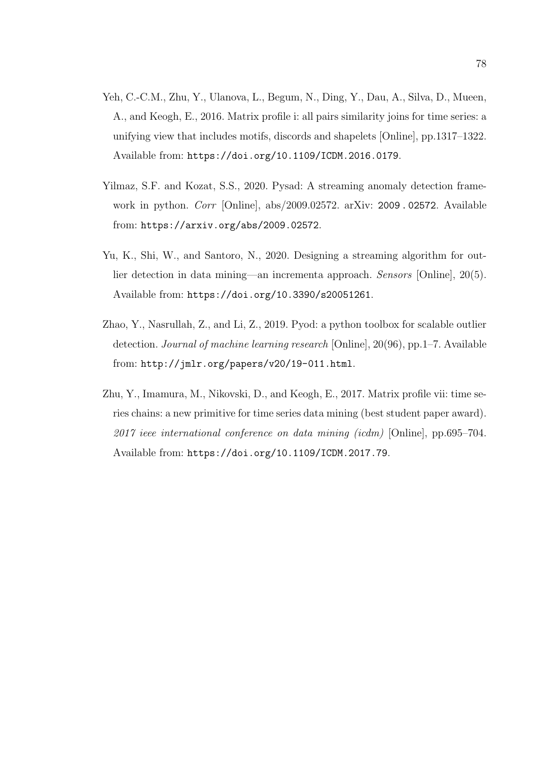Yeh, C.-C.M., Zhu, Y., Ulanova, L., Begum, N., Ding, Y., Dau, A., Silva, D., Mueen, A., and Keogh, E., 2016. Matrix profile i: all pairs similarity joins for time series: a unifying view that includes motifs, discords and shapelets [Online], pp.1317–1322. Available from: `https://doi.org/10.1109/ICDM.2016.0179`.

Yilmaz, S.F. and Kozat, S.S., 2020. Pysad: A streaming anomaly detection framework in python. *Corr* [Online], abs/2009.02572. arXiv: `2009.02572`. Available from: `https://arxiv.org/abs/2009.02572`.

Yu, K., Shi, W., and Santoro, N., 2020. Designing a streaming algorithm for outlier detection in data mining—an incrementa approach. *Sensors* [Online], 20(5). Available from: `https://doi.org/10.3390/s20051261`.

Zhao, Y., Nasrullah, Z., and Li, Z., 2019. Pyod: a python toolbox for scalable outlier detection. *Journal of machine learning research* [Online], 20(96), pp.1–7. Available from: `http://jmlr.org/papers/v20/19-011.html`.

Zhu, Y., Imamura, M., Nikovski, D., and Keogh, E., 2017. Matrix profile vii: time series chains: a new primitive for time series data mining (best student paper award). *2017 ieee international conference on data mining (icdm)* [Online], pp.695–704. Available from: `https://doi.org/10.1109/ICDM.2017.79`.